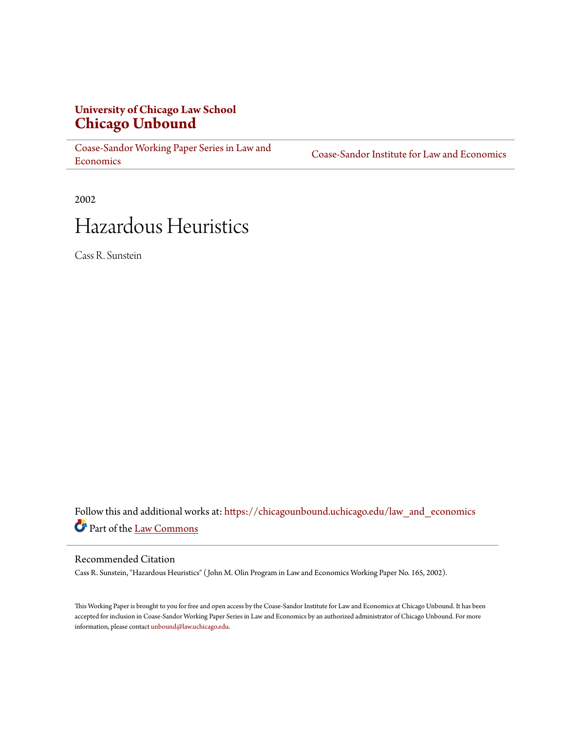**University of Chicago Law School**
# Chicago Unbound

Coase-Sandor Working Paper Series in Law and Economics | Coase-Sandor Institute for Law and Economics

2002

# Hazardous Heuristics

Cass R. Sunstein

Follow this and additional works at: https://chicagounbound.uchicago.edu/law_and_economics

Part of the Law Commons

## Recommended Citation

Cass R. Sunstein, "Hazardous Heuristics" ( John M. Olin Program in Law and Economics Working Paper No. 165, 2002).

This Working Paper is brought to you for free and open access by the Coase-Sandor Institute for Law and Economics at Chicago Unbound. It has been accepted for inclusion in Coase-Sandor Working Paper Series in Law and Economics by an authorized administrator of Chicago Unbound. For more information, please contact unbound@law.uchicago.edu.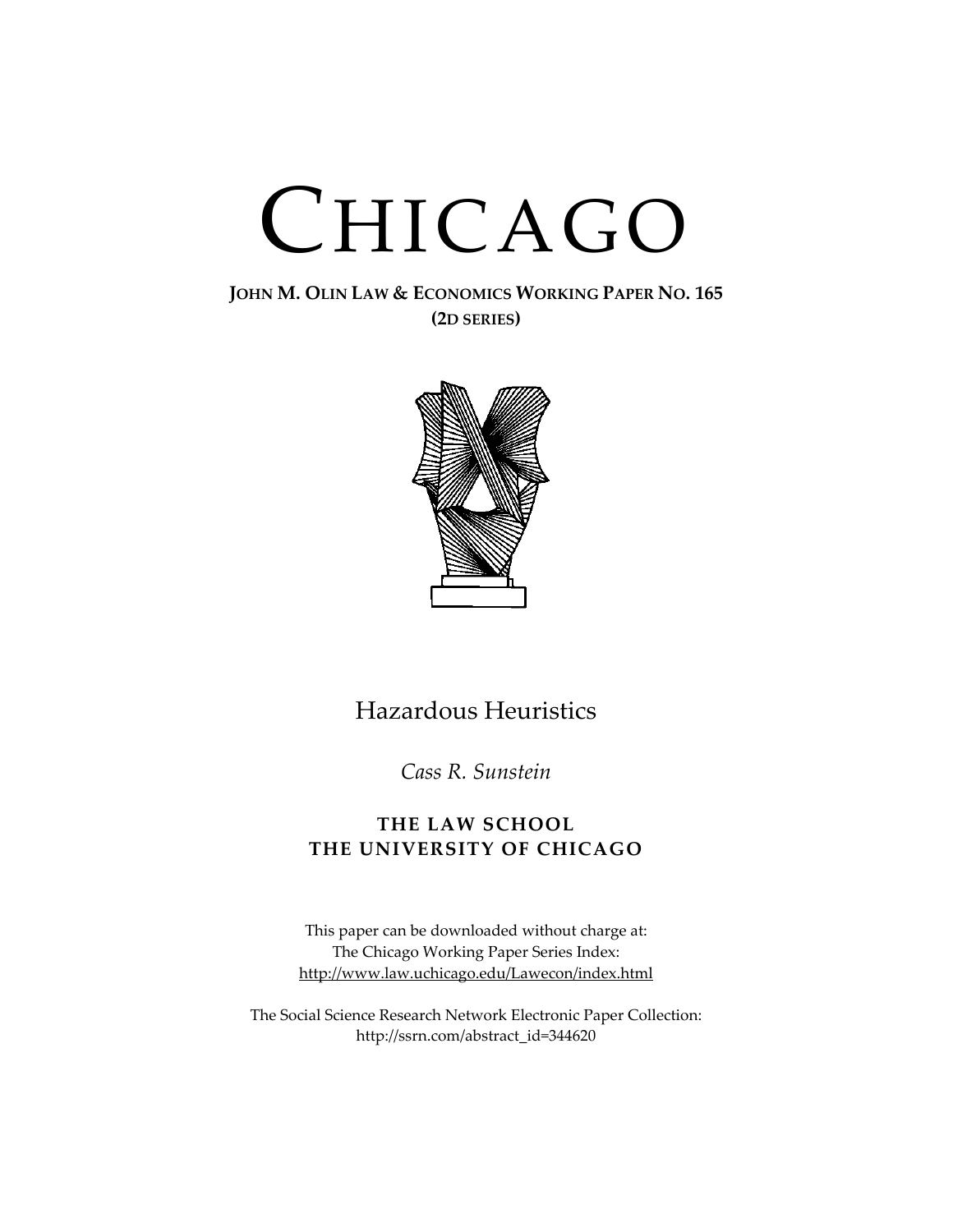# CHICAGO

**JOHN M. OLIN LAW & ECONOMICS WORKING PAPER NO. 165**
**(2D SERIES)**

## Hazardous Heuristics

*Cass R. Sunstein*

**THE LAW SCHOOL**
**THE UNIVERSITY OF CHICAGO**

This paper can be downloaded without charge at:
The Chicago Working Paper Series Index:
http://www.law.uchicago.edu/Lawecon/index.html

The Social Science Research Network Electronic Paper Collection:
http://ssrn.com/abstract_id=344620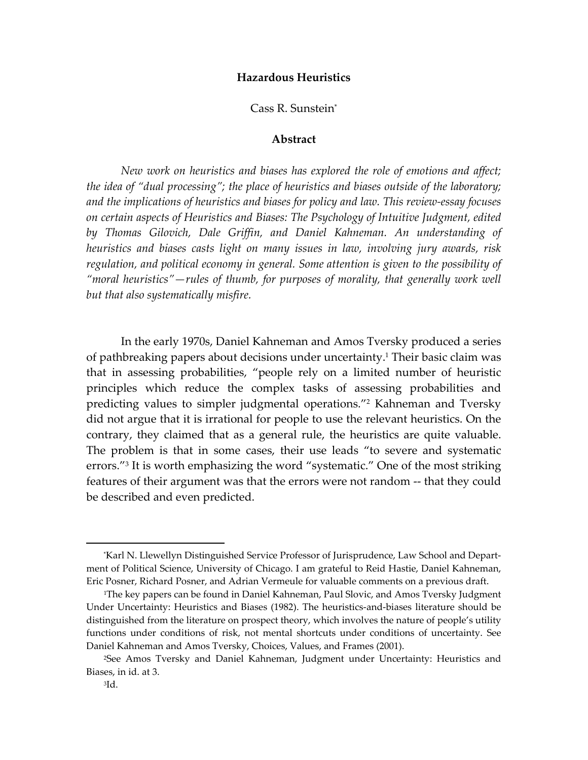# Hazardous Heuristics

Cass R. Sunstein*

## Abstract

*New work on heuristics and biases has explored the role of emotions and affect; the idea of "dual processing"; the place of heuristics and biases outside of the laboratory; and the implications of heuristics and biases for policy and law. This review-essay focuses on certain aspects of Heuristics and Biases: The Psychology of Intuitive Judgment, edited by Thomas Gilovich, Dale Griffin, and Daniel Kahneman. An understanding of heuristics and biases casts light on many issues in law, involving jury awards, risk regulation, and political economy in general. Some attention is given to the possibility of "moral heuristics"—rules of thumb, for purposes of morality, that generally work well but that also systematically misfire.*

In the early 1970s, Daniel Kahneman and Amos Tversky produced a series of pathbreaking papers about decisions under uncertainty.[1] Their basic claim was that in assessing probabilities, "people rely on a limited number of heuristic principles which reduce the complex tasks of assessing probabilities and predicting values to simpler judgmental operations."[2] Kahneman and Tversky did not argue that it is irrational for people to use the relevant heuristics. On the contrary, they claimed that as a general rule, the heuristics are quite valuable. The problem is that in some cases, their use leads "to severe and systematic errors."[3] It is worth emphasizing the word "systematic." One of the most striking features of their argument was that the errors were not random -- that they could be described and even predicted.

---

*Karl N. Llewellyn Distinguished Service Professor of Jurisprudence, Law School and Department of Political Science, University of Chicago. I am grateful to Reid Hastie, Daniel Kahneman, Eric Posner, Richard Posner, and Adrian Vermeule for valuable comments on a previous draft.

[1]The key papers can be found in Daniel Kahneman, Paul Slovic, and Amos Tversky Judgment Under Uncertainty: Heuristics and Biases (1982). The heuristics-and-biases literature should be distinguished from the literature on prospect theory, which involves the nature of people's utility functions under conditions of risk, not mental shortcuts under conditions of uncertainty. See Daniel Kahneman and Amos Tversky, Choices, Values, and Frames (2001).

[2]See Amos Tversky and Daniel Kahneman, Judgment under Uncertainty: Heuristics and Biases, in id. at 3.

[3]Id.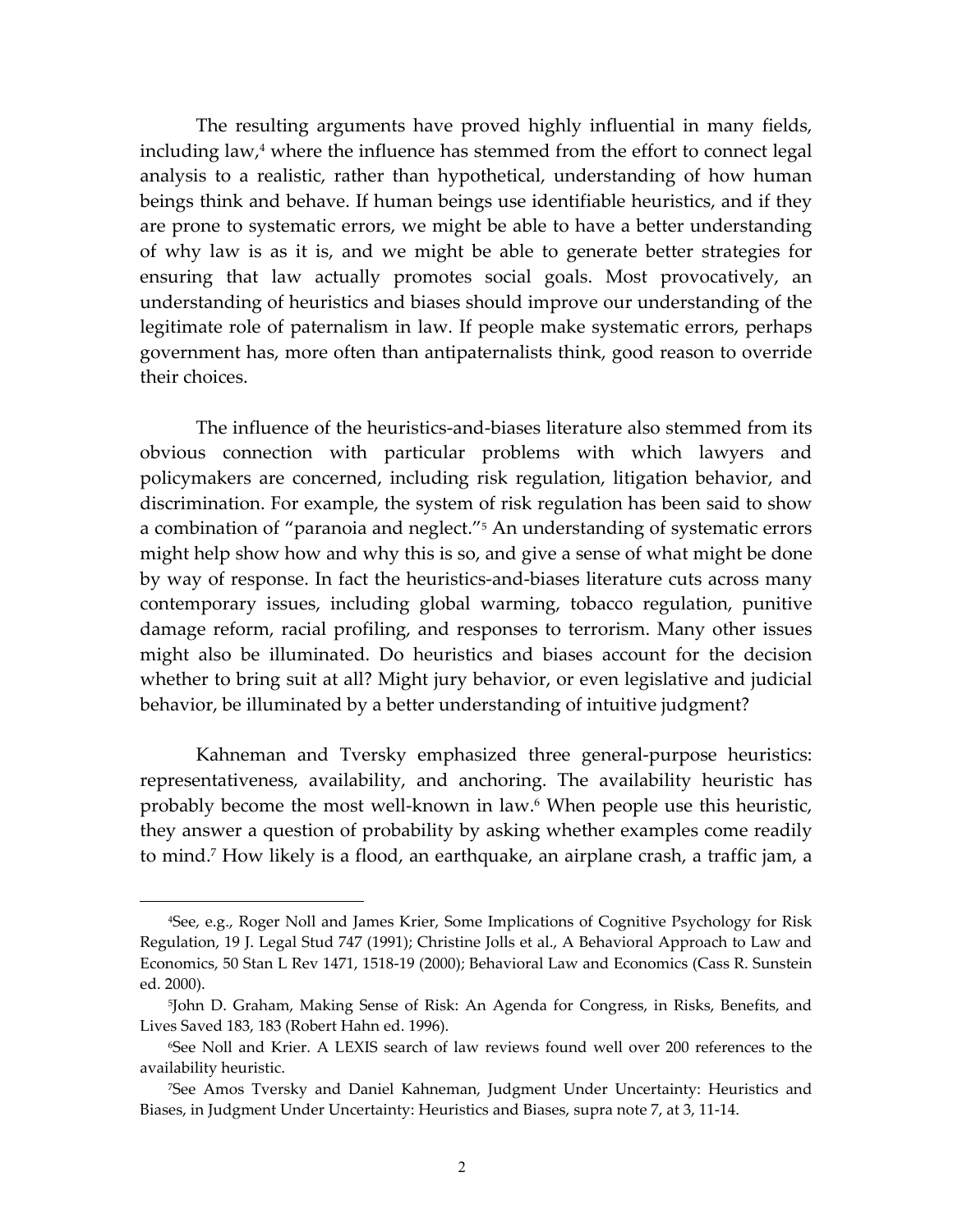The resulting arguments have proved highly influential in many fields, including law,[4] where the influence has stemmed from the effort to connect legal analysis to a realistic, rather than hypothetical, understanding of how human beings think and behave. If human beings use identifiable heuristics, and if they are prone to systematic errors, we might be able to have a better understanding of why law is as it is, and we might be able to generate better strategies for ensuring that law actually promotes social goals. Most provocatively, an understanding of heuristics and biases should improve our understanding of the legitimate role of paternalism in law. If people make systematic errors, perhaps government has, more often than antipaternalists think, good reason to override their choices.

The influence of the heuristics-and-biases literature also stemmed from its obvious connection with particular problems with which lawyers and policymakers are concerned, including risk regulation, litigation behavior, and discrimination. For example, the system of risk regulation has been said to show a combination of "paranoia and neglect."[5] An understanding of systematic errors might help show how and why this is so, and give a sense of what might be done by way of response. In fact the heuristics-and-biases literature cuts across many contemporary issues, including global warming, tobacco regulation, punitive damage reform, racial profiling, and responses to terrorism. Many other issues might also be illuminated. Do heuristics and biases account for the decision whether to bring suit at all? Might jury behavior, or even legislative and judicial behavior, be illuminated by a better understanding of intuitive judgment?

Kahneman and Tversky emphasized three general-purpose heuristics: representativeness, availability, and anchoring. The availability heuristic has probably become the most well-known in law.[6] When people use this heuristic, they answer a question of probability by asking whether examples come readily to mind.[7] How likely is a flood, an earthquake, an airplane crash, a traffic jam, a

---

[4] See, e.g., Roger Noll and James Krier, Some Implications of Cognitive Psychology for Risk Regulation, 19 J. Legal Stud 747 (1991); Christine Jolls et al., A Behavioral Approach to Law and Economics, 50 Stan L Rev 1471, 1518-19 (2000); Behavioral Law and Economics (Cass R. Sunstein ed. 2000).

[5] John D. Graham, Making Sense of Risk: An Agenda for Congress, in Risks, Benefits, and Lives Saved 183, 183 (Robert Hahn ed. 1996).

[6] See Noll and Krier. A LEXIS search of law reviews found well over 200 references to the availability heuristic.

[7] See Amos Tversky and Daniel Kahneman, Judgment Under Uncertainty: Heuristics and Biases, in Judgment Under Uncertainty: Heuristics and Biases, supra note 7, at 3, 11-14.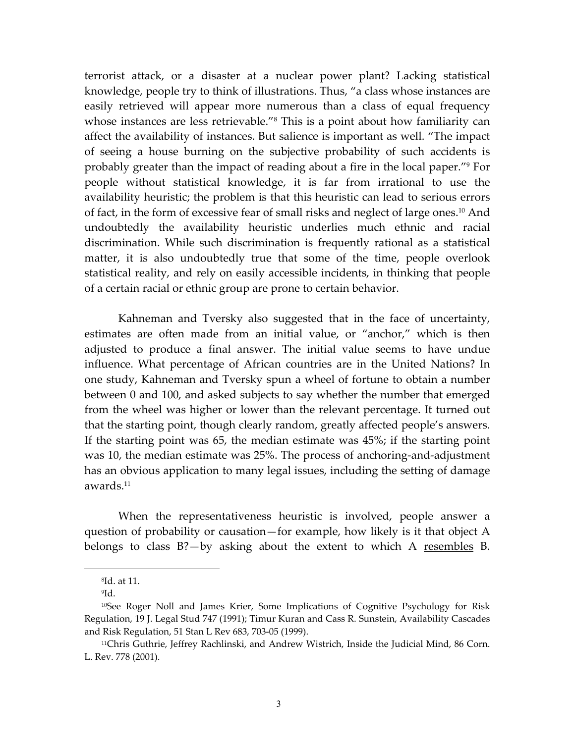terrorist attack, or a disaster at a nuclear power plant? Lacking statistical knowledge, people try to think of illustrations. Thus, "a class whose instances are easily retrieved will appear more numerous than a class of equal frequency whose instances are less retrievable."[8] This is a point about how familiarity can affect the availability of instances. But salience is important as well. "The impact of seeing a house burning on the subjective probability of such accidents is probably greater than the impact of reading about a fire in the local paper."[9] For people without statistical knowledge, it is far from irrational to use the availability heuristic; the problem is that this heuristic can lead to serious errors of fact, in the form of excessive fear of small risks and neglect of large ones.[10] And undoubtedly the availability heuristic underlies much ethnic and racial discrimination. While such discrimination is frequently rational as a statistical matter, it is also undoubtedly true that some of the time, people overlook statistical reality, and rely on easily accessible incidents, in thinking that people of a certain racial or ethnic group are prone to certain behavior.

Kahneman and Tversky also suggested that in the face of uncertainty, estimates are often made from an initial value, or "anchor," which is then adjusted to produce a final answer. The initial value seems to have undue influence. What percentage of African countries are in the United Nations? In one study, Kahneman and Tversky spun a wheel of fortune to obtain a number between 0 and 100, and asked subjects to say whether the number that emerged from the wheel was higher or lower than the relevant percentage. It turned out that the starting point, though clearly random, greatly affected people's answers. If the starting point was 65, the median estimate was 45%; if the starting point was 10, the median estimate was 25%. The process of anchoring-and-adjustment has an obvious application to many legal issues, including the setting of damage awards.[11]

When the representativeness heuristic is involved, people answer a question of probability or causation—for example, how likely is it that object A belongs to class B?—by asking about the extent to which A <u>resembles</u> B.

---

[8] Id. at 11.

[9] Id.

[10] See Roger Noll and James Krier, Some Implications of Cognitive Psychology for Risk Regulation, 19 J. Legal Stud 747 (1991); Timur Kuran and Cass R. Sunstein, Availability Cascades and Risk Regulation, 51 Stan L Rev 683, 703-05 (1999).

[11] Chris Guthrie, Jeffrey Rachlinski, and Andrew Wistrich, Inside the Judicial Mind, 86 Corn. L. Rev. 778 (2001).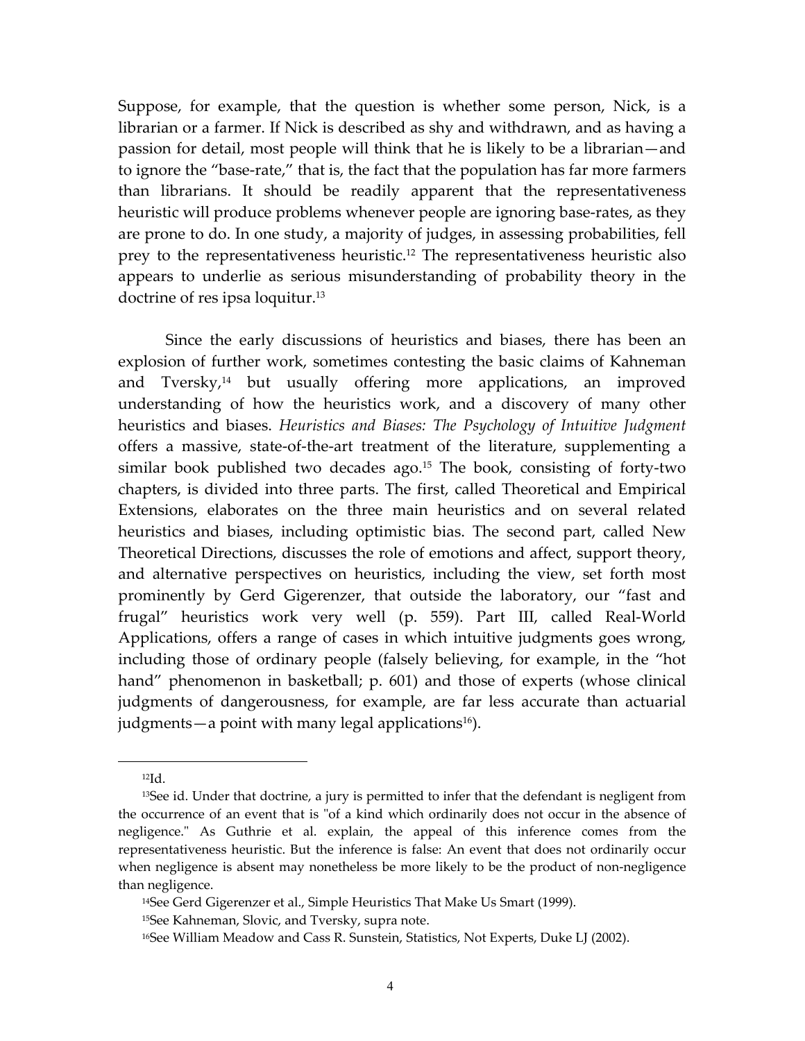Suppose, for example, that the question is whether some person, Nick, is a librarian or a farmer. If Nick is described as shy and withdrawn, and as having a passion for detail, most people will think that he is likely to be a librarian—and to ignore the "base-rate," that is, the fact that the population has far more farmers than librarians. It should be readily apparent that the representativeness heuristic will produce problems whenever people are ignoring base-rates, as they are prone to do. In one study, a majority of judges, in assessing probabilities, fell prey to the representativeness heuristic.[12] The representativeness heuristic also appears to underlie as serious misunderstanding of probability theory in the doctrine of res ipsa loquitur.[13]

Since the early discussions of heuristics and biases, there has been an explosion of further work, sometimes contesting the basic claims of Kahneman and Tversky,[14] but usually offering more applications, an improved understanding of how the heuristics work, and a discovery of many other heuristics and biases. *Heuristics and Biases: The Psychology of Intuitive Judgment* offers a massive, state-of-the-art treatment of the literature, supplementing a similar book published two decades ago.[15] The book, consisting of forty-two chapters, is divided into three parts. The first, called Theoretical and Empirical Extensions, elaborates on the three main heuristics and on several related heuristics and biases, including optimistic bias. The second part, called New Theoretical Directions, discusses the role of emotions and affect, support theory, and alternative perspectives on heuristics, including the view, set forth most prominently by Gerd Gigerenzer, that outside the laboratory, our "fast and frugal" heuristics work very well (p. 559). Part III, called Real-World Applications, offers a range of cases in which intuitive judgments goes wrong, including those of ordinary people (falsely believing, for example, in the "hot hand" phenomenon in basketball; p. 601) and those of experts (whose clinical judgments of dangerousness, for example, are far less accurate than actuarial judgments—a point with many legal applications[16]).

---

[12] Id.

[13] See id. Under that doctrine, a jury is permitted to infer that the defendant is negligent from the occurrence of an event that is "of a kind which ordinarily does not occur in the absence of negligence." As Guthrie et al. explain, the appeal of this inference comes from the representativeness heuristic. But the inference is false: An event that does not ordinarily occur when negligence is absent may nonetheless be more likely to be the product of non-negligence than negligence.

[14] See Gerd Gigerenzer et al., Simple Heuristics That Make Us Smart (1999).

[15] See Kahneman, Slovic, and Tversky, supra note.

[16] See William Meadow and Cass R. Sunstein, Statistics, Not Experts, Duke LJ (2002).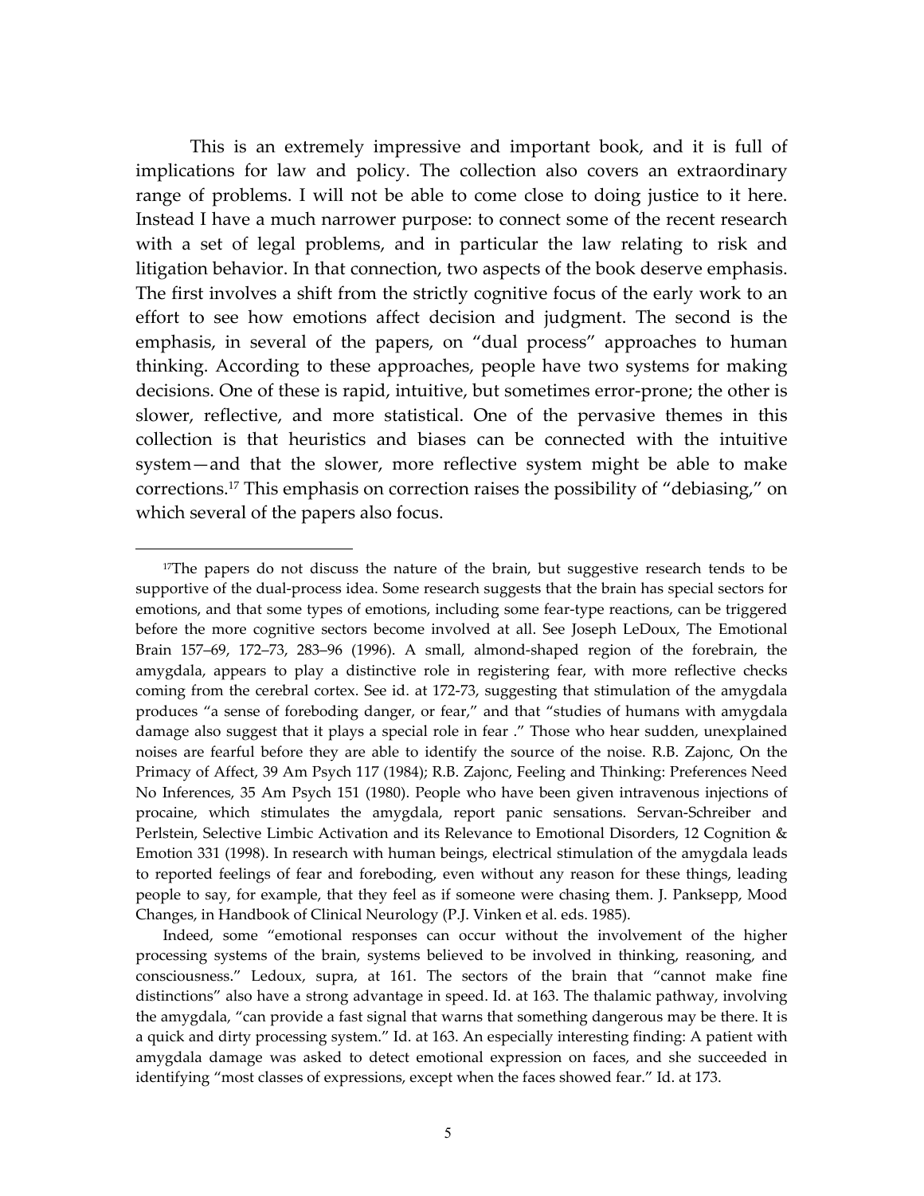This is an extremely impressive and important book, and it is full of implications for law and policy. The collection also covers an extraordinary range of problems. I will not be able to come close to doing justice to it here. Instead I have a much narrower purpose: to connect some of the recent research with a set of legal problems, and in particular the law relating to risk and litigation behavior. In that connection, two aspects of the book deserve emphasis. The first involves a shift from the strictly cognitive focus of the early work to an effort to see how emotions affect decision and judgment. The second is the emphasis, in several of the papers, on "dual process" approaches to human thinking. According to these approaches, people have two systems for making decisions. One of these is rapid, intuitive, but sometimes error-prone; the other is slower, reflective, and more statistical. One of the pervasive themes in this collection is that heuristics and biases can be connected with the intuitive system—and that the slower, more reflective system might be able to make corrections.[17] This emphasis on correction raises the possibility of "debiasing," on which several of the papers also focus.

---

[17]The papers do not discuss the nature of the brain, but suggestive research tends to be supportive of the dual-process idea. Some research suggests that the brain has special sectors for emotions, and that some types of emotions, including some fear-type reactions, can be triggered before the more cognitive sectors become involved at all. See Joseph LeDoux, The Emotional Brain 157–69, 172–73, 283–96 (1996). A small, almond-shaped region of the forebrain, the amygdala, appears to play a distinctive role in registering fear, with more reflective checks coming from the cerebral cortex. See id. at 172-73, suggesting that stimulation of the amygdala produces "a sense of foreboding danger, or fear," and that "studies of humans with amygdala damage also suggest that it plays a special role in fear ." Those who hear sudden, unexplained noises are fearful before they are able to identify the source of the noise. R.B. Zajonc, On the Primacy of Affect, 39 Am Psych 117 (1984); R.B. Zajonc, Feeling and Thinking: Preferences Need No Inferences, 35 Am Psych 151 (1980). People who have been given intravenous injections of procaine, which stimulates the amygdala, report panic sensations. Servan-Schreiber and Perlstein, Selective Limbic Activation and its Relevance to Emotional Disorders, 12 Cognition & Emotion 331 (1998). In research with human beings, electrical stimulation of the amygdala leads to reported feelings of fear and foreboding, even without any reason for these things, leading people to say, for example, that they feel as if someone were chasing them. J. Panksepp, Mood Changes, in Handbook of Clinical Neurology (P.J. Vinken et al. eds. 1985).

Indeed, some "emotional responses can occur without the involvement of the higher processing systems of the brain, systems believed to be involved in thinking, reasoning, and consciousness." Ledoux, supra, at 161. The sectors of the brain that "cannot make fine distinctions" also have a strong advantage in speed. Id. at 163. The thalamic pathway, involving the amygdala, "can provide a fast signal that warns that something dangerous may be there. It is a quick and dirty processing system." Id. at 163. An especially interesting finding: A patient with amygdala damage was asked to detect emotional expression on faces, and she succeeded in identifying "most classes of expressions, except when the faces showed fear." Id. at 173.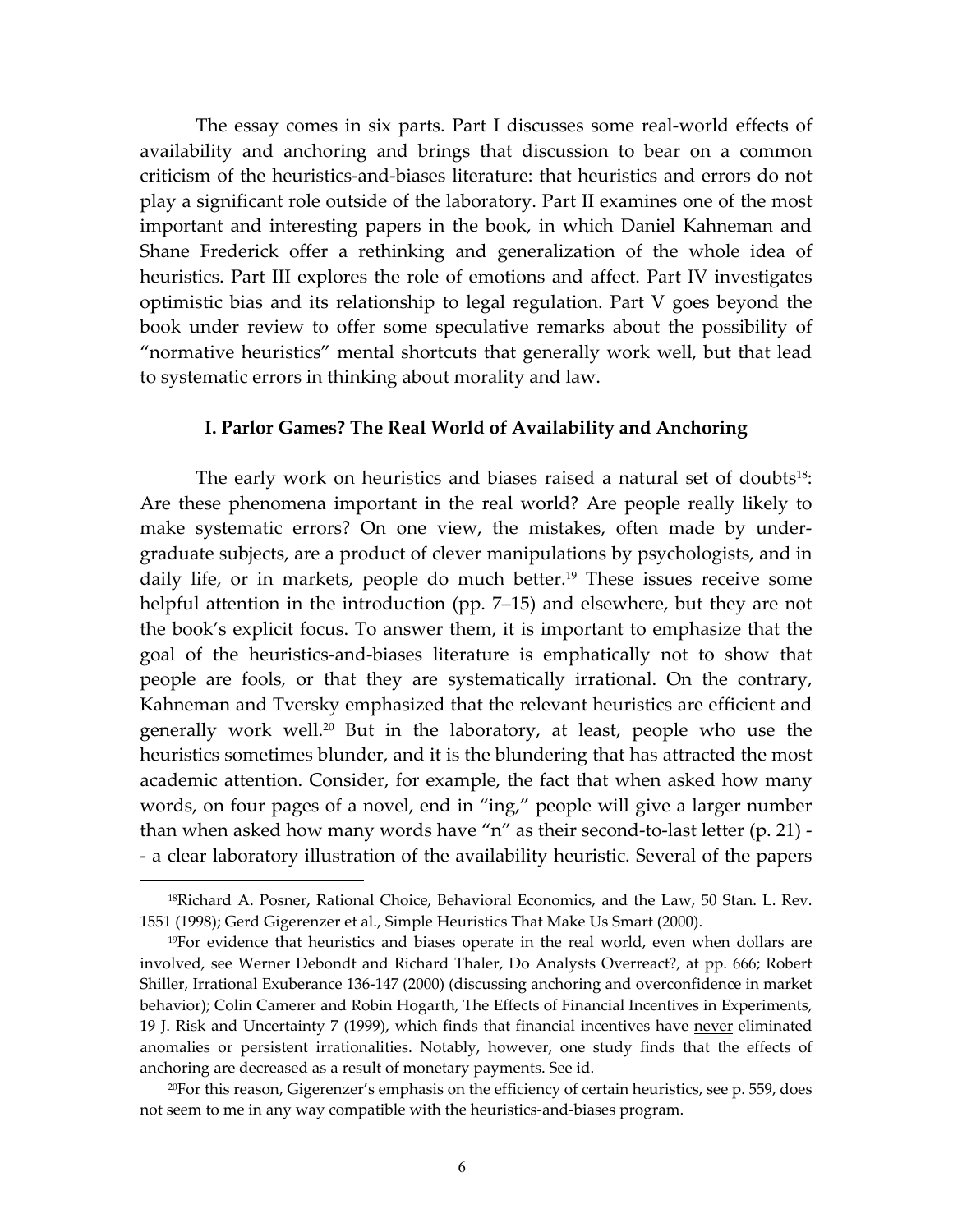The essay comes in six parts. Part I discusses some real-world effects of availability and anchoring and brings that discussion to bear on a common criticism of the heuristics-and-biases literature: that heuristics and errors do not play a significant role outside of the laboratory. Part II examines one of the most important and interesting papers in the book, in which Daniel Kahneman and Shane Frederick offer a rethinking and generalization of the whole idea of heuristics. Part III explores the role of emotions and affect. Part IV investigates optimistic bias and its relationship to legal regulation. Part V goes beyond the book under review to offer some speculative remarks about the possibility of "normative heuristics" mental shortcuts that generally work well, but that lead to systematic errors in thinking about morality and law.

## I. Parlor Games? The Real World of Availability and Anchoring

The early work on heuristics and biases raised a natural set of doubts[18]: Are these phenomena important in the real world? Are people really likely to make systematic errors? On one view, the mistakes, often made by under-graduate subjects, are a product of clever manipulations by psychologists, and in daily life, or in markets, people do much better.[19] These issues receive some helpful attention in the introduction (pp. 7–15) and elsewhere, but they are not the book's explicit focus. To answer them, it is important to emphasize that the goal of the heuristics-and-biases literature is emphatically not to show that people are fools, or that they are systematically irrational. On the contrary, Kahneman and Tversky emphasized that the relevant heuristics are efficient and generally work well.[20] But in the laboratory, at least, people who use the heuristics sometimes blunder, and it is the blundering that has attracted the most academic attention. Consider, for example, the fact that when asked how many words, on four pages of a novel, end in "ing," people will give a larger number than when asked how many words have "n" as their second-to-last letter (p. 21) -- a clear laboratory illustration of the availability heuristic. Several of the papers

---

[18]Richard A. Posner, Rational Choice, Behavioral Economics, and the Law, 50 Stan. L. Rev. 1551 (1998); Gerd Gigerenzer et al., Simple Heuristics That Make Us Smart (2000).

[19]For evidence that heuristics and biases operate in the real world, even when dollars are involved, see Werner Debondt and Richard Thaler, Do Analysts Overreact?, at pp. 666; Robert Shiller, Irrational Exuberance 136-147 (2000) (discussing anchoring and overconfidence in market behavior); Colin Camerer and Robin Hogarth, The Effects of Financial Incentives in Experiments, 19 J. Risk and Uncertainty 7 (1999), which finds that financial incentives have <u>never</u> eliminated anomalies or persistent irrationalities. Notably, however, one study finds that the effects of anchoring are decreased as a result of monetary payments. See id.

[20]For this reason, Gigerenzer's emphasis on the efficiency of certain heuristics, see p. 559, does not seem to me in any way compatible with the heuristics-and-biases program.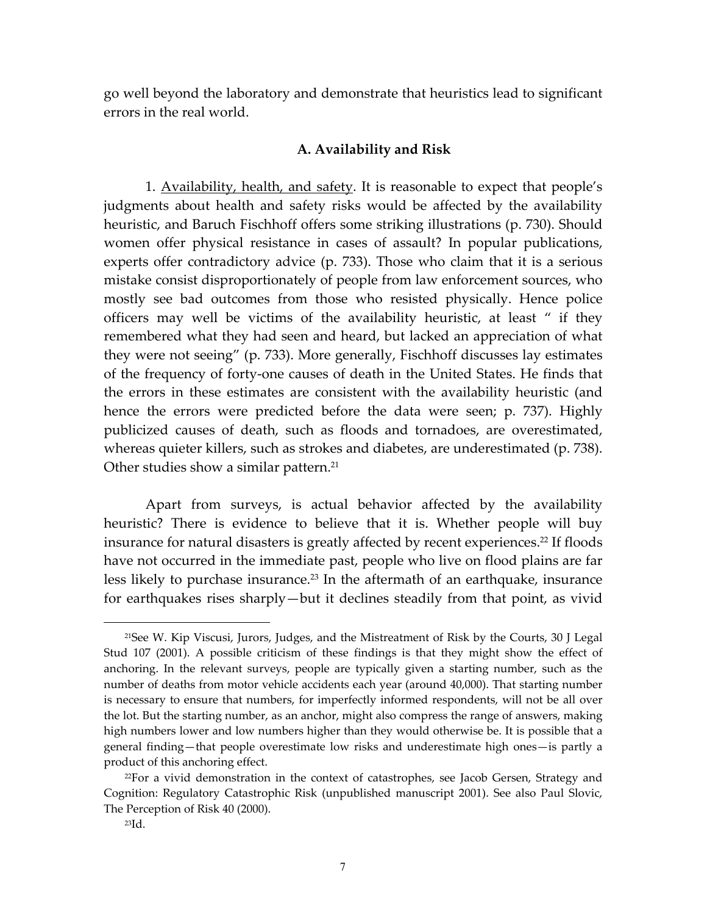go well beyond the laboratory and demonstrate that heuristics lead to significant errors in the real world.

### A. Availability and Risk

1. Availability, health, and safety. It is reasonable to expect that people's judgments about health and safety risks would be affected by the availability heuristic, and Baruch Fischhoff offers some striking illustrations (p. 730). Should women offer physical resistance in cases of assault? In popular publications, experts offer contradictory advice (p. 733). Those who claim that it is a serious mistake consist disproportionately of people from law enforcement sources, who mostly see bad outcomes from those who resisted physically. Hence police officers may well be victims of the availability heuristic, at least " if they remembered what they had seen and heard, but lacked an appreciation of what they were not seeing" (p. 733). More generally, Fischhoff discusses lay estimates of the frequency of forty-one causes of death in the United States. He finds that the errors in these estimates are consistent with the availability heuristic (and hence the errors were predicted before the data were seen; p. 737). Highly publicized causes of death, such as floods and tornadoes, are overestimated, whereas quieter killers, such as strokes and diabetes, are underestimated (p. 738). Other studies show a similar pattern.[21]

Apart from surveys, is actual behavior affected by the availability heuristic? There is evidence to believe that it is. Whether people will buy insurance for natural disasters is greatly affected by recent experiences.[22] If floods have not occurred in the immediate past, people who live on flood plains are far less likely to purchase insurance.[23] In the aftermath of an earthquake, insurance for earthquakes rises sharply—but it declines steadily from that point, as vivid

---

[21] See W. Kip Viscusi, Jurors, Judges, and the Mistreatment of Risk by the Courts, 30 J Legal Stud 107 (2001). A possible criticism of these findings is that they might show the effect of anchoring. In the relevant surveys, people are typically given a starting number, such as the number of deaths from motor vehicle accidents each year (around 40,000). That starting number is necessary to ensure that numbers, for imperfectly informed respondents, will not be all over the lot. But the starting number, as an anchor, might also compress the range of answers, making high numbers lower and low numbers higher than they would otherwise be. It is possible that a general finding—that people overestimate low risks and underestimate high ones—is partly a product of this anchoring effect.

[22] For a vivid demonstration in the context of catastrophes, see Jacob Gersen, Strategy and Cognition: Regulatory Catastrophic Risk (unpublished manuscript 2001). See also Paul Slovic, The Perception of Risk 40 (2000).

[23] Id.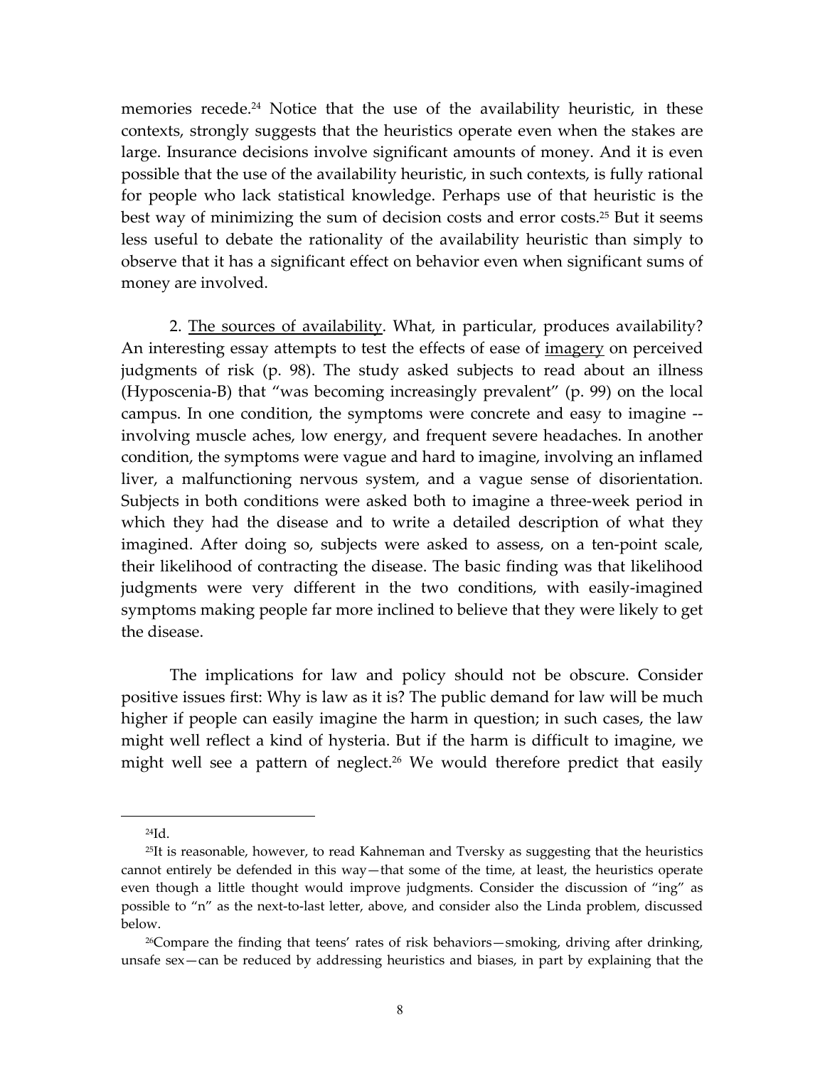memories recede.[24] Notice that the use of the availability heuristic, in these contexts, strongly suggests that the heuristics operate even when the stakes are large. Insurance decisions involve significant amounts of money. And it is even possible that the use of the availability heuristic, in such contexts, is fully rational for people who lack statistical knowledge. Perhaps use of that heuristic is the best way of minimizing the sum of decision costs and error costs.[25] But it seems less useful to debate the rationality of the availability heuristic than simply to observe that it has a significant effect on behavior even when significant sums of money are involved.

2. <u>The sources of availability</u>. What, in particular, produces availability? An interesting essay attempts to test the effects of ease of <u>imagery</u> on perceived judgments of risk (p. 98). The study asked subjects to read about an illness (Hyposcenia-B) that "was becoming increasingly prevalent" (p. 99) on the local campus. In one condition, the symptoms were concrete and easy to imagine -- involving muscle aches, low energy, and frequent severe headaches. In another condition, the symptoms were vague and hard to imagine, involving an inflamed liver, a malfunctioning nervous system, and a vague sense of disorientation. Subjects in both conditions were asked both to imagine a three-week period in which they had the disease and to write a detailed description of what they imagined. After doing so, subjects were asked to assess, on a ten-point scale, their likelihood of contracting the disease. The basic finding was that likelihood judgments were very different in the two conditions, with easily-imagined symptoms making people far more inclined to believe that they were likely to get the disease.

The implications for law and policy should not be obscure. Consider positive issues first: Why is law as it is? The public demand for law will be much higher if people can easily imagine the harm in question; in such cases, the law might well reflect a kind of hysteria. But if the harm is difficult to imagine, we might well see a pattern of neglect.[26] We would therefore predict that easily

---

[24] Id.

[25] It is reasonable, however, to read Kahneman and Tversky as suggesting that the heuristics cannot entirely be defended in this way—that some of the time, at least, the heuristics operate even though a little thought would improve judgments. Consider the discussion of "ing" as possible to "n" as the next-to-last letter, above, and consider also the Linda problem, discussed below.

[26] Compare the finding that teens' rates of risk behaviors—smoking, driving after drinking, unsafe sex—can be reduced by addressing heuristics and biases, in part by explaining that the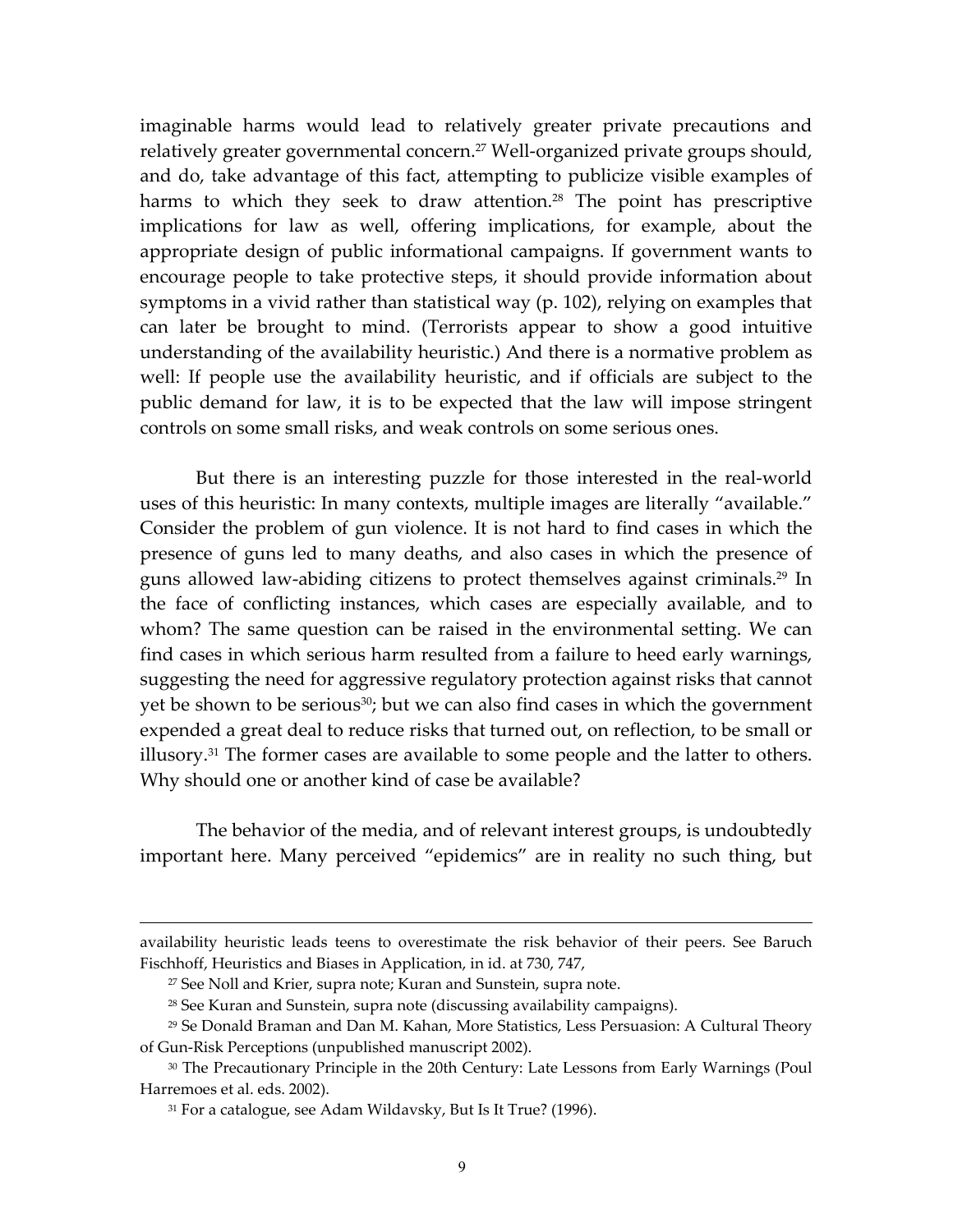imaginable harms would lead to relatively greater private precautions and relatively greater governmental concern.[27] Well-organized private groups should, and do, take advantage of this fact, attempting to publicize visible examples of harms to which they seek to draw attention.[28] The point has prescriptive implications for law as well, offering implications, for example, about the appropriate design of public informational campaigns. If government wants to encourage people to take protective steps, it should provide information about symptoms in a vivid rather than statistical way (p. 102), relying on examples that can later be brought to mind. (Terrorists appear to show a good intuitive understanding of the availability heuristic.) And there is a normative problem as well: If people use the availability heuristic, and if officials are subject to the public demand for law, it is to be expected that the law will impose stringent controls on some small risks, and weak controls on some serious ones.

But there is an interesting puzzle for those interested in the real-world uses of this heuristic: In many contexts, multiple images are literally "available." Consider the problem of gun violence. It is not hard to find cases in which the presence of guns led to many deaths, and also cases in which the presence of guns allowed law-abiding citizens to protect themselves against criminals.[29] In the face of conflicting instances, which cases are especially available, and to whom? The same question can be raised in the environmental setting. We can find cases in which serious harm resulted from a failure to heed early warnings, suggesting the need for aggressive regulatory protection against risks that cannot yet be shown to be serious[30]; but we can also find cases in which the government expended a great deal to reduce risks that turned out, on reflection, to be small or illusory.[31] The former cases are available to some people and the latter to others. Why should one or another kind of case be available?

The behavior of the media, and of relevant interest groups, is undoubtedly important here. Many perceived "epidemics" are in reality no such thing, but

---

availability heuristic leads teens to overestimate the risk behavior of their peers. See Baruch Fischhoff, Heuristics and Biases in Application, in id. at 730, 747,

[27] See Noll and Krier, supra note; Kuran and Sunstein, supra note.

[28] See Kuran and Sunstein, supra note (discussing availability campaigns).

[29] Se Donald Braman and Dan M. Kahan, More Statistics, Less Persuasion: A Cultural Theory of Gun-Risk Perceptions (unpublished manuscript 2002).

[30] The Precautionary Principle in the 20th Century: Late Lessons from Early Warnings (Poul Harremoes et al. eds. 2002).

[31] For a catalogue, see Adam Wildavsky, But Is It True? (1996).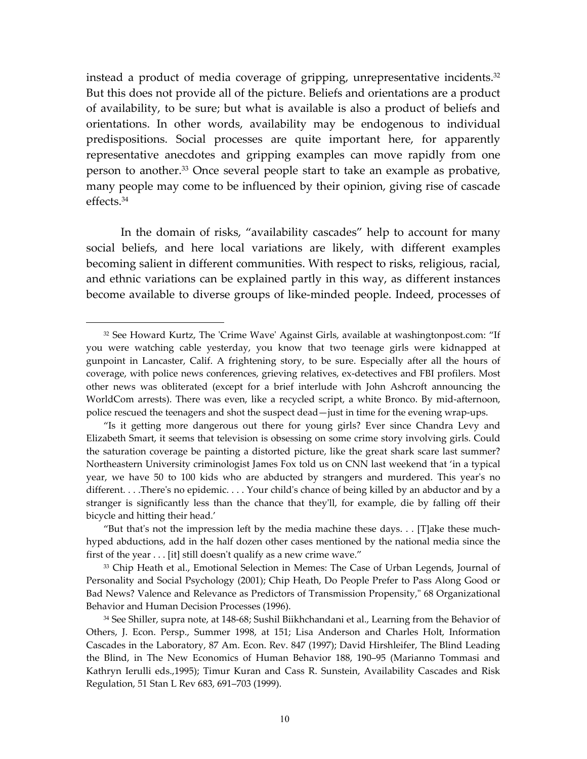instead a product of media coverage of gripping, unrepresentative incidents.[32] But this does not provide all of the picture. Beliefs and orientations are a product of availability, to be sure; but what is available is also a product of beliefs and orientations. In other words, availability may be endogenous to individual predispositions. Social processes are quite important here, for apparently representative anecdotes and gripping examples can move rapidly from one person to another.[33] Once several people start to take an example as probative, many people may come to be influenced by their opinion, giving rise of cascade effects.[34]

In the domain of risks, "availability cascades" help to account for many social beliefs, and here local variations are likely, with different examples becoming salient in different communities. With respect to risks, religious, racial, and ethnic variations can be explained partly in this way, as different instances become available to diverse groups of like-minded people. Indeed, processes of

---

[32] See Howard Kurtz, The 'Crime Wave' Against Girls, available at washingtonpost.com: "If you were watching cable yesterday, you know that two teenage girls were kidnapped at gunpoint in Lancaster, Calif. A frightening story, to be sure. Especially after all the hours of coverage, with police news conferences, grieving relatives, ex-detectives and FBI profilers. Most other news was obliterated (except for a brief interlude with John Ashcroft announcing the WorldCom arrests). There was even, like a recycled script, a white Bronco. By mid-afternoon, police rescued the teenagers and shot the suspect dead—just in time for the evening wrap-ups.

"Is it getting more dangerous out there for young girls? Ever since Chandra Levy and Elizabeth Smart, it seems that television is obsessing on some crime story involving girls. Could the saturation coverage be painting a distorted picture, like the great shark scare last summer? Northeastern University criminologist James Fox told us on CNN last weekend that 'in a typical year, we have 50 to 100 kids who are abducted by strangers and murdered. This year's no different. . . .There's no epidemic. . . . Your child's chance of being killed by an abductor and by a stranger is significantly less than the chance that they'll, for example, die by falling off their bicycle and hitting their head.'

"But that's not the impression left by the media machine these days. . . [T]ake these much-hyped abductions, add in the half dozen other cases mentioned by the national media since the first of the year . . . [it] still doesn't qualify as a new crime wave."

[33] Chip Heath et al., Emotional Selection in Memes: The Case of Urban Legends, Journal of Personality and Social Psychology (2001); Chip Heath, Do People Prefer to Pass Along Good or Bad News? Valence and Relevance as Predictors of Transmission Propensity," 68 Organizational Behavior and Human Decision Processes (1996).

[34] See Shiller, supra note, at 148-68; Sushil Biikhchandani et al., Learning from the Behavior of Others, J. Econ. Persp., Summer 1998, at 151; Lisa Anderson and Charles Holt, Information Cascades in the Laboratory, 87 Am. Econ. Rev. 847 (1997); David Hirshleifer, The Blind Leading the Blind, in The New Economics of Human Behavior 188, 190–95 (Marianno Tommasi and Kathryn Ierulli eds.,1995); Timur Kuran and Cass R. Sunstein, Availability Cascades and Risk Regulation, 51 Stan L Rev 683, 691–703 (1999).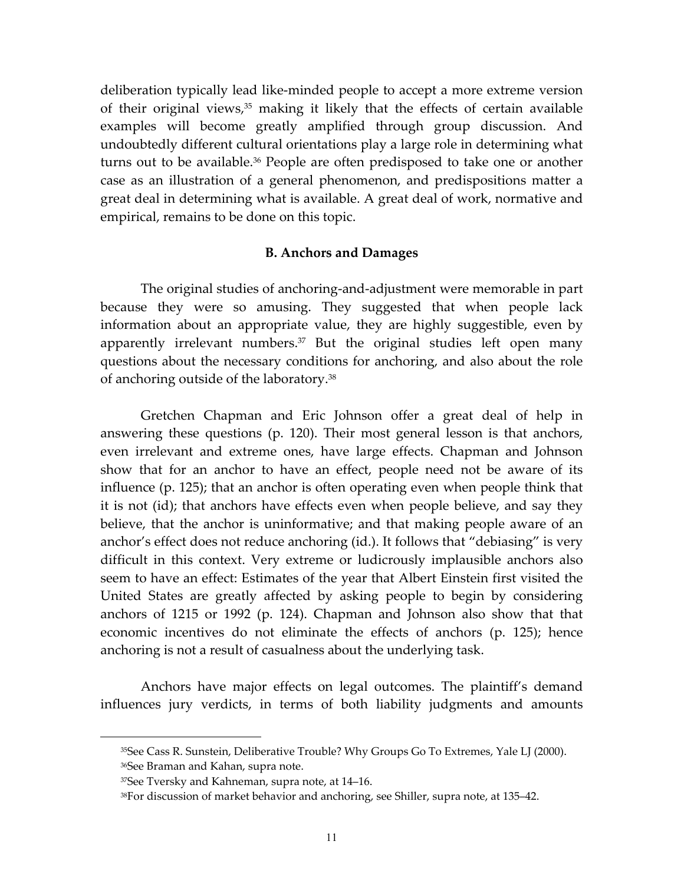deliberation typically lead like-minded people to accept a more extreme version of their original views,[35] making it likely that the effects of certain available examples will become greatly amplified through group discussion. And undoubtedly different cultural orientations play a large role in determining what turns out to be available.[36] People are often predisposed to take one or another case as an illustration of a general phenomenon, and predispositions matter a great deal in determining what is available. A great deal of work, normative and empirical, remains to be done on this topic.

### B. Anchors and Damages

The original studies of anchoring-and-adjustment were memorable in part because they were so amusing. They suggested that when people lack information about an appropriate value, they are highly suggestible, even by apparently irrelevant numbers.[37] But the original studies left open many questions about the necessary conditions for anchoring, and also about the role of anchoring outside of the laboratory.[38]

Gretchen Chapman and Eric Johnson offer a great deal of help in answering these questions (p. 120). Their most general lesson is that anchors, even irrelevant and extreme ones, have large effects. Chapman and Johnson show that for an anchor to have an effect, people need not be aware of its influence (p. 125); that an anchor is often operating even when people think that it is not (id); that anchors have effects even when people believe, and say they believe, that the anchor is uninformative; and that making people aware of an anchor's effect does not reduce anchoring (id.). It follows that "debiasing" is very difficult in this context. Very extreme or ludicrously implausible anchors also seem to have an effect: Estimates of the year that Albert Einstein first visited the United States are greatly affected by asking people to begin by considering anchors of 1215 or 1992 (p. 124). Chapman and Johnson also show that that economic incentives do not eliminate the effects of anchors (p. 125); hence anchoring is not a result of casualness about the underlying task.

Anchors have major effects on legal outcomes. The plaintiff's demand influences jury verdicts, in terms of both liability judgments and amounts

---

[35] See Cass R. Sunstein, Deliberative Trouble? Why Groups Go To Extremes, Yale LJ (2000).

[36] See Braman and Kahan, supra note.

[37] See Tversky and Kahneman, supra note, at 14–16.

[38] For discussion of market behavior and anchoring, see Shiller, supra note, at 135–42.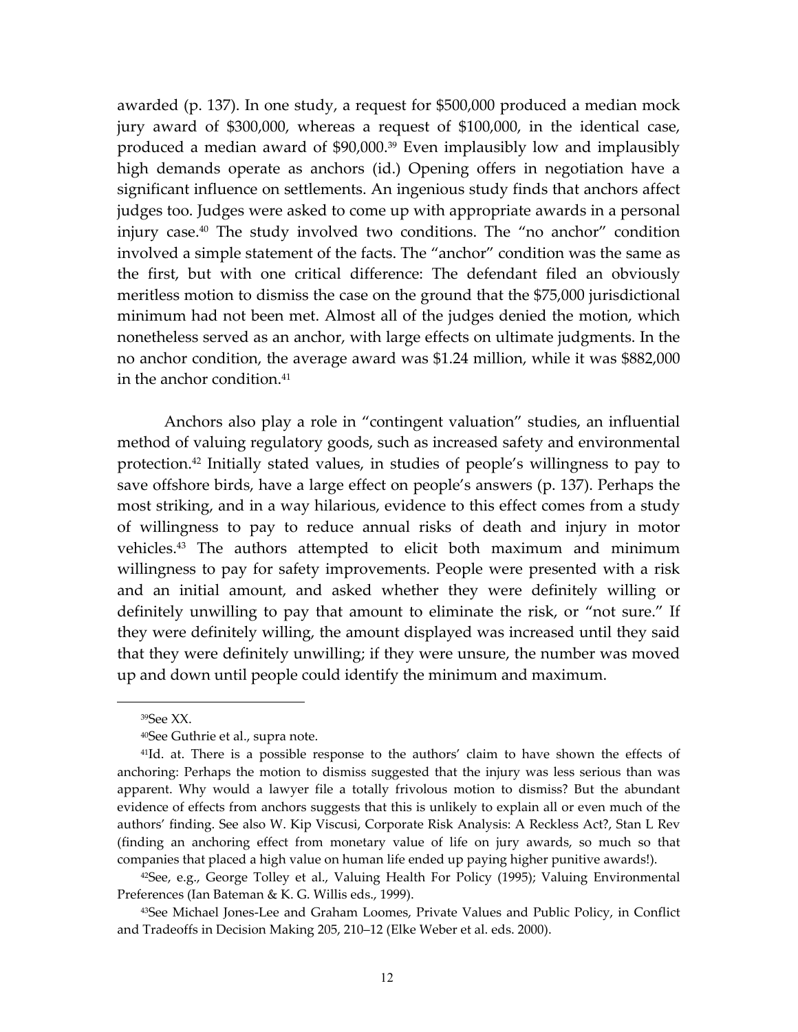awarded (p. 137). In one study, a request for $500,000 produced a median mock jury award of $300,000, whereas a request of $100,000, in the identical case, produced a median award of $90,000.[39] Even implausibly low and implausibly high demands operate as anchors (id.) Opening offers in negotiation have a significant influence on settlements. An ingenious study finds that anchors affect judges too. Judges were asked to come up with appropriate awards in a personal injury case.[40] The study involved two conditions. The "no anchor" condition involved a simple statement of the facts. The "anchor" condition was the same as the first, but with one critical difference: The defendant filed an obviously meritless motion to dismiss the case on the ground that the $75,000 jurisdictional minimum had not been met. Almost all of the judges denied the motion, which nonetheless served as an anchor, with large effects on ultimate judgments. In the no anchor condition, the average award was $1.24 million, while it was $882,000 in the anchor condition.[41]

Anchors also play a role in "contingent valuation" studies, an influential method of valuing regulatory goods, such as increased safety and environmental protection.[42] Initially stated values, in studies of people's willingness to pay to save offshore birds, have a large effect on people's answers (p. 137). Perhaps the most striking, and in a way hilarious, evidence to this effect comes from a study of willingness to pay to reduce annual risks of death and injury in motor vehicles.[43] The authors attempted to elicit both maximum and minimum willingness to pay for safety improvements. People were presented with a risk and an initial amount, and asked whether they were definitely willing or definitely unwilling to pay that amount to eliminate the risk, or "not sure." If they were definitely willing, the amount displayed was increased until they said that they were definitely unwilling; if they were unsure, the number was moved up and down until people could identify the minimum and maximum.

---

[39] See XX.

[40] See Guthrie et al., supra note.

[41] Id. at. There is a possible response to the authors' claim to have shown the effects of anchoring: Perhaps the motion to dismiss suggested that the injury was less serious than was apparent. Why would a lawyer file a totally frivolous motion to dismiss? But the abundant evidence of effects from anchors suggests that this is unlikely to explain all or even much of the authors' finding. See also W. Kip Viscusi, Corporate Risk Analysis: A Reckless Act?, Stan L Rev (finding an anchoring effect from monetary value of life on jury awards, so much so that companies that placed a high value on human life ended up paying higher punitive awards!).

[42] See, e.g., George Tolley et al., Valuing Health For Policy (1995); Valuing Environmental Preferences (Ian Bateman & K. G. Willis eds., 1999).

[43] See Michael Jones-Lee and Graham Loomes, Private Values and Public Policy, in Conflict and Tradeoffs in Decision Making 205, 210–12 (Elke Weber et al. eds. 2000).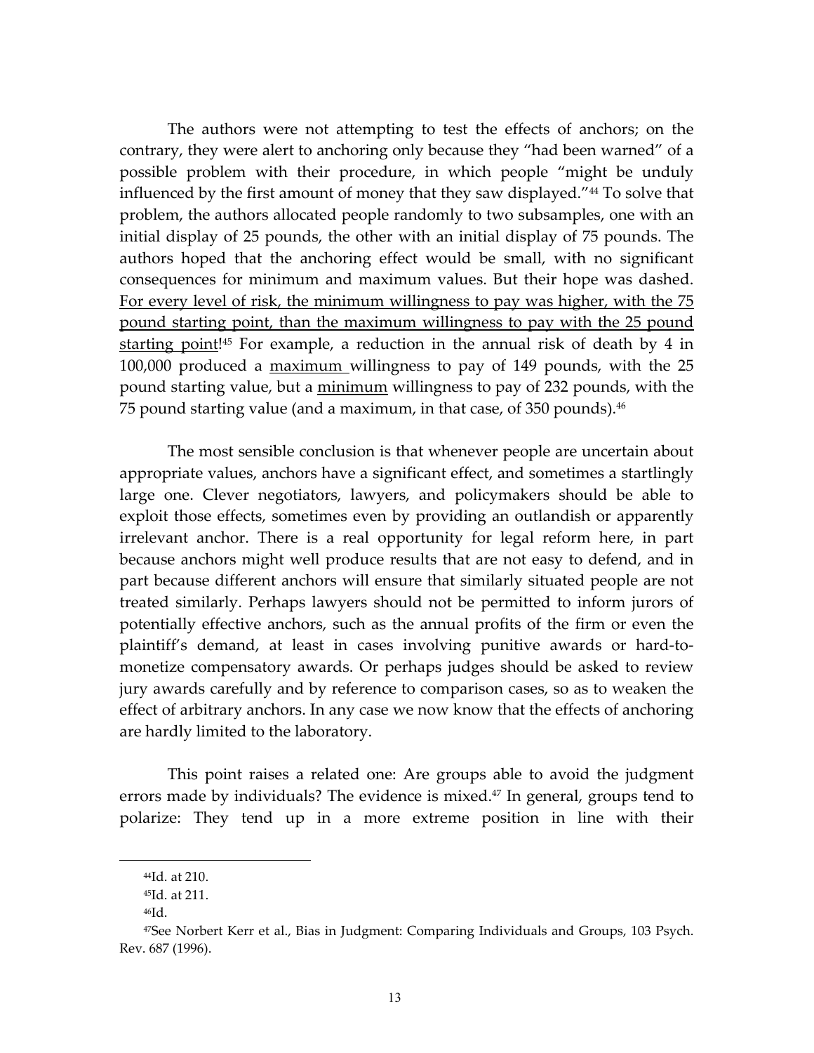The authors were not attempting to test the effects of anchors; on the contrary, they were alert to anchoring only because they "had been warned" of a possible problem with their procedure, in which people "might be unduly influenced by the first amount of money that they saw displayed."[44] To solve that problem, the authors allocated people randomly to two subsamples, one with an initial display of 25 pounds, the other with an initial display of 75 pounds. The authors hoped that the anchoring effect would be small, with no significant consequences for minimum and maximum values. But their hope was dashed. <u>For every level of risk, the minimum willingness to pay was higher, with the 75 pound starting point, than the maximum willingness to pay with the 25 pound starting point</u>![45] For example, a reduction in the annual risk of death by 4 in 100,000 produced a <u>maximum</u> willingness to pay of 149 pounds, with the 25 pound starting value, but a <u>minimum</u> willingness to pay of 232 pounds, with the 75 pound starting value (and a maximum, in that case, of 350 pounds).[46]

The most sensible conclusion is that whenever people are uncertain about appropriate values, anchors have a significant effect, and sometimes a startlingly large one. Clever negotiators, lawyers, and policymakers should be able to exploit those effects, sometimes even by providing an outlandish or apparently irrelevant anchor. There is a real opportunity for legal reform here, in part because anchors might well produce results that are not easy to defend, and in part because different anchors will ensure that similarly situated people are not treated similarly. Perhaps lawyers should not be permitted to inform jurors of potentially effective anchors, such as the annual profits of the firm or even the plaintiff's demand, at least in cases involving punitive awards or hard-to-monetize compensatory awards. Or perhaps judges should be asked to review jury awards carefully and by reference to comparison cases, so as to weaken the effect of arbitrary anchors. In any case we now know that the effects of anchoring are hardly limited to the laboratory.

This point raises a related one: Are groups able to avoid the judgment errors made by individuals? The evidence is mixed.[47] In general, groups tend to polarize: They tend up in a more extreme position in line with their

---

[44] Id. at 210.

[45] Id. at 211.

[46] Id.

[47] See Norbert Kerr et al., Bias in Judgment: Comparing Individuals and Groups, 103 Psych. Rev. 687 (1996).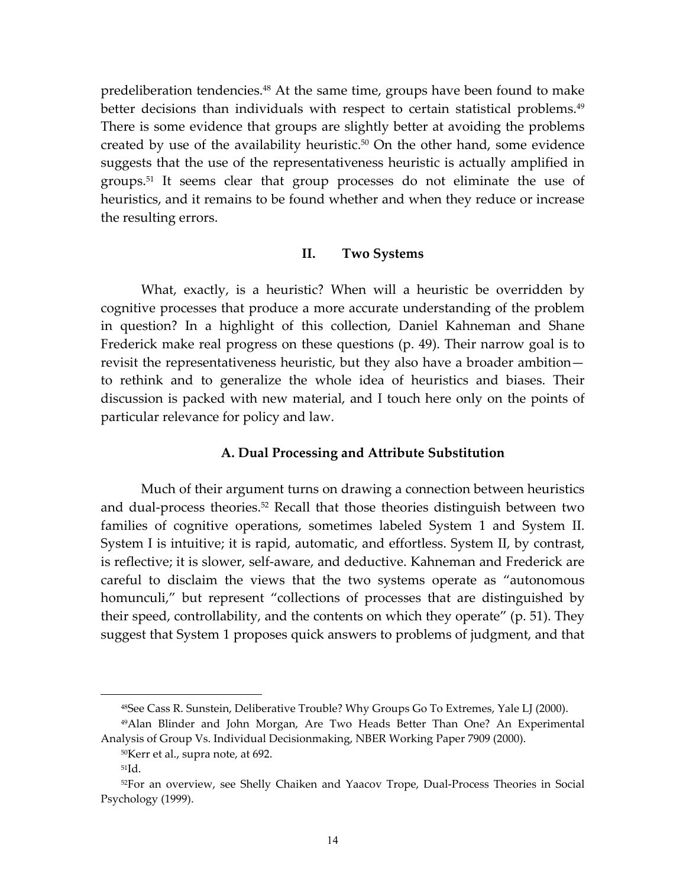predeliberation tendencies.[48] At the same time, groups have been found to make better decisions than individuals with respect to certain statistical problems.[49] There is some evidence that groups are slightly better at avoiding the problems created by use of the availability heuristic.[50] On the other hand, some evidence suggests that the use of the representativeness heuristic is actually amplified in groups.[51] It seems clear that group processes do not eliminate the use of heuristics, and it remains to be found whether and when they reduce or increase the resulting errors.

## II. Two Systems

What, exactly, is a heuristic? When will a heuristic be overridden by cognitive processes that produce a more accurate understanding of the problem in question? In a highlight of this collection, Daniel Kahneman and Shane Frederick make real progress on these questions (p. 49). Their narrow goal is to revisit the representativeness heuristic, but they also have a broader ambition—to rethink and to generalize the whole idea of heuristics and biases. Their discussion is packed with new material, and I touch here only on the points of particular relevance for policy and law.

### A. Dual Processing and Attribute Substitution

Much of their argument turns on drawing a connection between heuristics and dual-process theories.[52] Recall that those theories distinguish between two families of cognitive operations, sometimes labeled System 1 and System II. System I is intuitive; it is rapid, automatic, and effortless. System II, by contrast, is reflective; it is slower, self-aware, and deductive. Kahneman and Frederick are careful to disclaim the views that the two systems operate as "autonomous homunculi," but represent "collections of processes that are distinguished by their speed, controllability, and the contents on which they operate" (p. 51). They suggest that System 1 proposes quick answers to problems of judgment, and that

---

[48] See Cass R. Sunstein, Deliberative Trouble? Why Groups Go To Extremes, Yale LJ (2000).

[49] Alan Blinder and John Morgan, Are Two Heads Better Than One? An Experimental Analysis of Group Vs. Individual Decisionmaking, NBER Working Paper 7909 (2000).

[50] Kerr et al., supra note, at 692.

[51] Id.

[52] For an overview, see Shelly Chaiken and Yaacov Trope, Dual-Process Theories in Social Psychology (1999).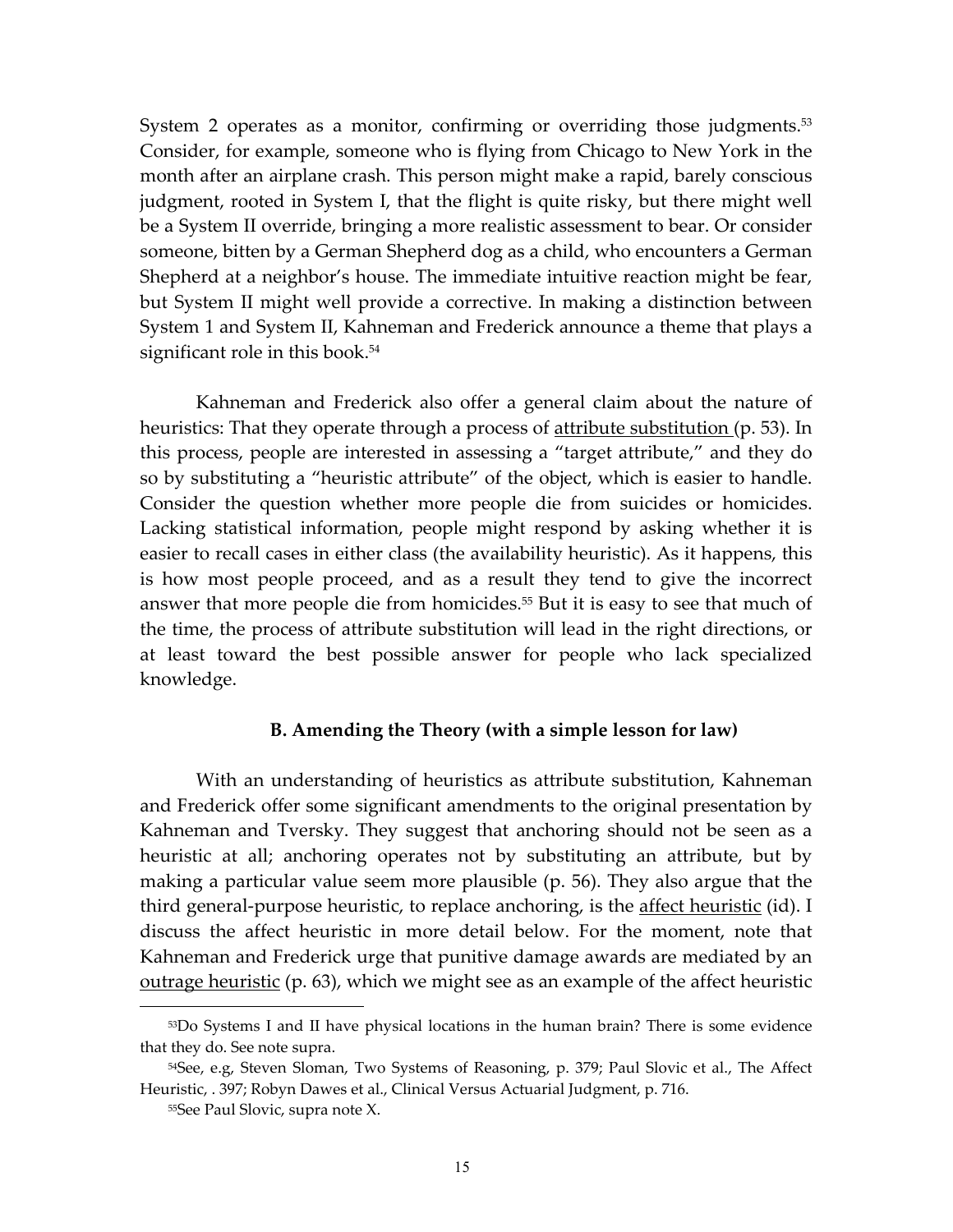System 2 operates as a monitor, confirming or overriding those judgments.[53] Consider, for example, someone who is flying from Chicago to New York in the month after an airplane crash. This person might make a rapid, barely conscious judgment, rooted in System I, that the flight is quite risky, but there might well be a System II override, bringing a more realistic assessment to bear. Or consider someone, bitten by a German Shepherd dog as a child, who encounters a German Shepherd at a neighbor's house. The immediate intuitive reaction might be fear, but System II might well provide a corrective. In making a distinction between System 1 and System II, Kahneman and Frederick announce a theme that plays a significant role in this book.[54]

Kahneman and Frederick also offer a general claim about the nature of heuristics: That they operate through a process of <u>attribute substitution</u> (p. 53). In this process, people are interested in assessing a "target attribute," and they do so by substituting a "heuristic attribute" of the object, which is easier to handle. Consider the question whether more people die from suicides or homicides. Lacking statistical information, people might respond by asking whether it is easier to recall cases in either class (the availability heuristic). As it happens, this is how most people proceed, and as a result they tend to give the incorrect answer that more people die from homicides.[55] But it is easy to see that much of the time, the process of attribute substitution will lead in the right directions, or at least toward the best possible answer for people who lack specialized knowledge.

### B. Amending the Theory (with a simple lesson for law)

With an understanding of heuristics as attribute substitution, Kahneman and Frederick offer some significant amendments to the original presentation by Kahneman and Tversky. They suggest that anchoring should not be seen as a heuristic at all; anchoring operates not by substituting an attribute, but by making a particular value seem more plausible (p. 56). They also argue that the third general-purpose heuristic, to replace anchoring, is the <u>affect heuristic</u> (id). I discuss the affect heuristic in more detail below. For the moment, note that Kahneman and Frederick urge that punitive damage awards are mediated by an <u>outrage heuristic</u> (p. 63), which we might see as an example of the affect heuristic

---

[53] Do Systems I and II have physical locations in the human brain? There is some evidence that they do. See note supra.

[54] See, e.g, Steven Sloman, Two Systems of Reasoning, p. 379; Paul Slovic et al., The Affect Heuristic, . 397; Robyn Dawes et al., Clinical Versus Actuarial Judgment, p. 716.

[55] See Paul Slovic, supra note X.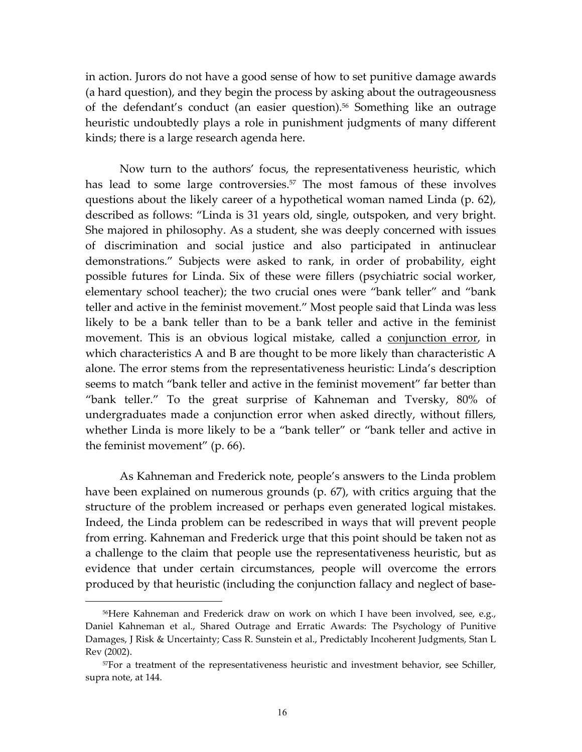in action. Jurors do not have a good sense of how to set punitive damage awards (a hard question), and they begin the process by asking about the outrageousness of the defendant's conduct (an easier question).[56] Something like an outrage heuristic undoubtedly plays a role in punishment judgments of many different kinds; there is a large research agenda here.

Now turn to the authors' focus, the representativeness heuristic, which has lead to some large controversies.[57] The most famous of these involves questions about the likely career of a hypothetical woman named Linda (p. 62), described as follows: "Linda is 31 years old, single, outspoken, and very bright. She majored in philosophy. As a student, she was deeply concerned with issues of discrimination and social justice and also participated in antinuclear demonstrations." Subjects were asked to rank, in order of probability, eight possible futures for Linda. Six of these were fillers (psychiatric social worker, elementary school teacher); the two crucial ones were "bank teller" and "bank teller and active in the feminist movement." Most people said that Linda was less likely to be a bank teller than to be a bank teller and active in the feminist movement. This is an obvious logical mistake, called a <u>conjunction error</u>, in which characteristics A and B are thought to be more likely than characteristic A alone. The error stems from the representativeness heuristic: Linda's description seems to match "bank teller and active in the feminist movement" far better than "bank teller." To the great surprise of Kahneman and Tversky, 80% of undergraduates made a conjunction error when asked directly, without fillers, whether Linda is more likely to be a "bank teller" or "bank teller and active in the feminist movement" (p. 66).

As Kahneman and Frederick note, people's answers to the Linda problem have been explained on numerous grounds (p. 67), with critics arguing that the structure of the problem increased or perhaps even generated logical mistakes. Indeed, the Linda problem can be redescribed in ways that will prevent people from erring. Kahneman and Frederick urge that this point should be taken not as a challenge to the claim that people use the representativeness heuristic, but as evidence that under certain circumstances, people will overcome the errors produced by that heuristic (including the conjunction fallacy and neglect of base-

---

[56] Here Kahneman and Frederick draw on work on which I have been involved, see, e.g., Daniel Kahneman et al., Shared Outrage and Erratic Awards: The Psychology of Punitive Damages, J Risk & Uncertainty; Cass R. Sunstein et al., Predictably Incoherent Judgments, Stan L Rev (2002).

[57] For a treatment of the representativeness heuristic and investment behavior, see Schiller, supra note, at 144.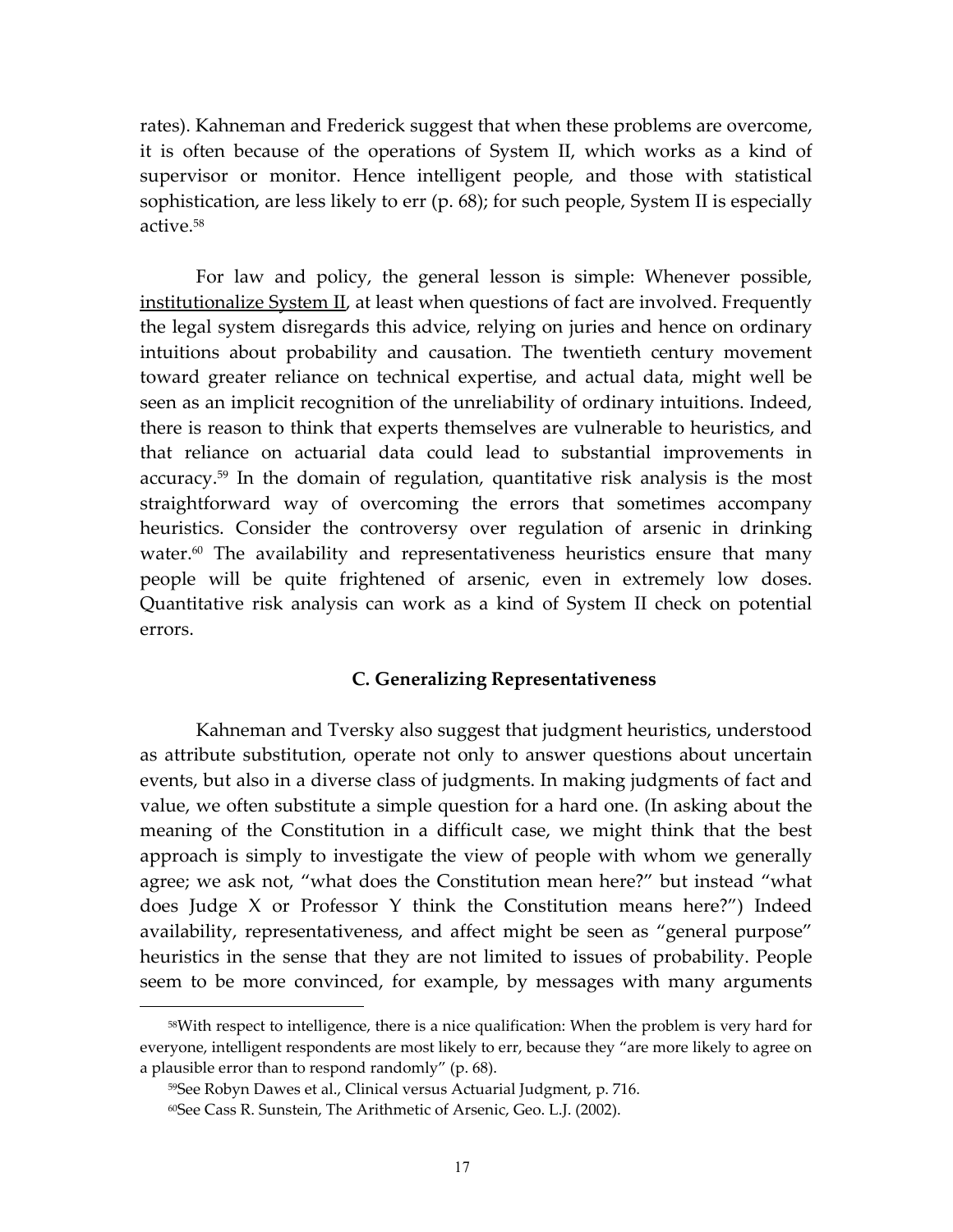rates). Kahneman and Frederick suggest that when these problems are overcome, it is often because of the operations of System II, which works as a kind of supervisor or monitor. Hence intelligent people, and those with statistical sophistication, are less likely to err (p. 68); for such people, System II is especially active.[58]

For law and policy, the general lesson is simple: Whenever possible, <u>institutionalize System II</u>, at least when questions of fact are involved. Frequently the legal system disregards this advice, relying on juries and hence on ordinary intuitions about probability and causation. The twentieth century movement toward greater reliance on technical expertise, and actual data, might well be seen as an implicit recognition of the unreliability of ordinary intuitions. Indeed, there is reason to think that experts themselves are vulnerable to heuristics, and that reliance on actuarial data could lead to substantial improvements in accuracy.[59] In the domain of regulation, quantitative risk analysis is the most straightforward way of overcoming the errors that sometimes accompany heuristics. Consider the controversy over regulation of arsenic in drinking water.[60] The availability and representativeness heuristics ensure that many people will be quite frightened of arsenic, even in extremely low doses. Quantitative risk analysis can work as a kind of System II check on potential errors.

### C. Generalizing Representativeness

Kahneman and Tversky also suggest that judgment heuristics, understood as attribute substitution, operate not only to answer questions about uncertain events, but also in a diverse class of judgments. In making judgments of fact and value, we often substitute a simple question for a hard one. (In asking about the meaning of the Constitution in a difficult case, we might think that the best approach is simply to investigate the view of people with whom we generally agree; we ask not, "what does the Constitution mean here?" but instead "what does Judge X or Professor Y think the Constitution means here?") Indeed availability, representativeness, and affect might be seen as "general purpose" heuristics in the sense that they are not limited to issues of probability. People seem to be more convinced, for example, by messages with many arguments

---

[58] With respect to intelligence, there is a nice qualification: When the problem is very hard for everyone, intelligent respondents are most likely to err, because they "are more likely to agree on a plausible error than to respond randomly" (p. 68).

[59] See Robyn Dawes et al., Clinical versus Actuarial Judgment, p. 716.

[60] See Cass R. Sunstein, The Arithmetic of Arsenic, Geo. L.J. (2002).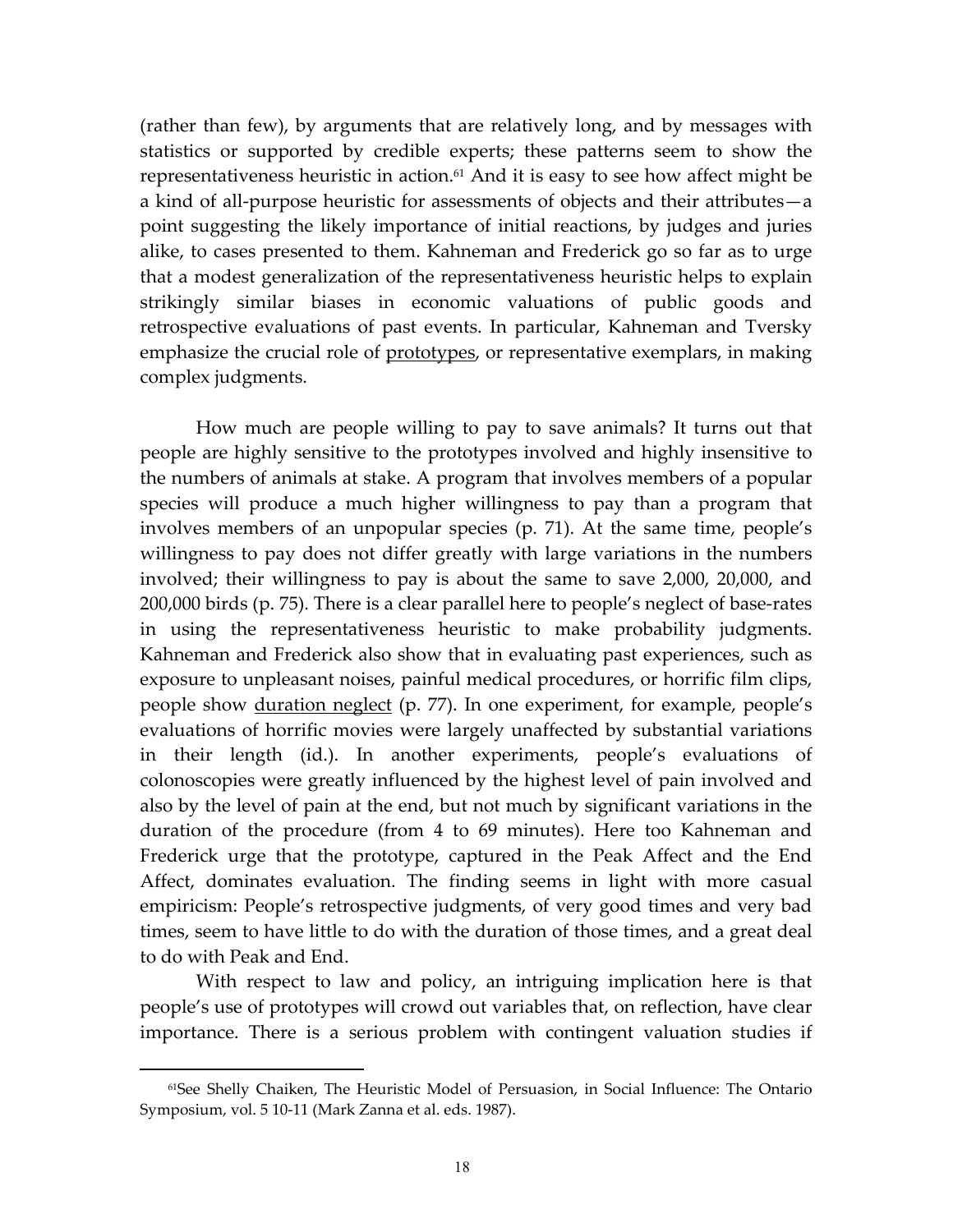(rather than few), by arguments that are relatively long, and by messages with statistics or supported by credible experts; these patterns seem to show the representativeness heuristic in action.[61] And it is easy to see how affect might be a kind of all-purpose heuristic for assessments of objects and their attributes—a point suggesting the likely importance of initial reactions, by judges and juries alike, to cases presented to them. Kahneman and Frederick go so far as to urge that a modest generalization of the representativeness heuristic helps to explain strikingly similar biases in economic valuations of public goods and retrospective evaluations of past events. In particular, Kahneman and Tversky emphasize the crucial role of <u>prototypes</u>, or representative exemplars, in making complex judgments.

How much are people willing to pay to save animals? It turns out that people are highly sensitive to the prototypes involved and highly insensitive to the numbers of animals at stake. A program that involves members of a popular species will produce a much higher willingness to pay than a program that involves members of an unpopular species (p. 71). At the same time, people's willingness to pay does not differ greatly with large variations in the numbers involved; their willingness to pay is about the same to save 2,000, 20,000, and 200,000 birds (p. 75). There is a clear parallel here to people's neglect of base-rates in using the representativeness heuristic to make probability judgments. Kahneman and Frederick also show that in evaluating past experiences, such as exposure to unpleasant noises, painful medical procedures, or horrific film clips, people show <u>duration neglect</u> (p. 77). In one experiment, for example, people's evaluations of horrific movies were largely unaffected by substantial variations in their length (id.). In another experiments, people's evaluations of colonoscopies were greatly influenced by the highest level of pain involved and also by the level of pain at the end, but not much by significant variations in the duration of the procedure (from 4 to 69 minutes). Here too Kahneman and Frederick urge that the prototype, captured in the Peak Affect and the End Affect, dominates evaluation. The finding seems in light with more casual empiricism: People's retrospective judgments, of very good times and very bad times, seem to have little to do with the duration of those times, and a great deal to do with Peak and End.

With respect to law and policy, an intriguing implication here is that people's use of prototypes will crowd out variables that, on reflection, have clear importance. There is a serious problem with contingent valuation studies if

[61] See Shelly Chaiken, The Heuristic Model of Persuasion, in Social Influence: The Ontario Symposium, vol. 5 10-11 (Mark Zanna et al. eds. 1987).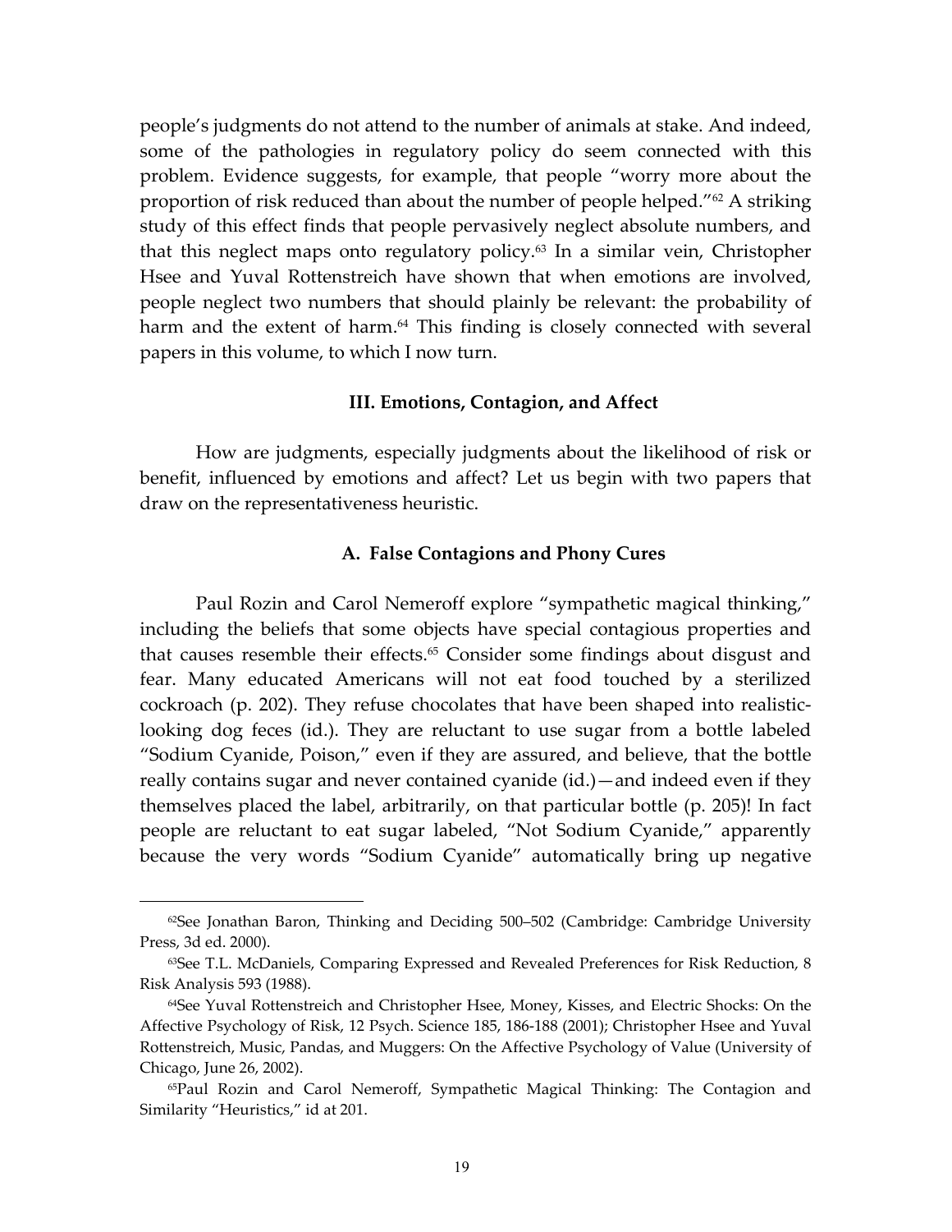people's judgments do not attend to the number of animals at stake. And indeed, some of the pathologies in regulatory policy do seem connected with this problem. Evidence suggests, for example, that people "worry more about the proportion of risk reduced than about the number of people helped."[62] A striking study of this effect finds that people pervasively neglect absolute numbers, and that this neglect maps onto regulatory policy.[63] In a similar vein, Christopher Hsee and Yuval Rottenstreich have shown that when emotions are involved, people neglect two numbers that should plainly be relevant: the probability of harm and the extent of harm.[64] This finding is closely connected with several papers in this volume, to which I now turn.

### III. Emotions, Contagion, and Affect

How are judgments, especially judgments about the likelihood of risk or benefit, influenced by emotions and affect? Let us begin with two papers that draw on the representativeness heuristic.

#### A. False Contagions and Phony Cures

Paul Rozin and Carol Nemeroff explore "sympathetic magical thinking," including the beliefs that some objects have special contagious properties and that causes resemble their effects.[65] Consider some findings about disgust and fear. Many educated Americans will not eat food touched by a sterilized cockroach (p. 202). They refuse chocolates that have been shaped into realistic-looking dog feces (id.). They are reluctant to use sugar from a bottle labeled "Sodium Cyanide, Poison," even if they are assured, and believe, that the bottle really contains sugar and never contained cyanide (id.)—and indeed even if they themselves placed the label, arbitrarily, on that particular bottle (p. 205)! In fact people are reluctant to eat sugar labeled, "Not Sodium Cyanide," apparently because the very words "Sodium Cyanide" automatically bring up negative

---

[62] See Jonathan Baron, Thinking and Deciding 500–502 (Cambridge: Cambridge University Press, 3d ed. 2000).

[63] See T.L. McDaniels, Comparing Expressed and Revealed Preferences for Risk Reduction, 8 Risk Analysis 593 (1988).

[64] See Yuval Rottenstreich and Christopher Hsee, Money, Kisses, and Electric Shocks: On the Affective Psychology of Risk, 12 Psych. Science 185, 186-188 (2001); Christopher Hsee and Yuval Rottenstreich, Music, Pandas, and Muggers: On the Affective Psychology of Value (University of Chicago, June 26, 2002).

[65] Paul Rozin and Carol Nemeroff, Sympathetic Magical Thinking: The Contagion and Similarity "Heuristics," id at 201.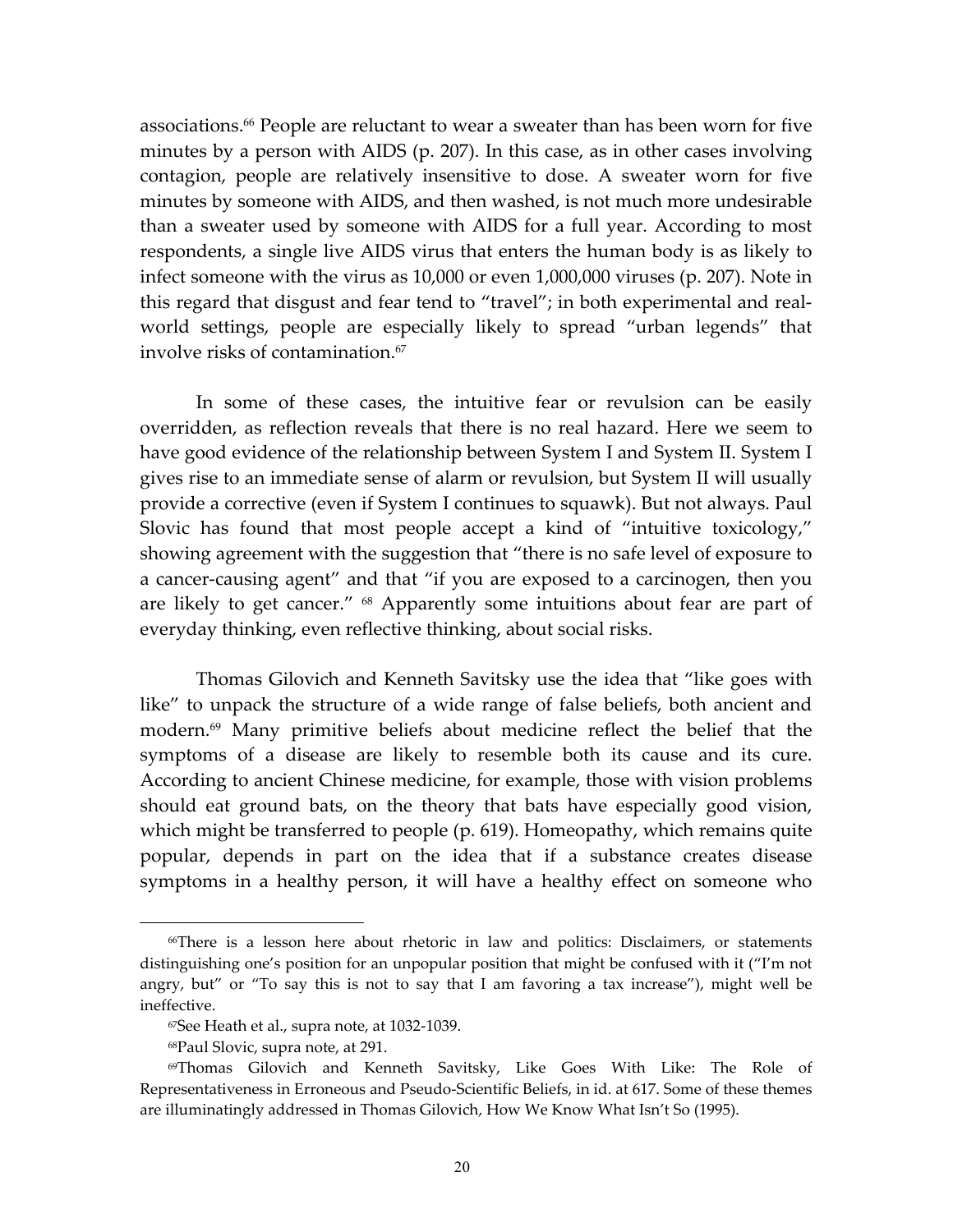associations.[66] People are reluctant to wear a sweater than has been worn for five minutes by a person with AIDS (p. 207). In this case, as in other cases involving contagion, people are relatively insensitive to dose. A sweater worn for five minutes by someone with AIDS, and then washed, is not much more undesirable than a sweater used by someone with AIDS for a full year. According to most respondents, a single live AIDS virus that enters the human body is as likely to infect someone with the virus as 10,000 or even 1,000,000 viruses (p. 207). Note in this regard that disgust and fear tend to "travel"; in both experimental and real-world settings, people are especially likely to spread "urban legends" that involve risks of contamination.[67]

In some of these cases, the intuitive fear or revulsion can be easily overridden, as reflection reveals that there is no real hazard. Here we seem to have good evidence of the relationship between System I and System II. System I gives rise to an immediate sense of alarm or revulsion, but System II will usually provide a corrective (even if System I continues to squawk). But not always. Paul Slovic has found that most people accept a kind of "intuitive toxicology," showing agreement with the suggestion that "there is no safe level of exposure to a cancer-causing agent" and that "if you are exposed to a carcinogen, then you are likely to get cancer." [68] Apparently some intuitions about fear are part of everyday thinking, even reflective thinking, about social risks.

Thomas Gilovich and Kenneth Savitsky use the idea that "like goes with like" to unpack the structure of a wide range of false beliefs, both ancient and modern.[69] Many primitive beliefs about medicine reflect the belief that the symptoms of a disease are likely to resemble both its cause and its cure. According to ancient Chinese medicine, for example, those with vision problems should eat ground bats, on the theory that bats have especially good vision, which might be transferred to people (p. 619). Homeopathy, which remains quite popular, depends in part on the idea that if a substance creates disease symptoms in a healthy person, it will have a healthy effect on someone who

---

[66] There is a lesson here about rhetoric in law and politics: Disclaimers, or statements distinguishing one's position for an unpopular position that might be confused with it ("I'm not angry, but" or "To say this is not to say that I am favoring a tax increase"), might well be ineffective.

[67] See Heath et al., supra note, at 1032-1039.

[68] Paul Slovic, supra note, at 291.

[69] Thomas Gilovich and Kenneth Savitsky, Like Goes With Like: The Role of Representativeness in Erroneous and Pseudo-Scientific Beliefs, in id. at 617. Some of these themes are illuminatingly addressed in Thomas Gilovich, How We Know What Isn't So (1995).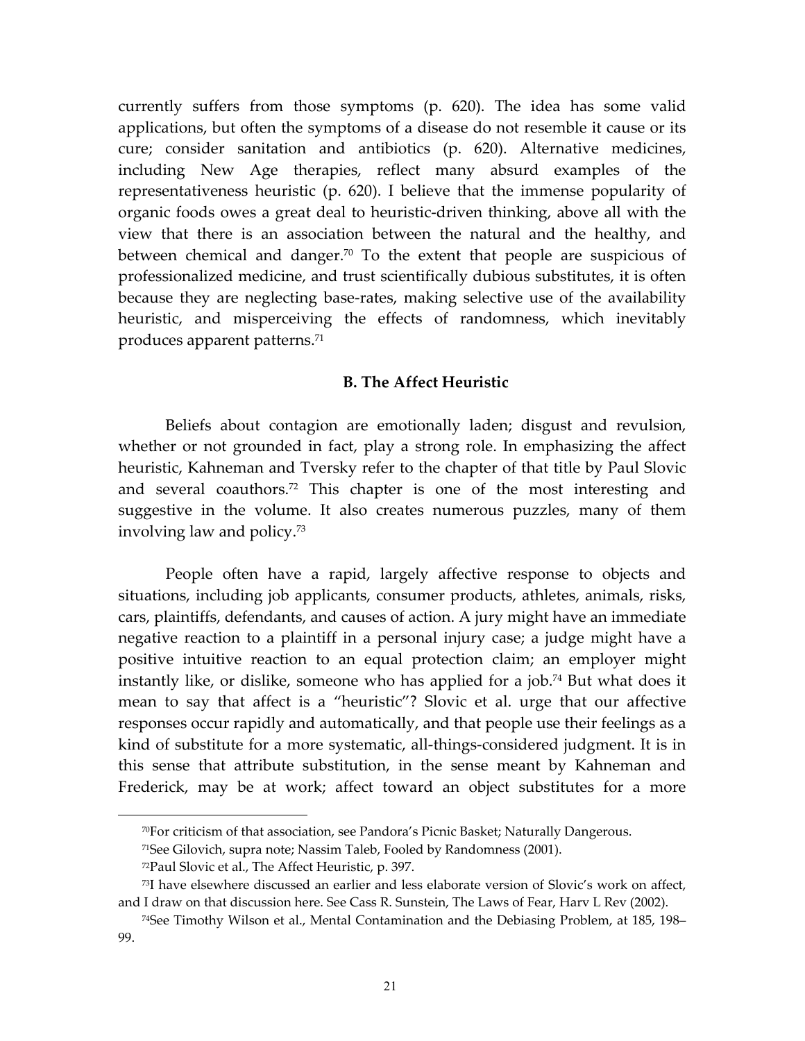currently suffers from those symptoms (p. 620). The idea has some valid applications, but often the symptoms of a disease do not resemble it cause or its cure; consider sanitation and antibiotics (p. 620). Alternative medicines, including New Age therapies, reflect many absurd examples of the representativeness heuristic (p. 620). I believe that the immense popularity of organic foods owes a great deal to heuristic-driven thinking, above all with the view that there is an association between the natural and the healthy, and between chemical and danger.[70] To the extent that people are suspicious of professionalized medicine, and trust scientifically dubious substitutes, it is often because they are neglecting base-rates, making selective use of the availability heuristic, and misperceiving the effects of randomness, which inevitably produces apparent patterns.[71]

### B. The Affect Heuristic

Beliefs about contagion are emotionally laden; disgust and revulsion, whether or not grounded in fact, play a strong role. In emphasizing the affect heuristic, Kahneman and Tversky refer to the chapter of that title by Paul Slovic and several coauthors.[72] This chapter is one of the most interesting and suggestive in the volume. It also creates numerous puzzles, many of them involving law and policy.[73]

People often have a rapid, largely affective response to objects and situations, including job applicants, consumer products, athletes, animals, risks, cars, plaintiffs, defendants, and causes of action. A jury might have an immediate negative reaction to a plaintiff in a personal injury case; a judge might have a positive intuitive reaction to an equal protection claim; an employer might instantly like, or dislike, someone who has applied for a job.[74] But what does it mean to say that affect is a "heuristic"? Slovic et al. urge that our affective responses occur rapidly and automatically, and that people use their feelings as a kind of substitute for a more systematic, all-things-considered judgment. It is in this sense that attribute substitution, in the sense meant by Kahneman and Frederick, may be at work; affect toward an object substitutes for a more

---

[70] For criticism of that association, see Pandora's Picnic Basket; Naturally Dangerous.

[71] See Gilovich, supra note; Nassim Taleb, Fooled by Randomness (2001).

[72] Paul Slovic et al., The Affect Heuristic, p. 397.

[73] I have elsewhere discussed an earlier and less elaborate version of Slovic's work on affect, and I draw on that discussion here. See Cass R. Sunstein, The Laws of Fear, Harv L Rev (2002).

[74] See Timothy Wilson et al., Mental Contamination and the Debiasing Problem, at 185, 198–99.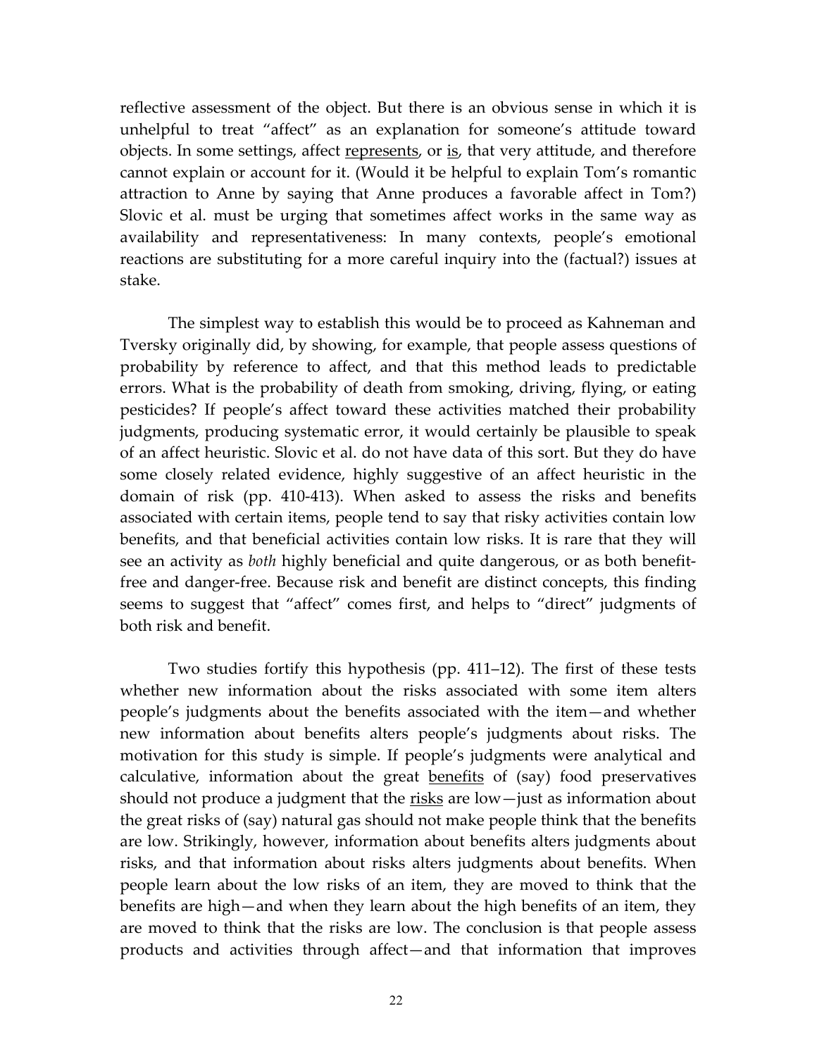reflective assessment of the object. But there is an obvious sense in which it is unhelpful to treat "affect" as an explanation for someone's attitude toward objects. In some settings, affect represents, or is, that very attitude, and therefore cannot explain or account for it. (Would it be helpful to explain Tom's romantic attraction to Anne by saying that Anne produces a favorable affect in Tom?) Slovic et al. must be urging that sometimes affect works in the same way as availability and representativeness: In many contexts, people's emotional reactions are substituting for a more careful inquiry into the (factual?) issues at stake.

The simplest way to establish this would be to proceed as Kahneman and Tversky originally did, by showing, for example, that people assess questions of probability by reference to affect, and that this method leads to predictable errors. What is the probability of death from smoking, driving, flying, or eating pesticides? If people's affect toward these activities matched their probability judgments, producing systematic error, it would certainly be plausible to speak of an affect heuristic. Slovic et al. do not have data of this sort. But they do have some closely related evidence, highly suggestive of an affect heuristic in the domain of risk (pp. 410-413). When asked to assess the risks and benefits associated with certain items, people tend to say that risky activities contain low benefits, and that beneficial activities contain low risks. It is rare that they will see an activity as *both* highly beneficial and quite dangerous, or as both benefit-free and danger-free. Because risk and benefit are distinct concepts, this finding seems to suggest that "affect" comes first, and helps to "direct" judgments of both risk and benefit.

Two studies fortify this hypothesis (pp. 411–12). The first of these tests whether new information about the risks associated with some item alters people's judgments about the benefits associated with the item—and whether new information about benefits alters people's judgments about risks. The motivation for this study is simple. If people's judgments were analytical and calculative, information about the great benefits of (say) food preservatives should not produce a judgment that the risks are low—just as information about the great risks of (say) natural gas should not make people think that the benefits are low. Strikingly, however, information about benefits alters judgments about risks, and that information about risks alters judgments about benefits. When people learn about the low risks of an item, they are moved to think that the benefits are high—and when they learn about the high benefits of an item, they are moved to think that the risks are low. The conclusion is that people assess products and activities through affect—and that information that improves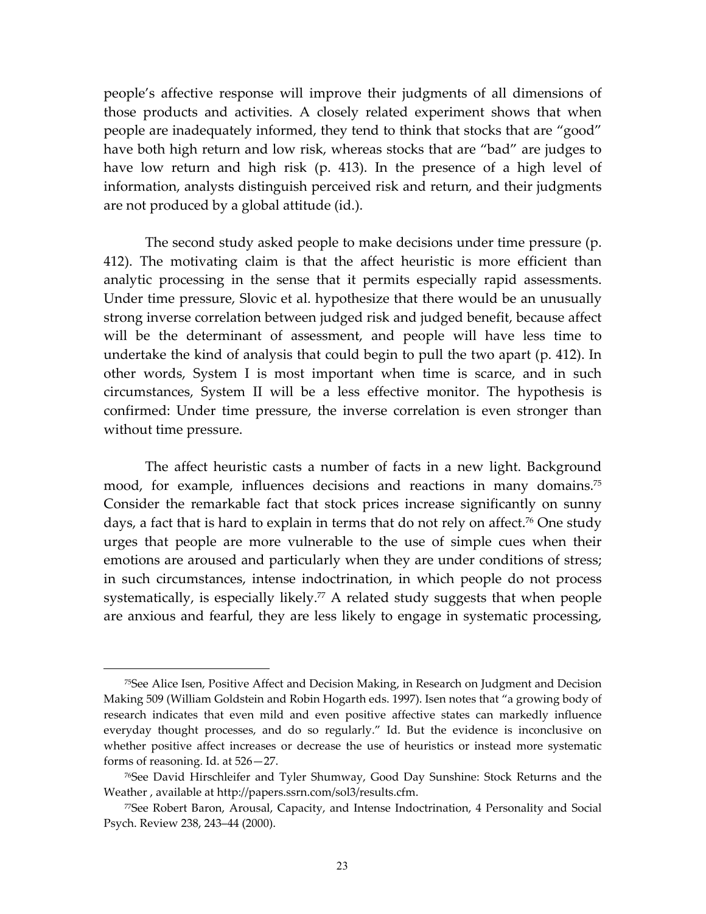people's affective response will improve their judgments of all dimensions of those products and activities. A closely related experiment shows that when people are inadequately informed, they tend to think that stocks that are "good" have both high return and low risk, whereas stocks that are "bad" are judges to have low return and high risk (p. 413). In the presence of a high level of information, analysts distinguish perceived risk and return, and their judgments are not produced by a global attitude (id.).

The second study asked people to make decisions under time pressure (p. 412). The motivating claim is that the affect heuristic is more efficient than analytic processing in the sense that it permits especially rapid assessments. Under time pressure, Slovic et al. hypothesize that there would be an unusually strong inverse correlation between judged risk and judged benefit, because affect will be the determinant of assessment, and people will have less time to undertake the kind of analysis that could begin to pull the two apart (p. 412). In other words, System I is most important when time is scarce, and in such circumstances, System II will be a less effective monitor. The hypothesis is confirmed: Under time pressure, the inverse correlation is even stronger than without time pressure.

The affect heuristic casts a number of facts in a new light. Background mood, for example, influences decisions and reactions in many domains.[75] Consider the remarkable fact that stock prices increase significantly on sunny days, a fact that is hard to explain in terms that do not rely on affect.[76] One study urges that people are more vulnerable to the use of simple cues when their emotions are aroused and particularly when they are under conditions of stress; in such circumstances, intense indoctrination, in which people do not process systematically, is especially likely.[77] A related study suggests that when people are anxious and fearful, they are less likely to engage in systematic processing,

---

[75]See Alice Isen, Positive Affect and Decision Making, in Research on Judgment and Decision Making 509 (William Goldstein and Robin Hogarth eds. 1997). Isen notes that "a growing body of research indicates that even mild and even positive affective states can markedly influence everyday thought processes, and do so regularly." Id. But the evidence is inconclusive on whether positive affect increases or decrease the use of heuristics or instead more systematic forms of reasoning. Id. at 526—27.

[76]See David Hirschleifer and Tyler Shumway, Good Day Sunshine: Stock Returns and the Weather , available at http://papers.ssrn.com/sol3/results.cfm.

[77]See Robert Baron, Arousal, Capacity, and Intense Indoctrination, 4 Personality and Social Psych. Review 238, 243–44 (2000).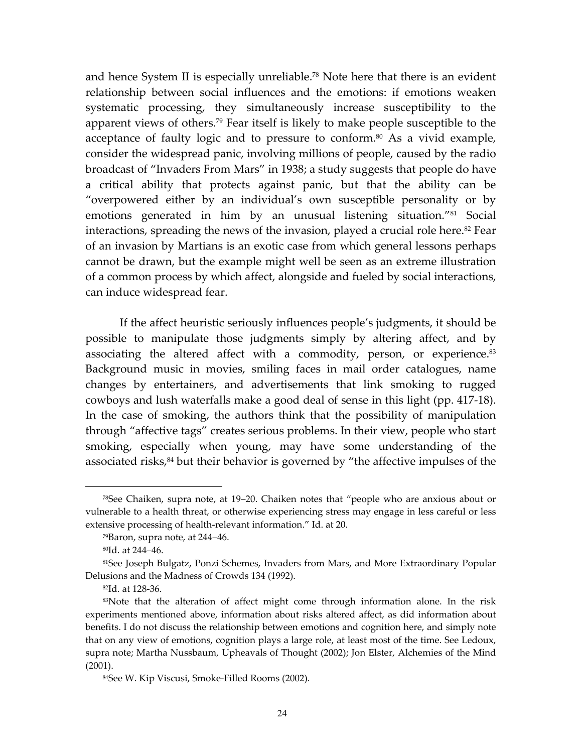and hence System II is especially unreliable.[78] Note here that there is an evident relationship between social influences and the emotions: if emotions weaken systematic processing, they simultaneously increase susceptibility to the apparent views of others.[79] Fear itself is likely to make people susceptible to the acceptance of faulty logic and to pressure to conform.[80] As a vivid example, consider the widespread panic, involving millions of people, caused by the radio broadcast of "Invaders From Mars" in 1938; a study suggests that people do have a critical ability that protects against panic, but that the ability can be "overpowered either by an individual's own susceptible personality or by emotions generated in him by an unusual listening situation."[81] Social interactions, spreading the news of the invasion, played a crucial role here.[82] Fear of an invasion by Martians is an exotic case from which general lessons perhaps cannot be drawn, but the example might well be seen as an extreme illustration of a common process by which affect, alongside and fueled by social interactions, can induce widespread fear.

If the affect heuristic seriously influences people's judgments, it should be possible to manipulate those judgments simply by altering affect, and by associating the altered affect with a commodity, person, or experience.[83] Background music in movies, smiling faces in mail order catalogues, name changes by entertainers, and advertisements that link smoking to rugged cowboys and lush waterfalls make a good deal of sense in this light (pp. 417-18). In the case of smoking, the authors think that the possibility of manipulation through "affective tags" creates serious problems. In their view, people who start smoking, especially when young, may have some understanding of the associated risks,[84] but their behavior is governed by "the affective impulses of the

---

[78]See Chaiken, supra note, at 19–20. Chaiken notes that "people who are anxious about or vulnerable to a health threat, or otherwise experiencing stress may engage in less careful or less extensive processing of health-relevant information." Id. at 20.

[79]Baron, supra note, at 244–46.

[80]Id. at 244–46.

[81]See Joseph Bulgatz, Ponzi Schemes, Invaders from Mars, and More Extraordinary Popular Delusions and the Madness of Crowds 134 (1992).

[82]Id. at 128-36.

[83]Note that the alteration of affect might come through information alone. In the risk experiments mentioned above, information about risks altered affect, as did information about benefits. I do not discuss the relationship between emotions and cognition here, and simply note that on any view of emotions, cognition plays a large role, at least most of the time. See Ledoux, supra note; Martha Nussbaum, Upheavals of Thought (2002); Jon Elster, Alchemies of the Mind (2001).

[84]See W. Kip Viscusi, Smoke-Filled Rooms (2002).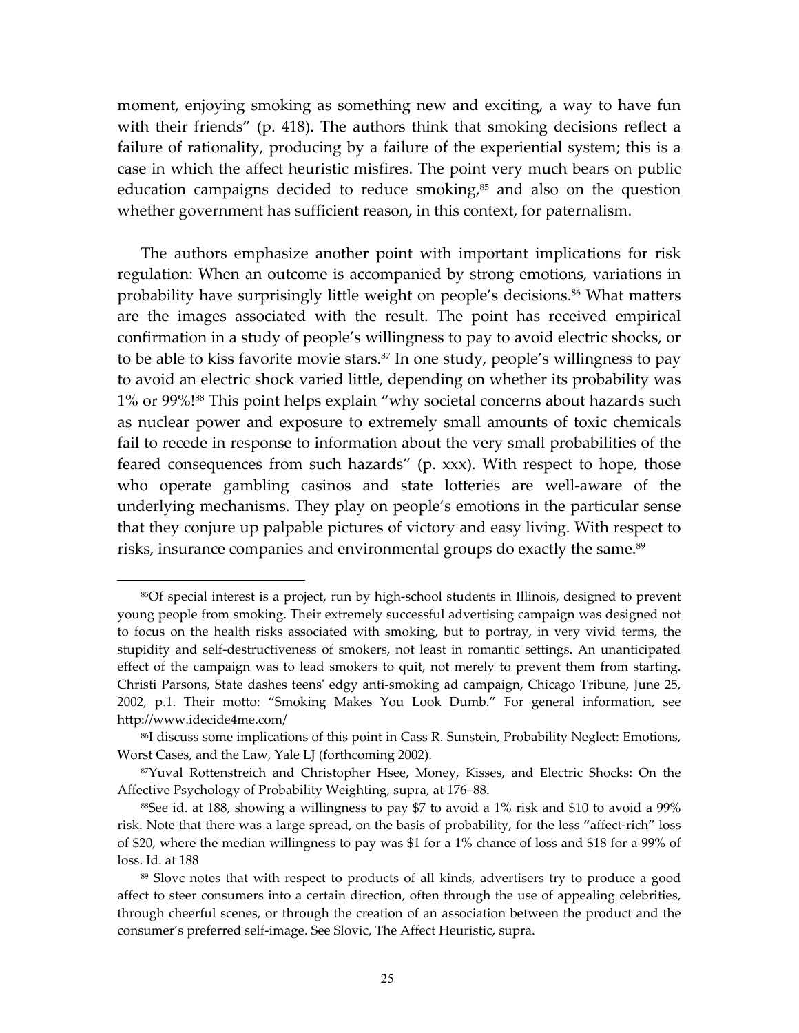moment, enjoying smoking as something new and exciting, a way to have fun with their friends" (p. 418). The authors think that smoking decisions reflect a failure of rationality, producing by a failure of the experiential system; this is a case in which the affect heuristic misfires. The point very much bears on public education campaigns decided to reduce smoking,[85] and also on the question whether government has sufficient reason, in this context, for paternalism.

The authors emphasize another point with important implications for risk regulation: When an outcome is accompanied by strong emotions, variations in probability have surprisingly little weight on people's decisions.[86] What matters are the images associated with the result. The point has received empirical confirmation in a study of people's willingness to pay to avoid electric shocks, or to be able to kiss favorite movie stars.[87] In one study, people's willingness to pay to avoid an electric shock varied little, depending on whether its probability was 1% or 99%![88] This point helps explain "why societal concerns about hazards such as nuclear power and exposure to extremely small amounts of toxic chemicals fail to recede in response to information about the very small probabilities of the feared consequences from such hazards" (p. xxx). With respect to hope, those who operate gambling casinos and state lotteries are well-aware of the underlying mechanisms. They play on people's emotions in the particular sense that they conjure up palpable pictures of victory and easy living. With respect to risks, insurance companies and environmental groups do exactly the same.[89]

---

[85]Of special interest is a project, run by high-school students in Illinois, designed to prevent young people from smoking. Their extremely successful advertising campaign was designed not to focus on the health risks associated with smoking, but to portray, in very vivid terms, the stupidity and self-destructiveness of smokers, not least in romantic settings. An unanticipated effect of the campaign was to lead smokers to quit, not merely to prevent them from starting. Christi Parsons, State dashes teens' edgy anti-smoking ad campaign, Chicago Tribune, June 25, 2002, p.1. Their motto: "Smoking Makes You Look Dumb." For general information, see http://www.idecide4me.com/

[86]I discuss some implications of this point in Cass R. Sunstein, Probability Neglect: Emotions, Worst Cases, and the Law, Yale LJ (forthcoming 2002).

[87]Yuval Rottenstreich and Christopher Hsee, Money, Kisses, and Electric Shocks: On the Affective Psychology of Probability Weighting, supra, at 176–88.

[88]See id. at 188, showing a willingness to pay $7 to avoid a 1% risk and $10 to avoid a 99% risk. Note that there was a large spread, on the basis of probability, for the less "affect-rich" loss of $20, where the median willingness to pay was $1 for a 1% chance of loss and $18 for a 99% of loss. Id. at 188

[89] Slovc notes that with respect to products of all kinds, advertisers try to produce a good affect to steer consumers into a certain direction, often through the use of appealing celebrities, through cheerful scenes, or through the creation of an association between the product and the consumer's preferred self-image. See Slovic, The Affect Heuristic, supra.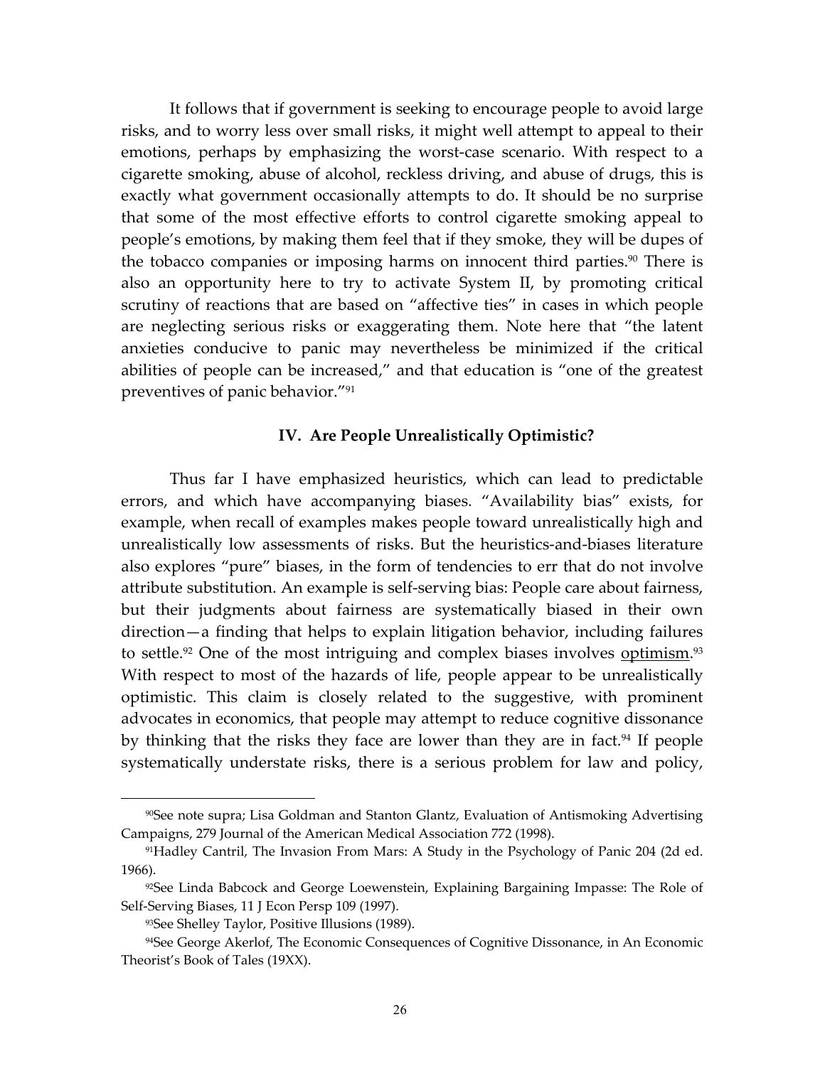It follows that if government is seeking to encourage people to avoid large risks, and to worry less over small risks, it might well attempt to appeal to their emotions, perhaps by emphasizing the worst-case scenario. With respect to a cigarette smoking, abuse of alcohol, reckless driving, and abuse of drugs, this is exactly what government occasionally attempts to do. It should be no surprise that some of the most effective efforts to control cigarette smoking appeal to people's emotions, by making them feel that if they smoke, they will be dupes of the tobacco companies or imposing harms on innocent third parties.[90] There is also an opportunity here to try to activate System II, by promoting critical scrutiny of reactions that are based on "affective ties" in cases in which people are neglecting serious risks or exaggerating them. Note here that "the latent anxieties conducive to panic may nevertheless be minimized if the critical abilities of people can be increased," and that education is "one of the greatest preventives of panic behavior."[91]

## IV. Are People Unrealistically Optimistic?

Thus far I have emphasized heuristics, which can lead to predictable errors, and which have accompanying biases. "Availability bias" exists, for example, when recall of examples makes people toward unrealistically high and unrealistically low assessments of risks. But the heuristics-and-biases literature also explores "pure" biases, in the form of tendencies to err that do not involve attribute substitution. An example is self-serving bias: People care about fairness, but their judgments about fairness are systematically biased in their own direction—a finding that helps to explain litigation behavior, including failures to settle.[92] One of the most intriguing and complex biases involves <u>optimism</u>.[93] With respect to most of the hazards of life, people appear to be unrealistically optimistic. This claim is closely related to the suggestive, with prominent advocates in economics, that people may attempt to reduce cognitive dissonance by thinking that the risks they face are lower than they are in fact.[94] If people systematically understate risks, there is a serious problem for law and policy,

---

[90] See note supra; Lisa Goldman and Stanton Glantz, Evaluation of Antismoking Advertising Campaigns, 279 Journal of the American Medical Association 772 (1998).

[91] Hadley Cantril, The Invasion From Mars: A Study in the Psychology of Panic 204 (2d ed. 1966).

[92] See Linda Babcock and George Loewenstein, Explaining Bargaining Impasse: The Role of Self-Serving Biases, 11 J Econ Persp 109 (1997).

[93] See Shelley Taylor, Positive Illusions (1989).

[94] See George Akerlof, The Economic Consequences of Cognitive Dissonance, in An Economic Theorist's Book of Tales (19XX).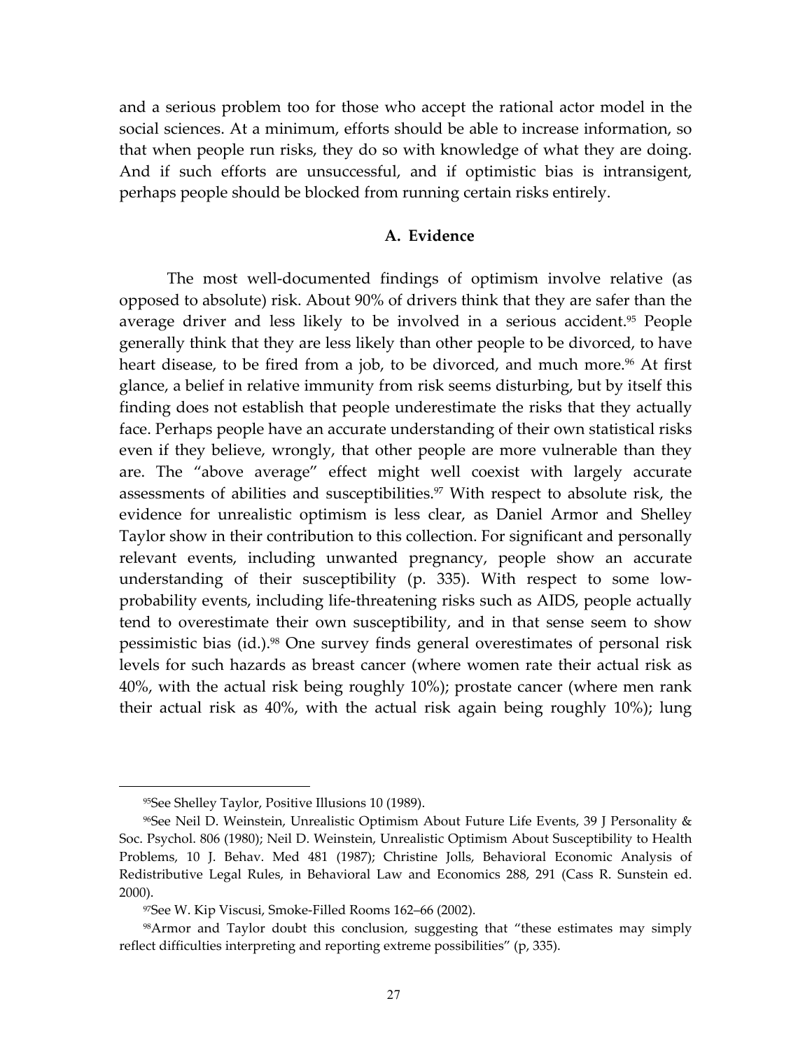and a serious problem too for those who accept the rational actor model in the social sciences. At a minimum, efforts should be able to increase information, so that when people run risks, they do so with knowledge of what they are doing. And if such efforts are unsuccessful, and if optimistic bias is intransigent, perhaps people should be blocked from running certain risks entirely.

### A. Evidence

The most well-documented findings of optimism involve relative (as opposed to absolute) risk. About 90% of drivers think that they are safer than the average driver and less likely to be involved in a serious accident.[95] People generally think that they are less likely than other people to be divorced, to have heart disease, to be fired from a job, to be divorced, and much more.[96] At first glance, a belief in relative immunity from risk seems disturbing, but by itself this finding does not establish that people underestimate the risks that they actually face. Perhaps people have an accurate understanding of their own statistical risks even if they believe, wrongly, that other people are more vulnerable than they are. The "above average" effect might well coexist with largely accurate assessments of abilities and susceptibilities.[97] With respect to absolute risk, the evidence for unrealistic optimism is less clear, as Daniel Armor and Shelley Taylor show in their contribution to this collection. For significant and personally relevant events, including unwanted pregnancy, people show an accurate understanding of their susceptibility (p. 335). With respect to some low-probability events, including life-threatening risks such as AIDS, people actually tend to overestimate their own susceptibility, and in that sense seem to show pessimistic bias (id.).[98] One survey finds general overestimates of personal risk levels for such hazards as breast cancer (where women rate their actual risk as 40%, with the actual risk being roughly 10%); prostate cancer (where men rank their actual risk as 40%, with the actual risk again being roughly 10%); lung

---

[95] See Shelley Taylor, Positive Illusions 10 (1989).

[96] See Neil D. Weinstein, Unrealistic Optimism About Future Life Events, 39 J Personality & Soc. Psychol. 806 (1980); Neil D. Weinstein, Unrealistic Optimism About Susceptibility to Health Problems, 10 J. Behav. Med 481 (1987); Christine Jolls, Behavioral Economic Analysis of Redistributive Legal Rules, in Behavioral Law and Economics 288, 291 (Cass R. Sunstein ed. 2000).

[97] See W. Kip Viscusi, Smoke-Filled Rooms 162–66 (2002).

[98] Armor and Taylor doubt this conclusion, suggesting that "these estimates may simply reflect difficulties interpreting and reporting extreme possibilities" (p, 335).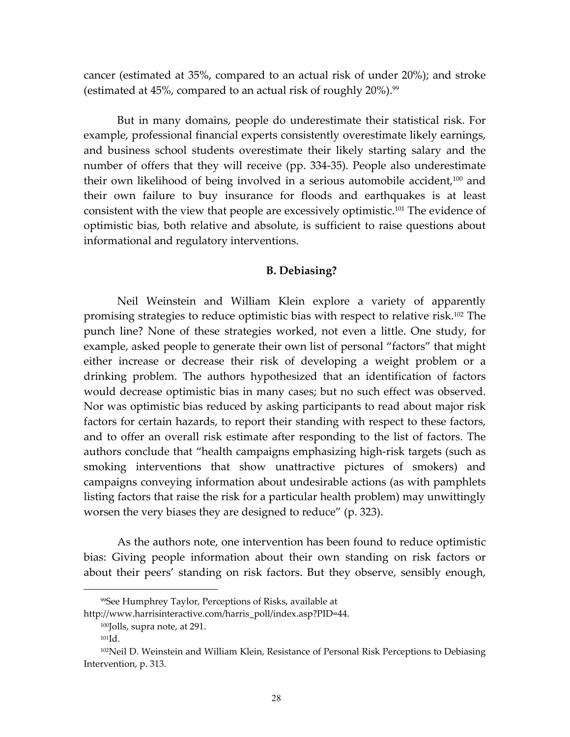cancer (estimated at 35%, compared to an actual risk of under 20%); and stroke (estimated at 45%, compared to an actual risk of roughly 20%).[99]

But in many domains, people do underestimate their statistical risk. For example, professional financial experts consistently overestimate likely earnings, and business school students overestimate their likely starting salary and the number of offers that they will receive (pp. 334-35). People also underestimate their own likelihood of being involved in a serious automobile accident,[100] and their own failure to buy insurance for floods and earthquakes is at least consistent with the view that people are excessively optimistic.[101] The evidence of optimistic bias, both relative and absolute, is sufficient to raise questions about informational and regulatory interventions.

### B. Debiasing?

Neil Weinstein and William Klein explore a variety of apparently promising strategies to reduce optimistic bias with respect to relative risk.[102] The punch line? None of these strategies worked, not even a little. One study, for example, asked people to generate their own list of personal "factors" that might either increase or decrease their risk of developing a weight problem or a drinking problem. The authors hypothesized that an identification of factors would decrease optimistic bias in many cases; but no such effect was observed. Nor was optimistic bias reduced by asking participants to read about major risk factors for certain hazards, to report their standing with respect to these factors, and to offer an overall risk estimate after responding to the list of factors. The authors conclude that "health campaigns emphasizing high-risk targets (such as smoking interventions that show unattractive pictures of smokers) and campaigns conveying information about undesirable actions (as with pamphlets listing factors that raise the risk for a particular health problem) may unwittingly worsen the very biases they are designed to reduce" (p. 323).

As the authors note, one intervention has been found to reduce optimistic bias: Giving people information about their own standing on risk factors or about their peers' standing on risk factors. But they observe, sensibly enough,

---

[99] See Humphrey Taylor, Perceptions of Risks, available at http://www.harrisinteractive.com/harris_poll/index.asp?PID=44.

[100] Jolls, supra note, at 291.

[101] Id.

[102] Neil D. Weinstein and William Klein, Resistance of Personal Risk Perceptions to Debiasing Intervention, p. 313.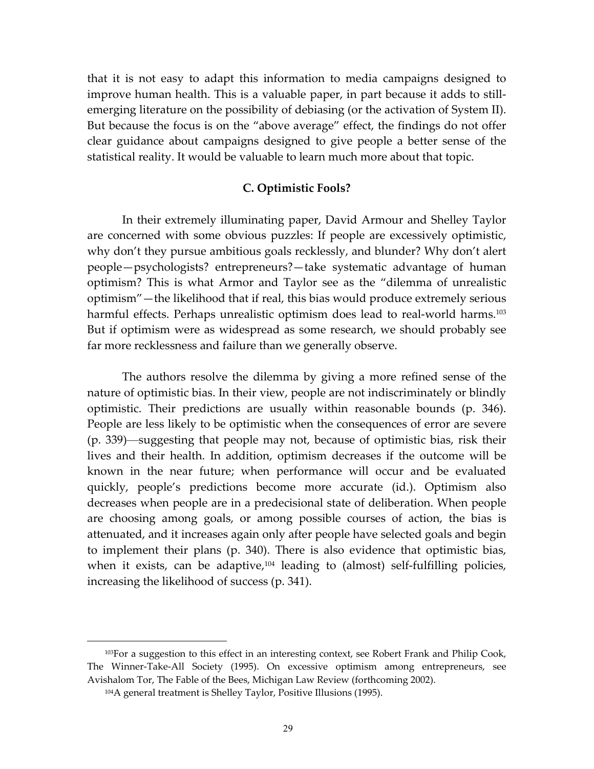that it is not easy to adapt this information to media campaigns designed to improve human health. This is a valuable paper, in part because it adds to still-emerging literature on the possibility of debiasing (or the activation of System II). But because the focus is on the "above average" effect, the findings do not offer clear guidance about campaigns designed to give people a better sense of the statistical reality. It would be valuable to learn much more about that topic.

### C. Optimistic Fools?

In their extremely illuminating paper, David Armour and Shelley Taylor are concerned with some obvious puzzles: If people are excessively optimistic, why don't they pursue ambitious goals recklessly, and blunder? Why don't alert people—psychologists? entrepreneurs?—take systematic advantage of human optimism? This is what Armor and Taylor see as the "dilemma of unrealistic optimism"—the likelihood that if real, this bias would produce extremely serious harmful effects. Perhaps unrealistic optimism does lead to real-world harms.[103] But if optimism were as widespread as some research, we should probably see far more recklessness and failure than we generally observe.

The authors resolve the dilemma by giving a more refined sense of the nature of optimistic bias. In their view, people are not indiscriminately or blindly optimistic. Their predictions are usually within reasonable bounds (p. 346). People are less likely to be optimistic when the consequences of error are severe (p. 339)—suggesting that people may not, because of optimistic bias, risk their lives and their health. In addition, optimism decreases if the outcome will be known in the near future; when performance will occur and be evaluated quickly, people's predictions become more accurate (id.). Optimism also decreases when people are in a predecisional state of deliberation. When people are choosing among goals, or among possible courses of action, the bias is attenuated, and it increases again only after people have selected goals and begin to implement their plans (p. 340). There is also evidence that optimistic bias, when it exists, can be adaptive,[104] leading to (almost) self-fulfilling policies, increasing the likelihood of success (p. 341).

---

[103]For a suggestion to this effect in an interesting context, see Robert Frank and Philip Cook, The Winner-Take-All Society (1995). On excessive optimism among entrepreneurs, see Avishalom Tor, The Fable of the Bees, Michigan Law Review (forthcoming 2002).

[104]A general treatment is Shelley Taylor, Positive Illusions (1995).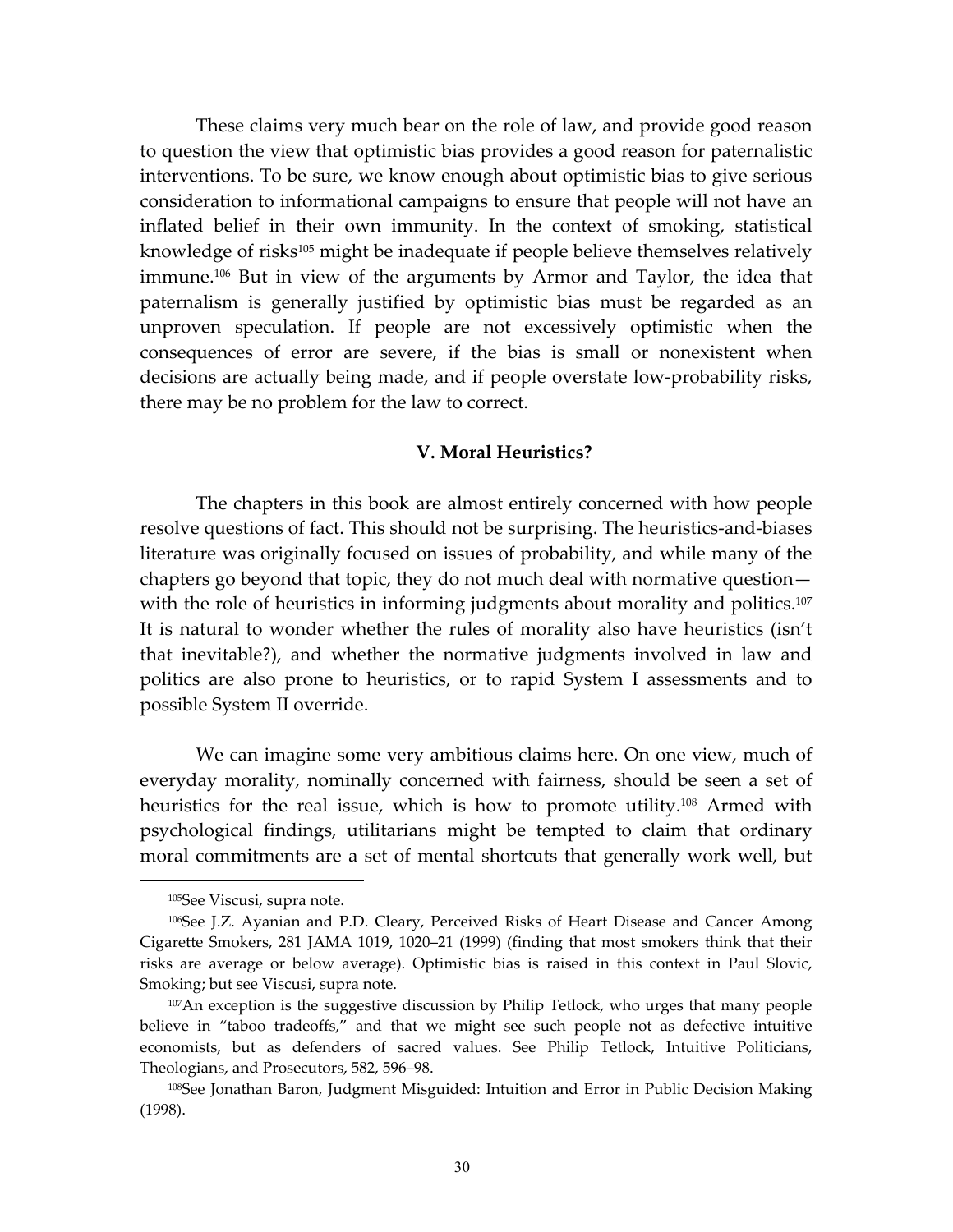These claims very much bear on the role of law, and provide good reason to question the view that optimistic bias provides a good reason for paternalistic interventions. To be sure, we know enough about optimistic bias to give serious consideration to informational campaigns to ensure that people will not have an inflated belief in their own immunity. In the context of smoking, statistical knowledge of risks[105] might be inadequate if people believe themselves relatively immune.[106] But in view of the arguments by Armor and Taylor, the idea that paternalism is generally justified by optimistic bias must be regarded as an unproven speculation. If people are not excessively optimistic when the consequences of error are severe, if the bias is small or nonexistent when decisions are actually being made, and if people overstate low-probability risks, there may be no problem for the law to correct.

## V. Moral Heuristics?

The chapters in this book are almost entirely concerned with how people resolve questions of fact. This should not be surprising. The heuristics-and-biases literature was originally focused on issues of probability, and while many of the chapters go beyond that topic, they do not much deal with normative question—with the role of heuristics in informing judgments about morality and politics.[107] It is natural to wonder whether the rules of morality also have heuristics (isn't that inevitable?), and whether the normative judgments involved in law and politics are also prone to heuristics, or to rapid System I assessments and to possible System II override.

We can imagine some very ambitious claims here. On one view, much of everyday morality, nominally concerned with fairness, should be seen a set of heuristics for the real issue, which is how to promote utility.[108] Armed with psychological findings, utilitarians might be tempted to claim that ordinary moral commitments are a set of mental shortcuts that generally work well, but

---

[105] See Viscusi, supra note.

[106] See J.Z. Ayanian and P.D. Cleary, Perceived Risks of Heart Disease and Cancer Among Cigarette Smokers, 281 JAMA 1019, 1020–21 (1999) (finding that most smokers think that their risks are average or below average). Optimistic bias is raised in this context in Paul Slovic, Smoking; but see Viscusi, supra note.

[107] An exception is the suggestive discussion by Philip Tetlock, who urges that many people believe in "taboo tradeoffs," and that we might see such people not as defective intuitive economists, but as defenders of sacred values. See Philip Tetlock, Intuitive Politicians, Theologians, and Prosecutors, 582, 596–98.

[108] See Jonathan Baron, Judgment Misguided: Intuition and Error in Public Decision Making (1998).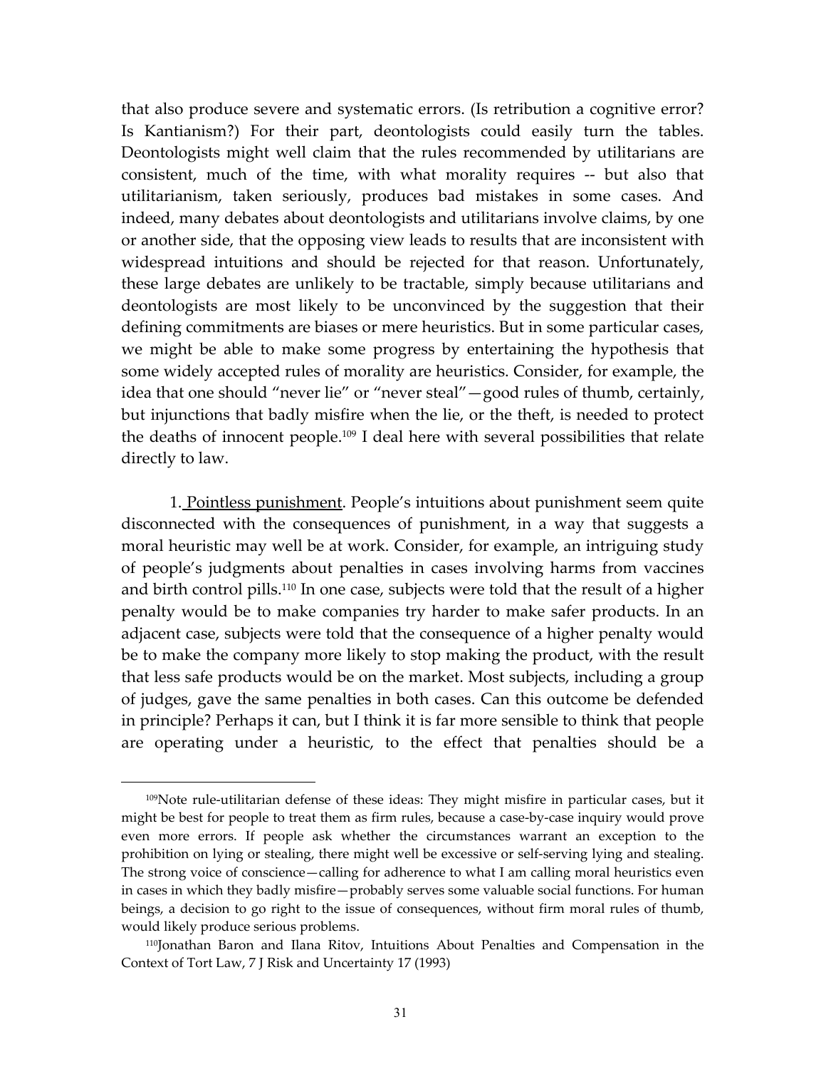that also produce severe and systematic errors. (Is retribution a cognitive error? Is Kantianism?) For their part, deontologists could easily turn the tables. Deontologists might well claim that the rules recommended by utilitarians are consistent, much of the time, with what morality requires -- but also that utilitarianism, taken seriously, produces bad mistakes in some cases. And indeed, many debates about deontologists and utilitarians involve claims, by one or another side, that the opposing view leads to results that are inconsistent with widespread intuitions and should be rejected for that reason. Unfortunately, these large debates are unlikely to be tractable, simply because utilitarians and deontologists are most likely to be unconvinced by the suggestion that their defining commitments are biases or mere heuristics. But in some particular cases, we might be able to make some progress by entertaining the hypothesis that some widely accepted rules of morality are heuristics. Consider, for example, the idea that one should "never lie" or "never steal"—good rules of thumb, certainly, but injunctions that badly misfire when the lie, or the theft, is needed to protect the deaths of innocent people.[109] I deal here with several possibilities that relate directly to law.

1. <u>Pointless punishment</u>. People's intuitions about punishment seem quite disconnected with the consequences of punishment, in a way that suggests a moral heuristic may well be at work. Consider, for example, an intriguing study of people's judgments about penalties in cases involving harms from vaccines and birth control pills.[110] In one case, subjects were told that the result of a higher penalty would be to make companies try harder to make safer products. In an adjacent case, subjects were told that the consequence of a higher penalty would be to make the company more likely to stop making the product, with the result that less safe products would be on the market. Most subjects, including a group of judges, gave the same penalties in both cases. Can this outcome be defended in principle? Perhaps it can, but I think it is far more sensible to think that people are operating under a heuristic, to the effect that penalties should be a

---

[109]Note rule-utilitarian defense of these ideas: They might misfire in particular cases, but it might be best for people to treat them as firm rules, because a case-by-case inquiry would prove even more errors. If people ask whether the circumstances warrant an exception to the prohibition on lying or stealing, there might well be excessive or self-serving lying and stealing. The strong voice of conscience—calling for adherence to what I am calling moral heuristics even in cases in which they badly misfire—probably serves some valuable social functions. For human beings, a decision to go right to the issue of consequences, without firm moral rules of thumb, would likely produce serious problems.

[110]Jonathan Baron and Ilana Ritov, Intuitions About Penalties and Compensation in the Context of Tort Law, 7 J Risk and Uncertainty 17 (1993)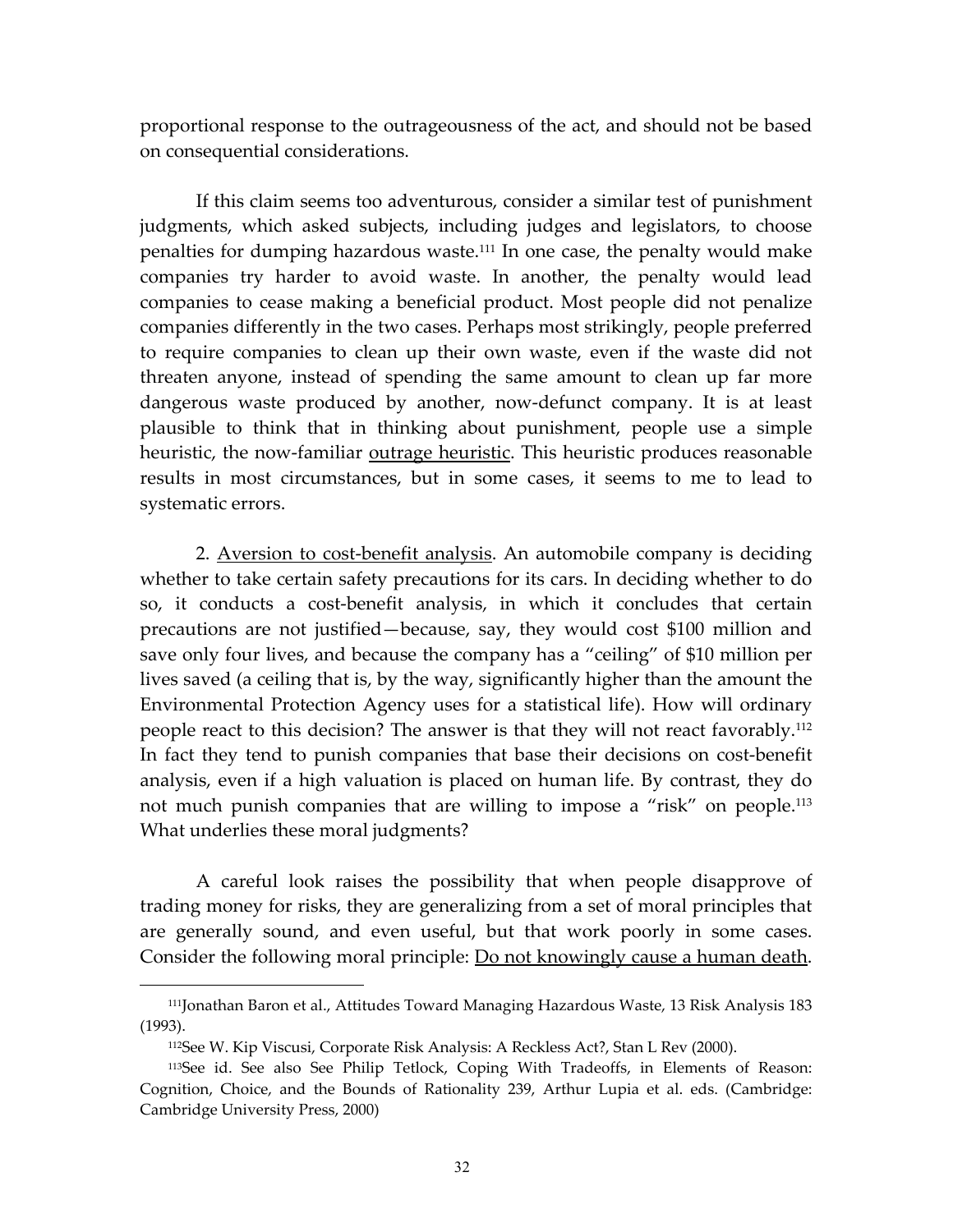proportional response to the outrageousness of the act, and should not be based on consequential considerations.

If this claim seems too adventurous, consider a similar test of punishment judgments, which asked subjects, including judges and legislators, to choose penalties for dumping hazardous waste.[111] In one case, the penalty would make companies try harder to avoid waste. In another, the penalty would lead companies to cease making a beneficial product. Most people did not penalize companies differently in the two cases. Perhaps most strikingly, people preferred to require companies to clean up their own waste, even if the waste did not threaten anyone, instead of spending the same amount to clean up far more dangerous waste produced by another, now-defunct company. It is at least plausible to think that in thinking about punishment, people use a simple heuristic, the now-familiar outrage heuristic. This heuristic produces reasonable results in most circumstances, but in some cases, it seems to me to lead to systematic errors.

2. Aversion to cost-benefit analysis. An automobile company is deciding whether to take certain safety precautions for its cars. In deciding whether to do so, it conducts a cost-benefit analysis, in which it concludes that certain precautions are not justified—because, say, they would cost $100 million and save only four lives, and because the company has a "ceiling" of $10 million per lives saved (a ceiling that is, by the way, significantly higher than the amount the Environmental Protection Agency uses for a statistical life). How will ordinary people react to this decision? The answer is that they will not react favorably.[112] In fact they tend to punish companies that base their decisions on cost-benefit analysis, even if a high valuation is placed on human life. By contrast, they do not much punish companies that are willing to impose a "risk" on people.[113] What underlies these moral judgments?

A careful look raises the possibility that when people disapprove of trading money for risks, they are generalizing from a set of moral principles that are generally sound, and even useful, but that work poorly in some cases. Consider the following moral principle: Do not knowingly cause a human death.

---

[111] Jonathan Baron et al., Attitudes Toward Managing Hazardous Waste, 13 Risk Analysis 183 (1993).

[112] See W. Kip Viscusi, Corporate Risk Analysis: A Reckless Act?, Stan L Rev (2000).

[113] See id. See also See Philip Tetlock, Coping With Tradeoffs, in Elements of Reason: Cognition, Choice, and the Bounds of Rationality 239, Arthur Lupia et al. eds. (Cambridge: Cambridge University Press, 2000)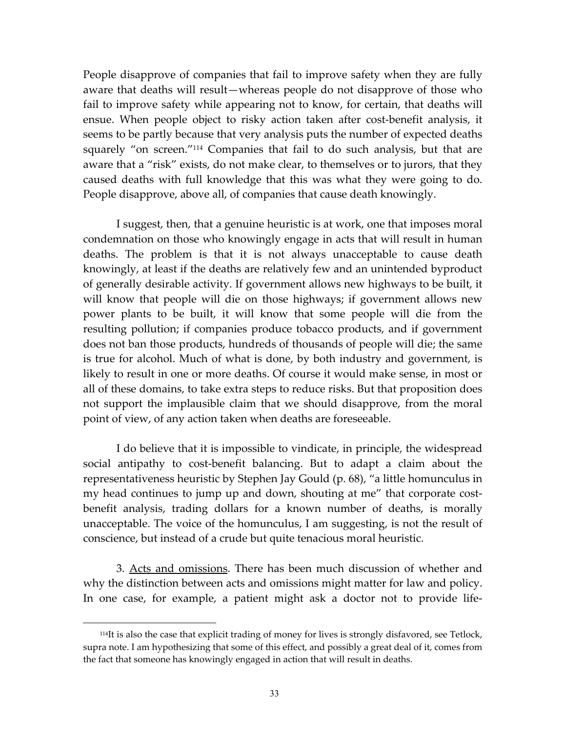People disapprove of companies that fail to improve safety when they are fully aware that deaths will result—whereas people do not disapprove of those who fail to improve safety while appearing not to know, for certain, that deaths will ensue. When people object to risky action taken after cost-benefit analysis, it seems to be partly because that very analysis puts the number of expected deaths squarely "on screen."[114] Companies that fail to do such analysis, but that are aware that a "risk" exists, do not make clear, to themselves or to jurors, that they caused deaths with full knowledge that this was what they were going to do. People disapprove, above all, of companies that cause death knowingly.

I suggest, then, that a genuine heuristic is at work, one that imposes moral condemnation on those who knowingly engage in acts that will result in human deaths. The problem is that it is not always unacceptable to cause death knowingly, at least if the deaths are relatively few and an unintended byproduct of generally desirable activity. If government allows new highways to be built, it will know that people will die on those highways; if government allows new power plants to be built, it will know that some people will die from the resulting pollution; if companies produce tobacco products, and if government does not ban those products, hundreds of thousands of people will die; the same is true for alcohol. Much of what is done, by both industry and government, is likely to result in one or more deaths. Of course it would make sense, in most or all of these domains, to take extra steps to reduce risks. But that proposition does not support the implausible claim that we should disapprove, from the moral point of view, of any action taken when deaths are foreseeable.

I do believe that it is impossible to vindicate, in principle, the widespread social antipathy to cost-benefit balancing. But to adapt a claim about the representativeness heuristic by Stephen Jay Gould (p. 68), "a little homunculus in my head continues to jump up and down, shouting at me" that corporate cost-benefit analysis, trading dollars for a known number of deaths, is morally unacceptable. The voice of the homunculus, I am suggesting, is not the result of conscience, but instead of a crude but quite tenacious moral heuristic.

3. Acts and omissions. There has been much discussion of whether and why the distinction between acts and omissions might matter for law and policy. In one case, for example, a patient might ask a doctor not to provide life-

[114] It is also the case that explicit trading of money for lives is strongly disfavored, see Tetlock, supra note. I am hypothesizing that some of this effect, and possibly a great deal of it, comes from the fact that someone has knowingly engaged in action that will result in deaths.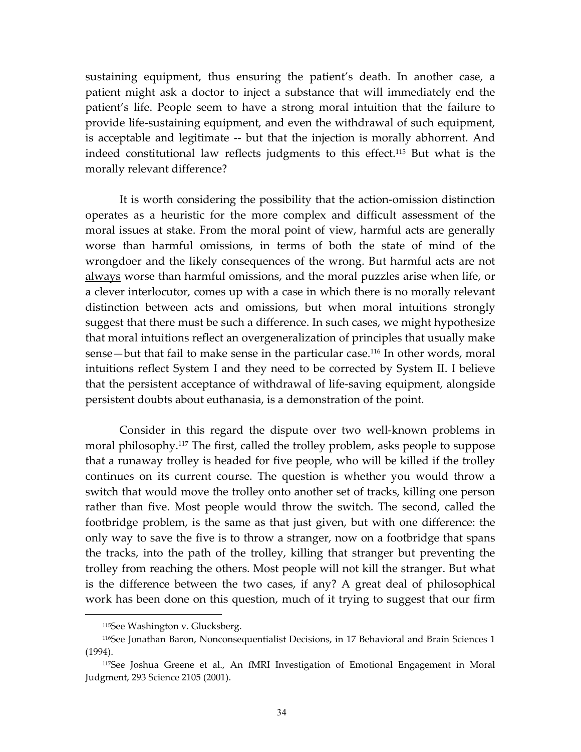sustaining equipment, thus ensuring the patient's death. In another case, a patient might ask a doctor to inject a substance that will immediately end the patient's life. People seem to have a strong moral intuition that the failure to provide life-sustaining equipment, and even the withdrawal of such equipment, is acceptable and legitimate -- but that the injection is morally abhorrent. And indeed constitutional law reflects judgments to this effect.[115] But what is the morally relevant difference?

It is worth considering the possibility that the action-omission distinction operates as a heuristic for the more complex and difficult assessment of the moral issues at stake. From the moral point of view, harmful acts are generally worse than harmful omissions, in terms of both the state of mind of the wrongdoer and the likely consequences of the wrong. But harmful acts are not <u>always</u> worse than harmful omissions, and the moral puzzles arise when life, or a clever interlocutor, comes up with a case in which there is no morally relevant distinction between acts and omissions, but when moral intuitions strongly suggest that there must be such a difference. In such cases, we might hypothesize that moral intuitions reflect an overgeneralization of principles that usually make sense—but that fail to make sense in the particular case.[116] In other words, moral intuitions reflect System I and they need to be corrected by System II. I believe that the persistent acceptance of withdrawal of life-saving equipment, alongside persistent doubts about euthanasia, is a demonstration of the point.

Consider in this regard the dispute over two well-known problems in moral philosophy.[117] The first, called the trolley problem, asks people to suppose that a runaway trolley is headed for five people, who will be killed if the trolley continues on its current course. The question is whether you would throw a switch that would move the trolley onto another set of tracks, killing one person rather than five. Most people would throw the switch. The second, called the footbridge problem, is the same as that just given, but with one difference: the only way to save the five is to throw a stranger, now on a footbridge that spans the tracks, into the path of the trolley, killing that stranger but preventing the trolley from reaching the others. Most people will not kill the stranger. But what is the difference between the two cases, if any? A great deal of philosophical work has been done on this question, much of it trying to suggest that our firm

---

[115] See Washington v. Glucksberg.

[116] See Jonathan Baron, Nonconsequentialist Decisions, in 17 Behavioral and Brain Sciences 1 (1994).

[117] See Joshua Greene et al., An fMRI Investigation of Emotional Engagement in Moral Judgment, 293 Science 2105 (2001).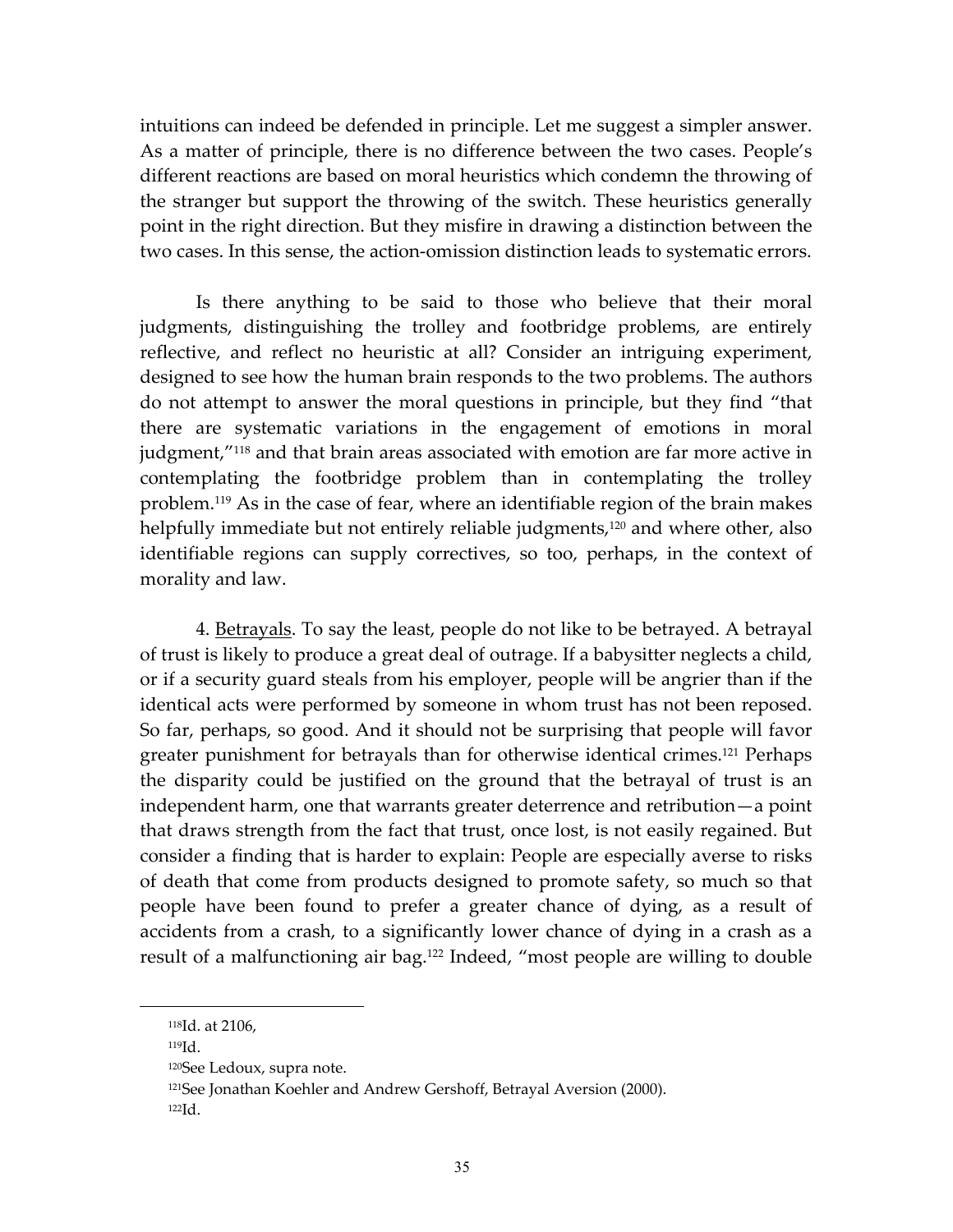intuitions can indeed be defended in principle. Let me suggest a simpler answer. As a matter of principle, there is no difference between the two cases. People's different reactions are based on moral heuristics which condemn the throwing of the stranger but support the throwing of the switch. These heuristics generally point in the right direction. But they misfire in drawing a distinction between the two cases. In this sense, the action-omission distinction leads to systematic errors.

Is there anything to be said to those who believe that their moral judgments, distinguishing the trolley and footbridge problems, are entirely reflective, and reflect no heuristic at all? Consider an intriguing experiment, designed to see how the human brain responds to the two problems. The authors do not attempt to answer the moral questions in principle, but they find "that there are systematic variations in the engagement of emotions in moral judgment,"[118] and that brain areas associated with emotion are far more active in contemplating the footbridge problem than in contemplating the trolley problem.[119] As in the case of fear, where an identifiable region of the brain makes helpfully immediate but not entirely reliable judgments,[120] and where other, also identifiable regions can supply correctives, so too, perhaps, in the context of morality and law.

4. <u>Betrayals</u>. To say the least, people do not like to be betrayed. A betrayal of trust is likely to produce a great deal of outrage. If a babysitter neglects a child, or if a security guard steals from his employer, people will be angrier than if the identical acts were performed by someone in whom trust has not been reposed. So far, perhaps, so good. And it should not be surprising that people will favor greater punishment for betrayals than for otherwise identical crimes.[121] Perhaps the disparity could be justified on the ground that the betrayal of trust is an independent harm, one that warrants greater deterrence and retribution—a point that draws strength from the fact that trust, once lost, is not easily regained. But consider a finding that is harder to explain: People are especially averse to risks of death that come from products designed to promote safety, so much so that people have been found to prefer a greater chance of dying, as a result of accidents from a crash, to a significantly lower chance of dying in a crash as a result of a malfunctioning air bag.[122] Indeed, "most people are willing to double

---

[118]Id. at 2106,

[119]Id.

[120]See Ledoux, supra note.

[121]See Jonathan Koehler and Andrew Gershoff, Betrayal Aversion (2000).

[122]Id.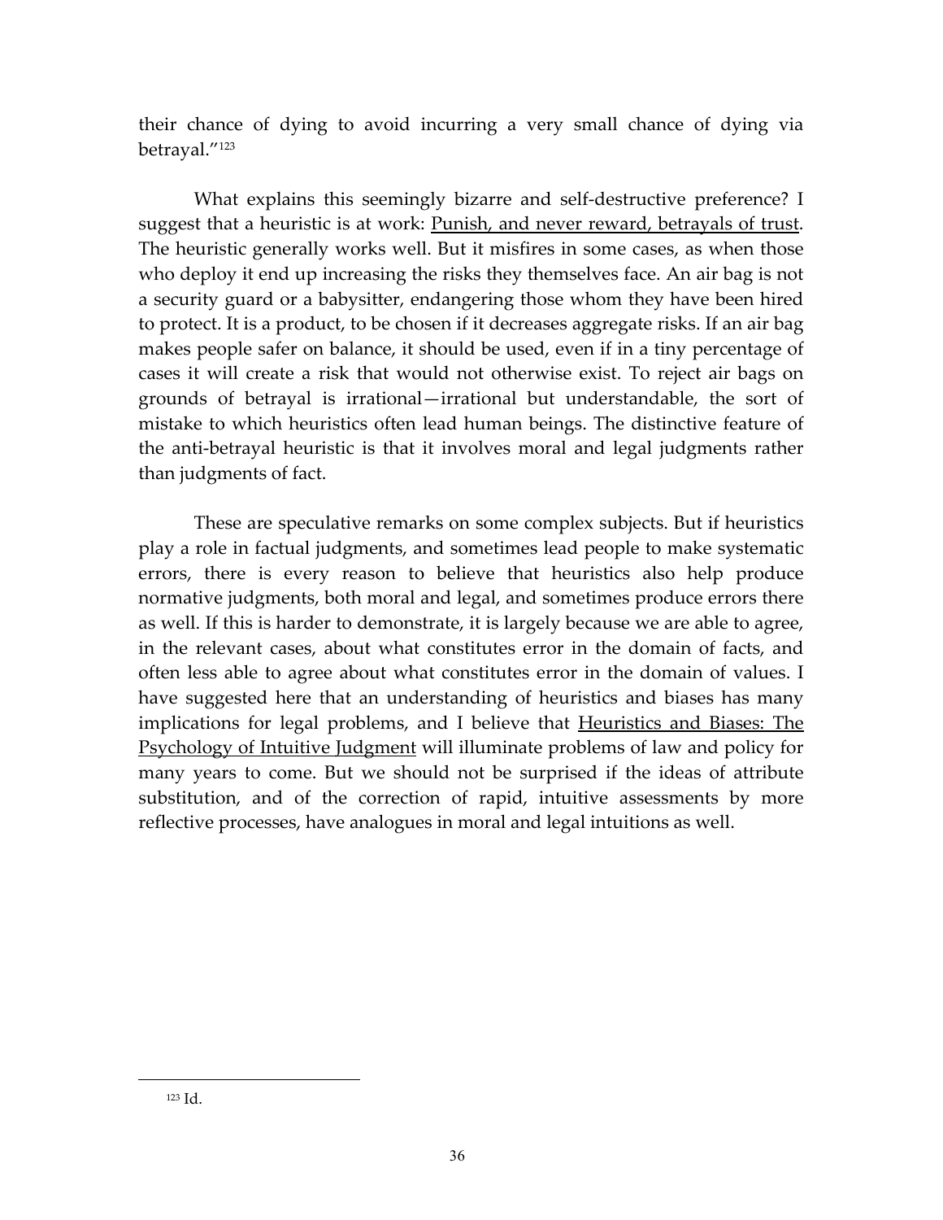their chance of dying to avoid incurring a very small chance of dying via betrayal."[123]

What explains this seemingly bizarre and self-destructive preference? I suggest that a heuristic is at work: Punish, and never reward, betrayals of trust. The heuristic generally works well. But it misfires in some cases, as when those who deploy it end up increasing the risks they themselves face. An air bag is not a security guard or a babysitter, endangering those whom they have been hired to protect. It is a product, to be chosen if it decreases aggregate risks. If an air bag makes people safer on balance, it should be used, even if in a tiny percentage of cases it will create a risk that would not otherwise exist. To reject air bags on grounds of betrayal is irrational—irrational but understandable, the sort of mistake to which heuristics often lead human beings. The distinctive feature of the anti-betrayal heuristic is that it involves moral and legal judgments rather than judgments of fact.

These are speculative remarks on some complex subjects. But if heuristics play a role in factual judgments, and sometimes lead people to make systematic errors, there is every reason to believe that heuristics also help produce normative judgments, both moral and legal, and sometimes produce errors there as well. If this is harder to demonstrate, it is largely because we are able to agree, in the relevant cases, about what constitutes error in the domain of facts, and often less able to agree about what constitutes error in the domain of values. I have suggested here that an understanding of heuristics and biases has many implications for legal problems, and I believe that Heuristics and Biases: The Psychology of Intuitive Judgment will illuminate problems of law and policy for many years to come. But we should not be surprised if the ideas of attribute substitution, and of the correction of rapid, intuitive assessments by more reflective processes, have analogues in moral and legal intuitions as well.

---

[123] Id.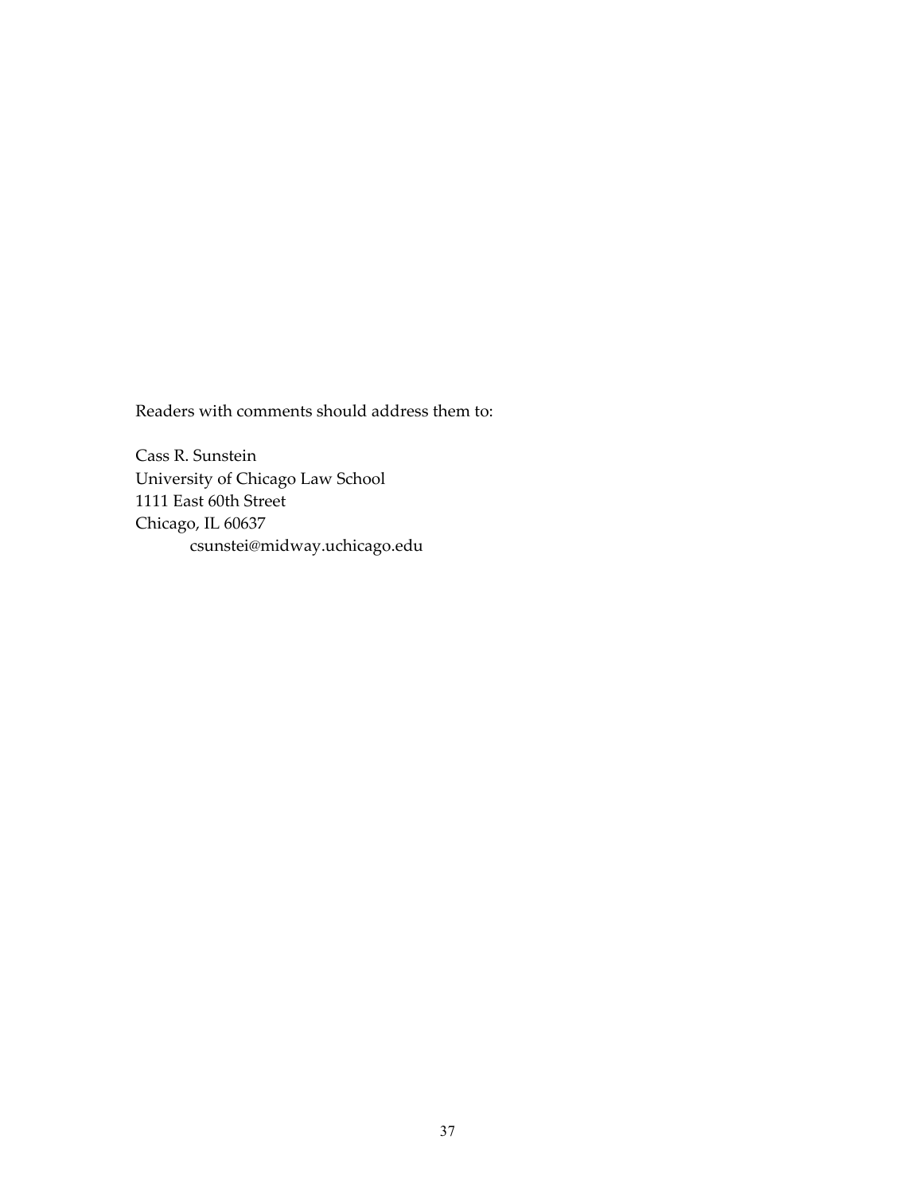Readers with comments should address them to:

Cass R. Sunstein
University of Chicago Law School
1111 East 60th Street
Chicago, IL 60637
csunstei@midway.uchicago.edu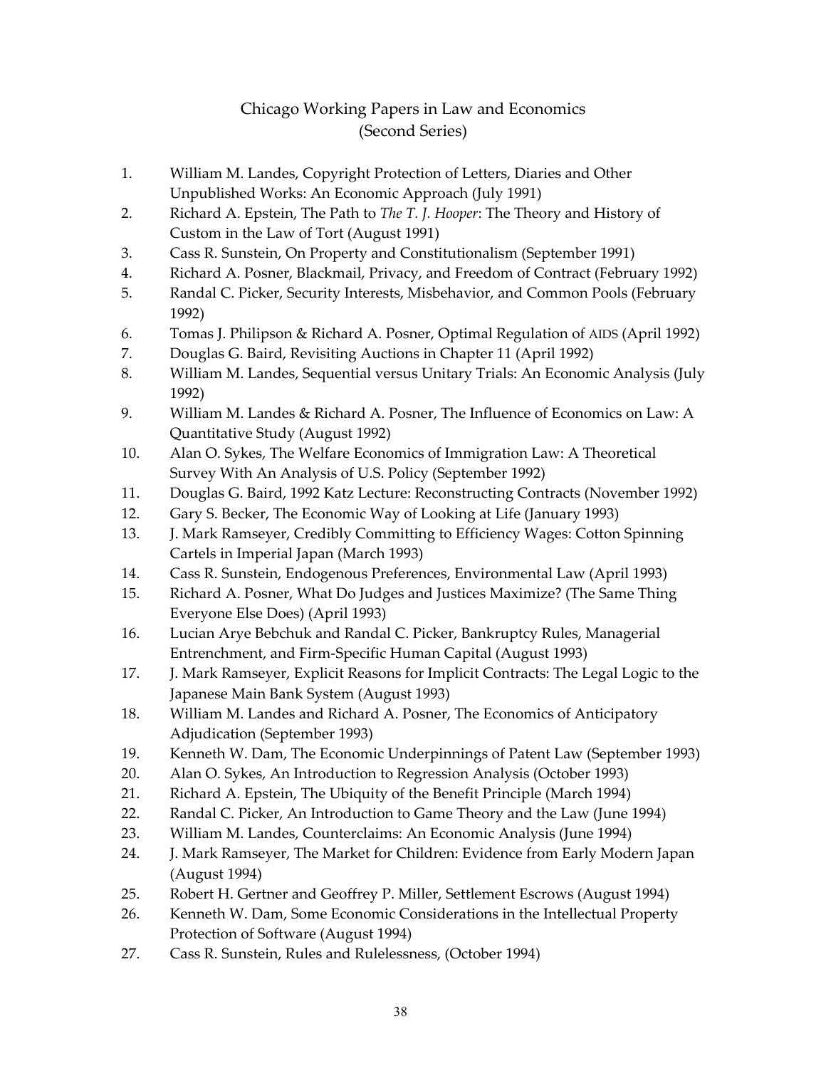# Chicago Working Papers in Law and Economics
## (Second Series)

1. William M. Landes, Copyright Protection of Letters, Diaries and Other Unpublished Works: An Economic Approach (July 1991)
2. Richard A. Epstein, The Path to *The T. J. Hooper*: The Theory and History of Custom in the Law of Tort (August 1991)
3. Cass R. Sunstein, On Property and Constitutionalism (September 1991)
4. Richard A. Posner, Blackmail, Privacy, and Freedom of Contract (February 1992)
5. Randal C. Picker, Security Interests, Misbehavior, and Common Pools (February 1992)
6. Tomas J. Philipson & Richard A. Posner, Optimal Regulation of AIDS (April 1992)
7. Douglas G. Baird, Revisiting Auctions in Chapter 11 (April 1992)
8. William M. Landes, Sequential versus Unitary Trials: An Economic Analysis (July 1992)
9. William M. Landes & Richard A. Posner, The Influence of Economics on Law: A Quantitative Study (August 1992)
10. Alan O. Sykes, The Welfare Economics of Immigration Law: A Theoretical Survey With An Analysis of U.S. Policy (September 1992)
11. Douglas G. Baird, 1992 Katz Lecture: Reconstructing Contracts (November 1992)
12. Gary S. Becker, The Economic Way of Looking at Life (January 1993)
13. J. Mark Ramseyer, Credibly Committing to Efficiency Wages: Cotton Spinning Cartels in Imperial Japan (March 1993)
14. Cass R. Sunstein, Endogenous Preferences, Environmental Law (April 1993)
15. Richard A. Posner, What Do Judges and Justices Maximize? (The Same Thing Everyone Else Does) (April 1993)
16. Lucian Arye Bebchuk and Randal C. Picker, Bankruptcy Rules, Managerial Entrenchment, and Firm-Specific Human Capital (August 1993)
17. J. Mark Ramseyer, Explicit Reasons for Implicit Contracts: The Legal Logic to the Japanese Main Bank System (August 1993)
18. William M. Landes and Richard A. Posner, The Economics of Anticipatory Adjudication (September 1993)
19. Kenneth W. Dam, The Economic Underpinnings of Patent Law (September 1993)
20. Alan O. Sykes, An Introduction to Regression Analysis (October 1993)
21. Richard A. Epstein, The Ubiquity of the Benefit Principle (March 1994)
22. Randal C. Picker, An Introduction to Game Theory and the Law (June 1994)
23. William M. Landes, Counterclaims: An Economic Analysis (June 1994)
24. J. Mark Ramseyer, The Market for Children: Evidence from Early Modern Japan (August 1994)
25. Robert H. Gertner and Geoffrey P. Miller, Settlement Escrows (August 1994)
26. Kenneth W. Dam, Some Economic Considerations in the Intellectual Property Protection of Software (August 1994)
27. Cass R. Sunstein, Rules and Rulelessness, (October 1994)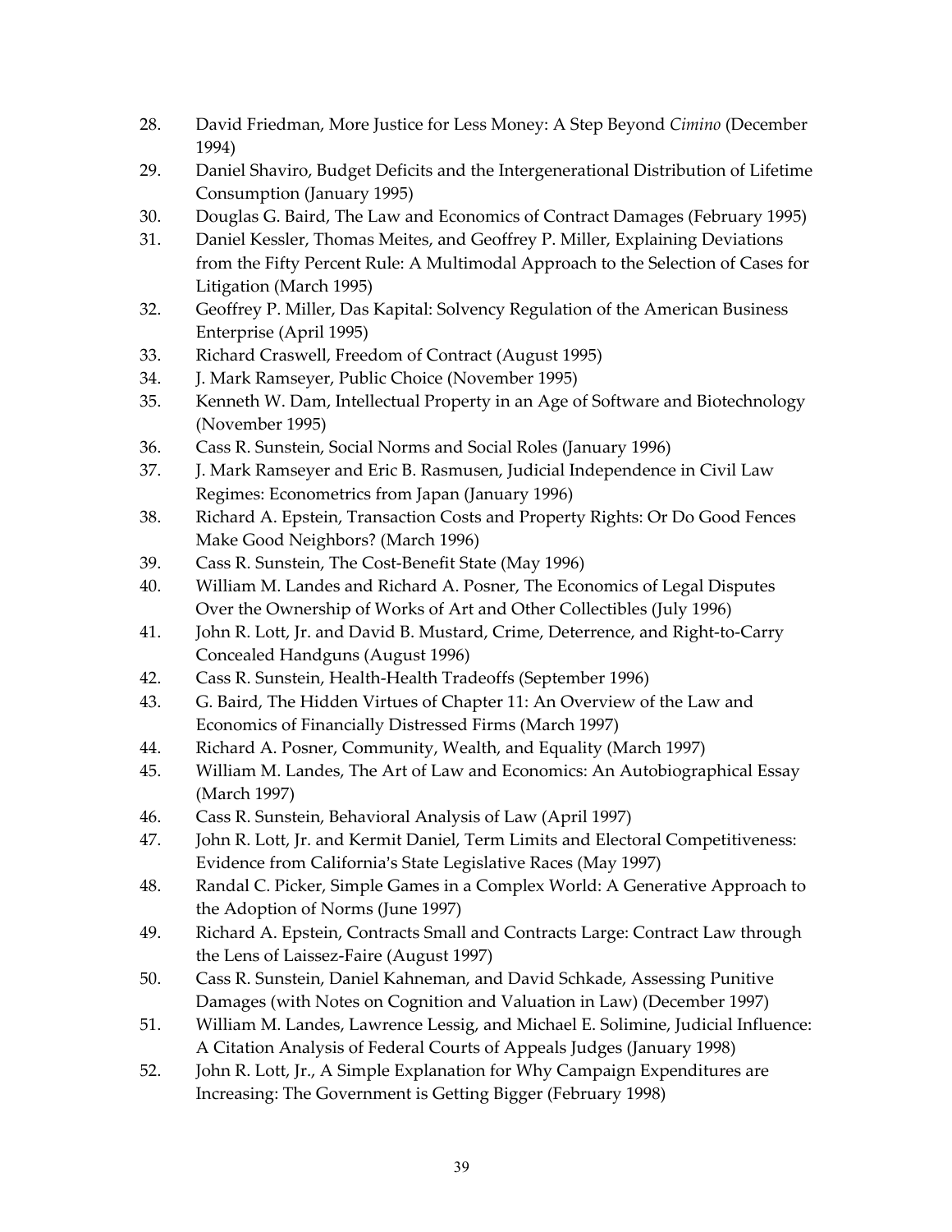28. David Friedman, More Justice for Less Money: A Step Beyond *Cimino* (December 1994)
29. Daniel Shaviro, Budget Deficits and the Intergenerational Distribution of Lifetime Consumption (January 1995)
30. Douglas G. Baird, The Law and Economics of Contract Damages (February 1995)
31. Daniel Kessler, Thomas Meites, and Geoffrey P. Miller, Explaining Deviations from the Fifty Percent Rule: A Multimodal Approach to the Selection of Cases for Litigation (March 1995)
32. Geoffrey P. Miller, Das Kapital: Solvency Regulation of the American Business Enterprise (April 1995)
33. Richard Craswell, Freedom of Contract (August 1995)
34. J. Mark Ramseyer, Public Choice (November 1995)
35. Kenneth W. Dam, Intellectual Property in an Age of Software and Biotechnology (November 1995)
36. Cass R. Sunstein, Social Norms and Social Roles (January 1996)
37. J. Mark Ramseyer and Eric B. Rasmusen, Judicial Independence in Civil Law Regimes: Econometrics from Japan (January 1996)
38. Richard A. Epstein, Transaction Costs and Property Rights: Or Do Good Fences Make Good Neighbors? (March 1996)
39. Cass R. Sunstein, The Cost-Benefit State (May 1996)
40. William M. Landes and Richard A. Posner, The Economics of Legal Disputes Over the Ownership of Works of Art and Other Collectibles (July 1996)
41. John R. Lott, Jr. and David B. Mustard, Crime, Deterrence, and Right-to-Carry Concealed Handguns (August 1996)
42. Cass R. Sunstein, Health-Health Tradeoffs (September 1996)
43. G. Baird, The Hidden Virtues of Chapter 11: An Overview of the Law and Economics of Financially Distressed Firms (March 1997)
44. Richard A. Posner, Community, Wealth, and Equality (March 1997)
45. William M. Landes, The Art of Law and Economics: An Autobiographical Essay (March 1997)
46. Cass R. Sunstein, Behavioral Analysis of Law (April 1997)
47. John R. Lott, Jr. and Kermit Daniel, Term Limits and Electoral Competitiveness: Evidence from California's State Legislative Races (May 1997)
48. Randal C. Picker, Simple Games in a Complex World: A Generative Approach to the Adoption of Norms (June 1997)
49. Richard A. Epstein, Contracts Small and Contracts Large: Contract Law through the Lens of Laissez-Faire (August 1997)
50. Cass R. Sunstein, Daniel Kahneman, and David Schkade, Assessing Punitive Damages (with Notes on Cognition and Valuation in Law) (December 1997)
51. William M. Landes, Lawrence Lessig, and Michael E. Solimine, Judicial Influence: A Citation Analysis of Federal Courts of Appeals Judges (January 1998)
52. John R. Lott, Jr., A Simple Explanation for Why Campaign Expenditures are Increasing: The Government is Getting Bigger (February 1998)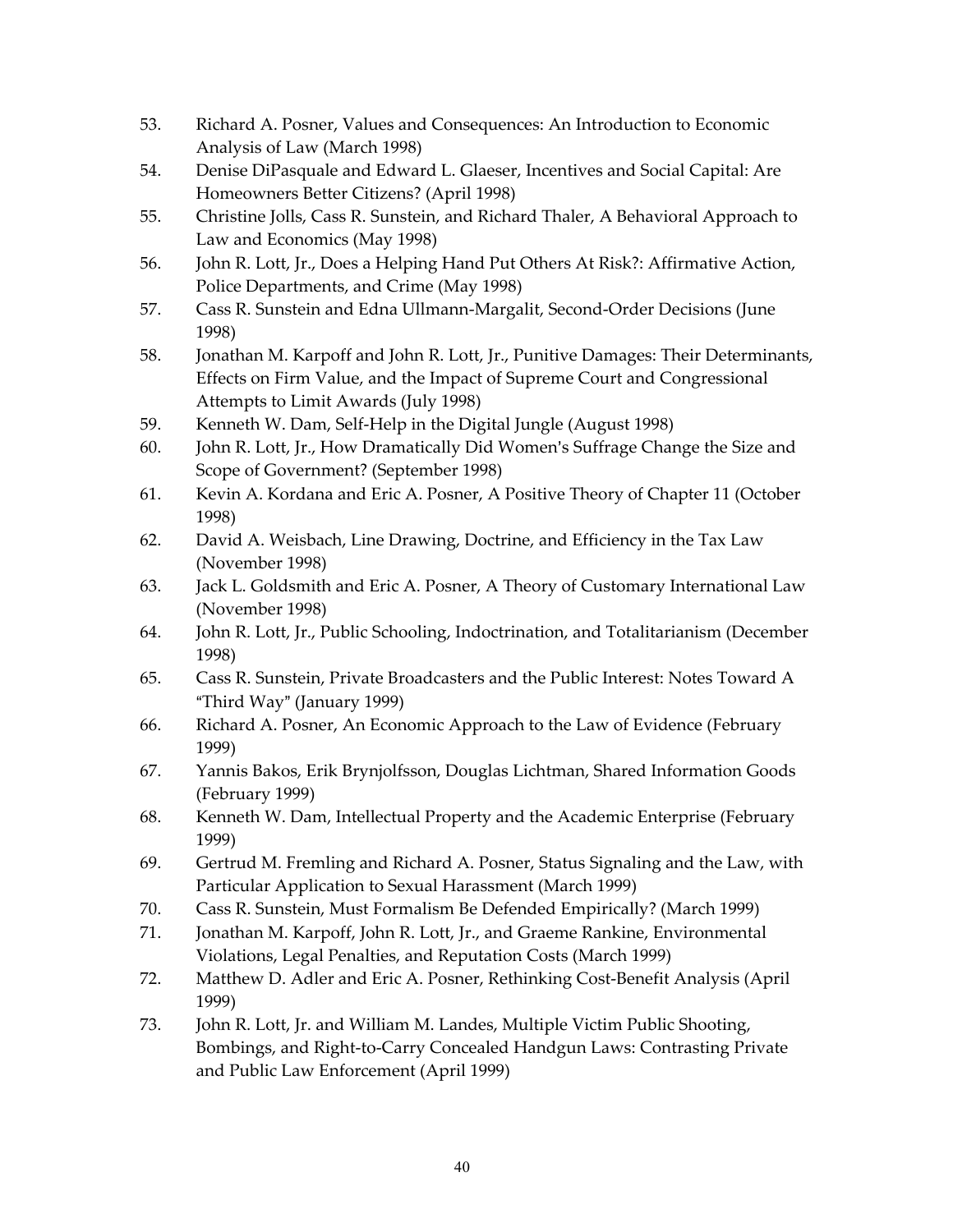53. Richard A. Posner, Values and Consequences: An Introduction to Economic Analysis of Law (March 1998)
54. Denise DiPasquale and Edward L. Glaeser, Incentives and Social Capital: Are Homeowners Better Citizens? (April 1998)
55. Christine Jolls, Cass R. Sunstein, and Richard Thaler, A Behavioral Approach to Law and Economics (May 1998)
56. John R. Lott, Jr., Does a Helping Hand Put Others At Risk?: Affirmative Action, Police Departments, and Crime (May 1998)
57. Cass R. Sunstein and Edna Ullmann-Margalit, Second-Order Decisions (June 1998)
58. Jonathan M. Karpoff and John R. Lott, Jr., Punitive Damages: Their Determinants, Effects on Firm Value, and the Impact of Supreme Court and Congressional Attempts to Limit Awards (July 1998)
59. Kenneth W. Dam, Self-Help in the Digital Jungle (August 1998)
60. John R. Lott, Jr., How Dramatically Did Women's Suffrage Change the Size and Scope of Government? (September 1998)
61. Kevin A. Kordana and Eric A. Posner, A Positive Theory of Chapter 11 (October 1998)
62. David A. Weisbach, Line Drawing, Doctrine, and Efficiency in the Tax Law (November 1998)
63. Jack L. Goldsmith and Eric A. Posner, A Theory of Customary International Law (November 1998)
64. John R. Lott, Jr., Public Schooling, Indoctrination, and Totalitarianism (December 1998)
65. Cass R. Sunstein, Private Broadcasters and the Public Interest: Notes Toward A "Third Way" (January 1999)
66. Richard A. Posner, An Economic Approach to the Law of Evidence (February 1999)
67. Yannis Bakos, Erik Brynjolfsson, Douglas Lichtman, Shared Information Goods (February 1999)
68. Kenneth W. Dam, Intellectual Property and the Academic Enterprise (February 1999)
69. Gertrud M. Fremling and Richard A. Posner, Status Signaling and the Law, with Particular Application to Sexual Harassment (March 1999)
70. Cass R. Sunstein, Must Formalism Be Defended Empirically? (March 1999)
71. Jonathan M. Karpoff, John R. Lott, Jr., and Graeme Rankine, Environmental Violations, Legal Penalties, and Reputation Costs (March 1999)
72. Matthew D. Adler and Eric A. Posner, Rethinking Cost-Benefit Analysis (April 1999)
73. John R. Lott, Jr. and William M. Landes, Multiple Victim Public Shooting, Bombings, and Right-to-Carry Concealed Handgun Laws: Contrasting Private and Public Law Enforcement (April 1999)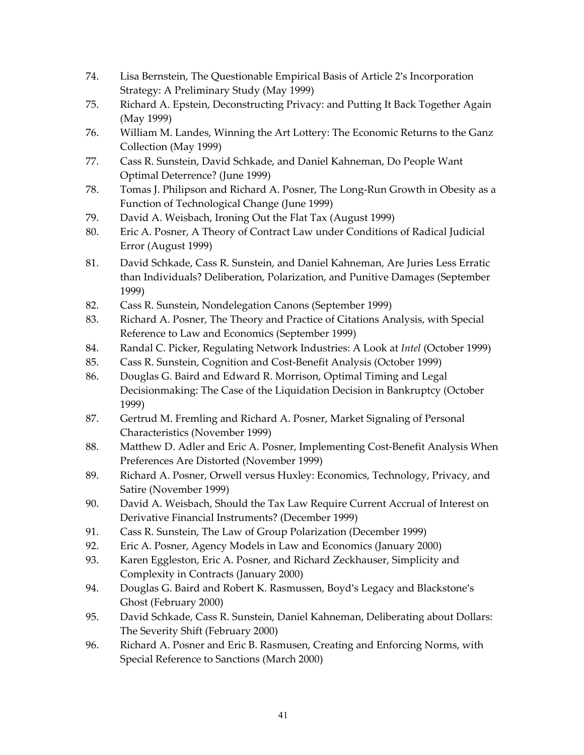74. Lisa Bernstein, The Questionable Empirical Basis of Article 2's Incorporation Strategy: A Preliminary Study (May 1999)
75. Richard A. Epstein, Deconstructing Privacy: and Putting It Back Together Again (May 1999)
76. William M. Landes, Winning the Art Lottery: The Economic Returns to the Ganz Collection (May 1999)
77. Cass R. Sunstein, David Schkade, and Daniel Kahneman, Do People Want Optimal Deterrence? (June 1999)
78. Tomas J. Philipson and Richard A. Posner, The Long-Run Growth in Obesity as a Function of Technological Change (June 1999)
79. David A. Weisbach, Ironing Out the Flat Tax (August 1999)
80. Eric A. Posner, A Theory of Contract Law under Conditions of Radical Judicial Error (August 1999)
81. David Schkade, Cass R. Sunstein, and Daniel Kahneman, Are Juries Less Erratic than Individuals? Deliberation, Polarization, and Punitive Damages (September 1999)
82. Cass R. Sunstein, Nondelegation Canons (September 1999)
83. Richard A. Posner, The Theory and Practice of Citations Analysis, with Special Reference to Law and Economics (September 1999)
84. Randal C. Picker, Regulating Network Industries: A Look at *Intel* (October 1999)
85. Cass R. Sunstein, Cognition and Cost-Benefit Analysis (October 1999)
86. Douglas G. Baird and Edward R. Morrison, Optimal Timing and Legal Decisionmaking: The Case of the Liquidation Decision in Bankruptcy (October 1999)
87. Gertrud M. Fremling and Richard A. Posner, Market Signaling of Personal Characteristics (November 1999)
88. Matthew D. Adler and Eric A. Posner, Implementing Cost-Benefit Analysis When Preferences Are Distorted (November 1999)
89. Richard A. Posner, Orwell versus Huxley: Economics, Technology, Privacy, and Satire (November 1999)
90. David A. Weisbach, Should the Tax Law Require Current Accrual of Interest on Derivative Financial Instruments? (December 1999)
91. Cass R. Sunstein, The Law of Group Polarization (December 1999)
92. Eric A. Posner, Agency Models in Law and Economics (January 2000)
93. Karen Eggleston, Eric A. Posner, and Richard Zeckhauser, Simplicity and Complexity in Contracts (January 2000)
94. Douglas G. Baird and Robert K. Rasmussen, Boyd's Legacy and Blackstone's Ghost (February 2000)
95. David Schkade, Cass R. Sunstein, Daniel Kahneman, Deliberating about Dollars: The Severity Shift (February 2000)
96. Richard A. Posner and Eric B. Rasmusen, Creating and Enforcing Norms, with Special Reference to Sanctions (March 2000)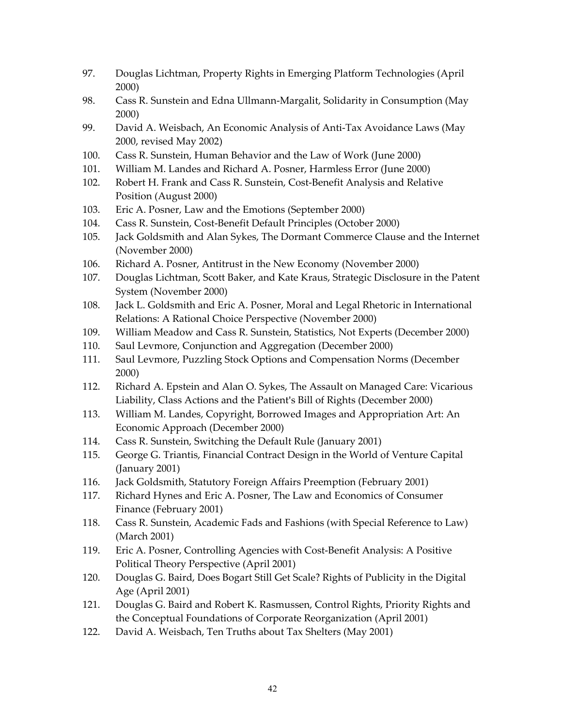97. Douglas Lichtman, Property Rights in Emerging Platform Technologies (April 2000)
98. Cass R. Sunstein and Edna Ullmann-Margalit, Solidarity in Consumption (May 2000)
99. David A. Weisbach, An Economic Analysis of Anti-Tax Avoidance Laws (May 2000, revised May 2002)
100. Cass R. Sunstein, Human Behavior and the Law of Work (June 2000)
101. William M. Landes and Richard A. Posner, Harmless Error (June 2000)
102. Robert H. Frank and Cass R. Sunstein, Cost-Benefit Analysis and Relative Position (August 2000)
103. Eric A. Posner, Law and the Emotions (September 2000)
104. Cass R. Sunstein, Cost-Benefit Default Principles (October 2000)
105. Jack Goldsmith and Alan Sykes, The Dormant Commerce Clause and the Internet (November 2000)
106. Richard A. Posner, Antitrust in the New Economy (November 2000)
107. Douglas Lichtman, Scott Baker, and Kate Kraus, Strategic Disclosure in the Patent System (November 2000)
108. Jack L. Goldsmith and Eric A. Posner, Moral and Legal Rhetoric in International Relations: A Rational Choice Perspective (November 2000)
109. William Meadow and Cass R. Sunstein, Statistics, Not Experts (December 2000)
110. Saul Levmore, Conjunction and Aggregation (December 2000)
111. Saul Levmore, Puzzling Stock Options and Compensation Norms (December 2000)
112. Richard A. Epstein and Alan O. Sykes, The Assault on Managed Care: Vicarious Liability, Class Actions and the Patient's Bill of Rights (December 2000)
113. William M. Landes, Copyright, Borrowed Images and Appropriation Art: An Economic Approach (December 2000)
114. Cass R. Sunstein, Switching the Default Rule (January 2001)
115. George G. Triantis, Financial Contract Design in the World of Venture Capital (January 2001)
116. Jack Goldsmith, Statutory Foreign Affairs Preemption (February 2001)
117. Richard Hynes and Eric A. Posner, The Law and Economics of Consumer Finance (February 2001)
118. Cass R. Sunstein, Academic Fads and Fashions (with Special Reference to Law) (March 2001)
119. Eric A. Posner, Controlling Agencies with Cost-Benefit Analysis: A Positive Political Theory Perspective (April 2001)
120. Douglas G. Baird, Does Bogart Still Get Scale? Rights of Publicity in the Digital Age (April 2001)
121. Douglas G. Baird and Robert K. Rasmussen, Control Rights, Priority Rights and the Conceptual Foundations of Corporate Reorganization (April 2001)
122. David A. Weisbach, Ten Truths about Tax Shelters (May 2001)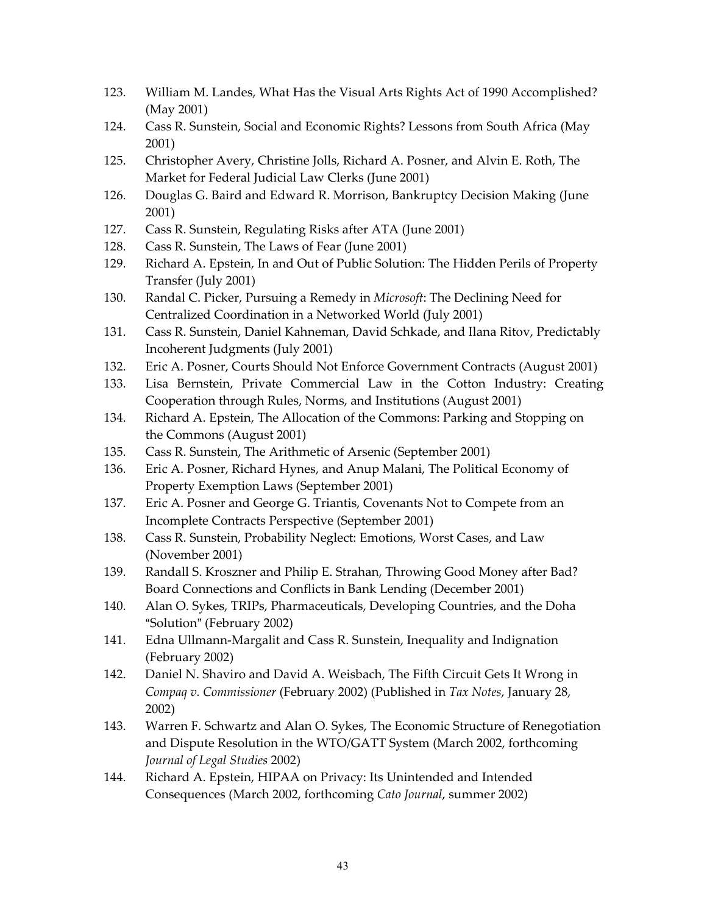123. William M. Landes, What Has the Visual Arts Rights Act of 1990 Accomplished? (May 2001)
124. Cass R. Sunstein, Social and Economic Rights? Lessons from South Africa (May 2001)
125. Christopher Avery, Christine Jolls, Richard A. Posner, and Alvin E. Roth, The Market for Federal Judicial Law Clerks (June 2001)
126. Douglas G. Baird and Edward R. Morrison, Bankruptcy Decision Making (June 2001)
127. Cass R. Sunstein, Regulating Risks after ATA (June 2001)
128. Cass R. Sunstein, The Laws of Fear (June 2001)
129. Richard A. Epstein, In and Out of Public Solution: The Hidden Perils of Property Transfer (July 2001)
130. Randal C. Picker, Pursuing a Remedy in *Microsoft*: The Declining Need for Centralized Coordination in a Networked World (July 2001)
131. Cass R. Sunstein, Daniel Kahneman, David Schkade, and Ilana Ritov, Predictably Incoherent Judgments (July 2001)
132. Eric A. Posner, Courts Should Not Enforce Government Contracts (August 2001)
133. Lisa Bernstein, Private Commercial Law in the Cotton Industry: Creating Cooperation through Rules, Norms, and Institutions (August 2001)
134. Richard A. Epstein, The Allocation of the Commons: Parking and Stopping on the Commons (August 2001)
135. Cass R. Sunstein, The Arithmetic of Arsenic (September 2001)
136. Eric A. Posner, Richard Hynes, and Anup Malani, The Political Economy of Property Exemption Laws (September 2001)
137. Eric A. Posner and George G. Triantis, Covenants Not to Compete from an Incomplete Contracts Perspective (September 2001)
138. Cass R. Sunstein, Probability Neglect: Emotions, Worst Cases, and Law (November 2001)
139. Randall S. Kroszner and Philip E. Strahan, Throwing Good Money after Bad? Board Connections and Conflicts in Bank Lending (December 2001)
140. Alan O. Sykes, TRIPs, Pharmaceuticals, Developing Countries, and the Doha "Solution" (February 2002)
141. Edna Ullmann-Margalit and Cass R. Sunstein, Inequality and Indignation (February 2002)
142. Daniel N. Shaviro and David A. Weisbach, The Fifth Circuit Gets It Wrong in *Compaq v. Commissioner* (February 2002) (Published in *Tax Notes*, January 28, 2002)
143. Warren F. Schwartz and Alan O. Sykes, The Economic Structure of Renegotiation and Dispute Resolution in the WTO/GATT System (March 2002, forthcoming *Journal of Legal Studies* 2002)
144. Richard A. Epstein, HIPAA on Privacy: Its Unintended and Intended Consequences (March 2002, forthcoming *Cato Journal*, summer 2002)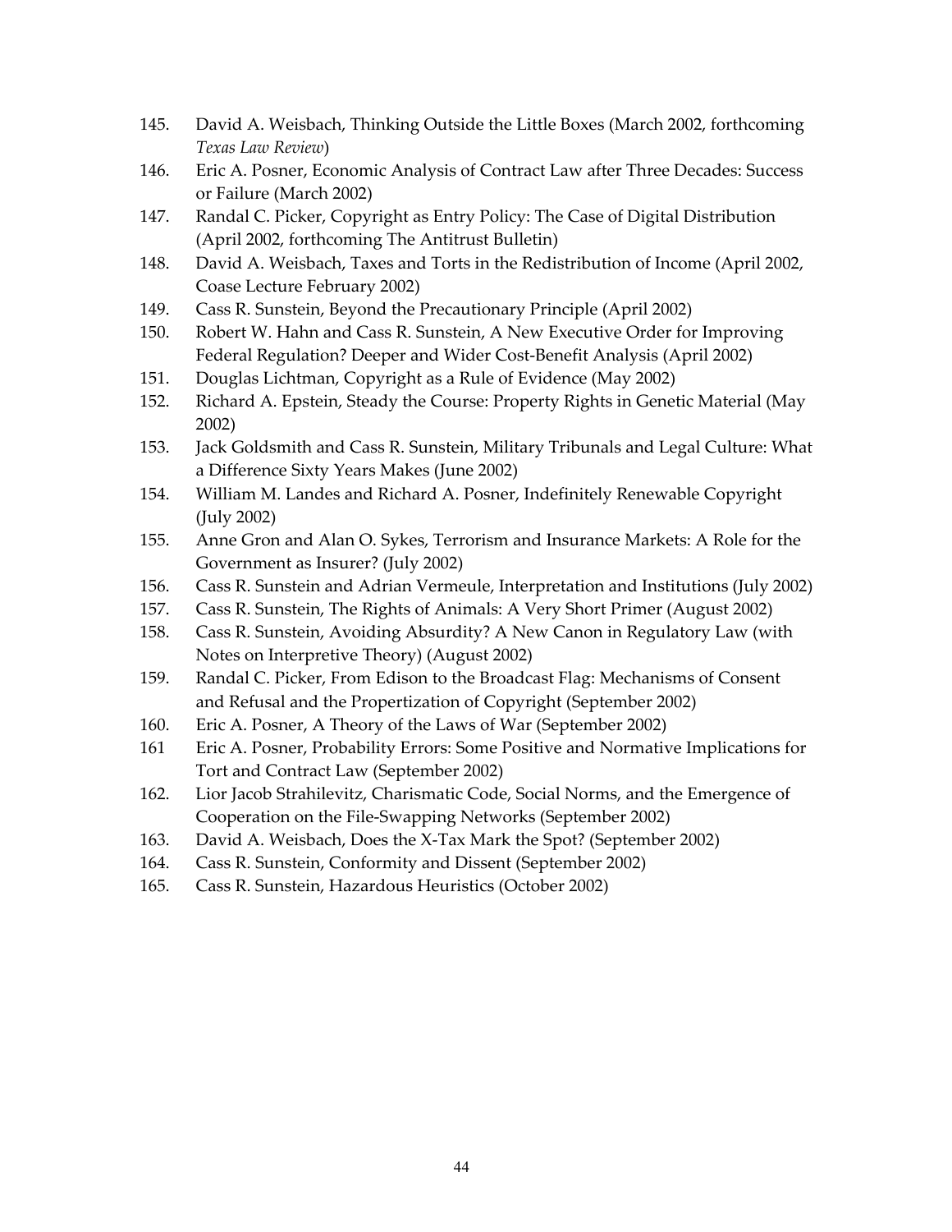145. David A. Weisbach, Thinking Outside the Little Boxes (March 2002, forthcoming *Texas Law Review*)
146. Eric A. Posner, Economic Analysis of Contract Law after Three Decades: Success or Failure (March 2002)
147. Randal C. Picker, Copyright as Entry Policy: The Case of Digital Distribution (April 2002, forthcoming The Antitrust Bulletin)
148. David A. Weisbach, Taxes and Torts in the Redistribution of Income (April 2002, Coase Lecture February 2002)
149. Cass R. Sunstein, Beyond the Precautionary Principle (April 2002)
150. Robert W. Hahn and Cass R. Sunstein, A New Executive Order for Improving Federal Regulation? Deeper and Wider Cost-Benefit Analysis (April 2002)
151. Douglas Lichtman, Copyright as a Rule of Evidence (May 2002)
152. Richard A. Epstein, Steady the Course: Property Rights in Genetic Material (May 2002)
153. Jack Goldsmith and Cass R. Sunstein, Military Tribunals and Legal Culture: What a Difference Sixty Years Makes (June 2002)
154. William M. Landes and Richard A. Posner, Indefinitely Renewable Copyright (July 2002)
155. Anne Gron and Alan O. Sykes, Terrorism and Insurance Markets: A Role for the Government as Insurer? (July 2002)
156. Cass R. Sunstein and Adrian Vermeule, Interpretation and Institutions (July 2002)
157. Cass R. Sunstein, The Rights of Animals: A Very Short Primer (August 2002)
158. Cass R. Sunstein, Avoiding Absurdity? A New Canon in Regulatory Law (with Notes on Interpretive Theory) (August 2002)
159. Randal C. Picker, From Edison to the Broadcast Flag: Mechanisms of Consent and Refusal and the Propertization of Copyright (September 2002)
160. Eric A. Posner, A Theory of the Laws of War (September 2002)
161 Eric A. Posner, Probability Errors: Some Positive and Normative Implications for Tort and Contract Law (September 2002)
162. Lior Jacob Strahilevitz, Charismatic Code, Social Norms, and the Emergence of Cooperation on the File-Swapping Networks (September 2002)
163. David A. Weisbach, Does the X-Tax Mark the Spot? (September 2002)
164. Cass R. Sunstein, Conformity and Dissent (September 2002)
165. Cass R. Sunstein, Hazardous Heuristics (October 2002)